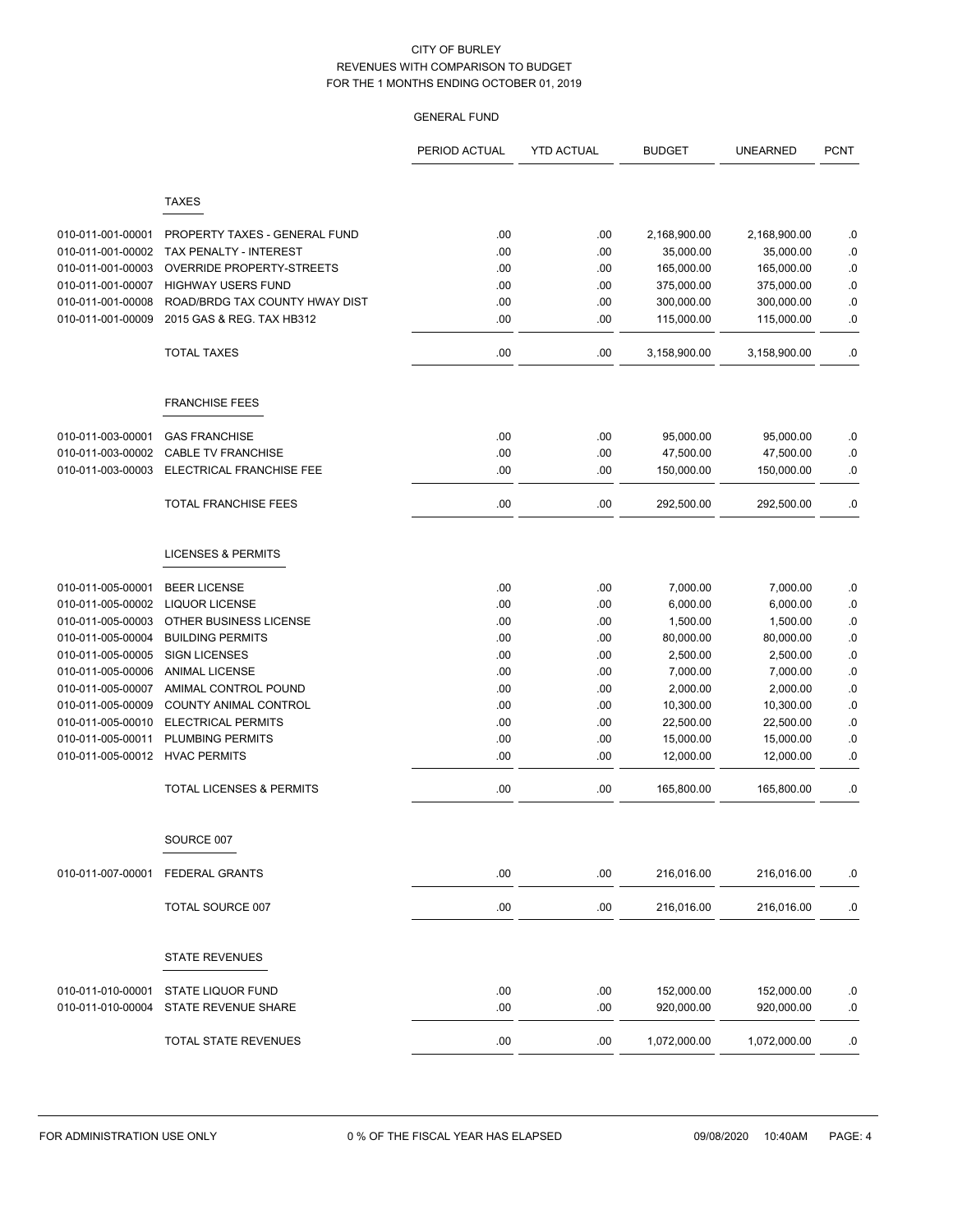# CITY OF BURLEY
## REVENUES WITH COMPARISON TO BUDGET
## FOR THE 1 MONTHS ENDING OCTOBER 01, 2019

### GENERAL FUND

| | | PERIOD ACTUAL | YTD ACTUAL | BUDGET | UNEARNED | PCNT |
|---|---|---|---|---|---|---|
| | **TAXES** | | | | | |
| 010-011-001-00001 | PROPERTY TAXES - GENERAL FUND | .00 | .00 | 2,168,900.00 | 2,168,900.00 | .0 |
| 010-011-001-00002 | TAX PENALTY - INTEREST | .00 | .00 | 35,000.00 | 35,000.00 | .0 |
| 010-011-001-00003 | OVERRIDE PROPERTY-STREETS | .00 | .00 | 165,000.00 | 165,000.00 | .0 |
| 010-011-001-00007 | HIGHWAY USERS FUND | .00 | .00 | 375,000.00 | 375,000.00 | .0 |
| 010-011-001-00008 | ROAD/BRDG TAX COUNTY HWAY DIST | .00 | .00 | 300,000.00 | 300,000.00 | .0 |
| 010-011-001-00009 | 2015 GAS & REG. TAX HB312 | .00 | .00 | 115,000.00 | 115,000.00 | .0 |
| | TOTAL TAXES | .00 | .00 | 3,158,900.00 | 3,158,900.00 | .0 |
| | **FRANCHISE FEES** | | | | | |
| 010-011-003-00001 | GAS FRANCHISE | .00 | .00 | 95,000.00 | 95,000.00 | .0 |
| 010-011-003-00002 | CABLE TV FRANCHISE | .00 | .00 | 47,500.00 | 47,500.00 | .0 |
| 010-011-003-00003 | ELECTRICAL FRANCHISE FEE | .00 | .00 | 150,000.00 | 150,000.00 | .0 |
| | TOTAL FRANCHISE FEES | .00 | .00 | 292,500.00 | 292,500.00 | .0 |
| | **LICENSES & PERMITS** | | | | | |
| 010-011-005-00001 | BEER LICENSE | .00 | .00 | 7,000.00 | 7,000.00 | .0 |
| 010-011-005-00002 | LIQUOR LICENSE | .00 | .00 | 6,000.00 | 6,000.00 | .0 |
| 010-011-005-00003 | OTHER BUSINESS LICENSE | .00 | .00 | 1,500.00 | 1,500.00 | .0 |
| 010-011-005-00004 | BUILDING PERMITS | .00 | .00 | 80,000.00 | 80,000.00 | .0 |
| 010-011-005-00005 | SIGN LICENSES | .00 | .00 | 2,500.00 | 2,500.00 | .0 |
| 010-011-005-00006 | ANIMAL LICENSE | .00 | .00 | 7,000.00 | 7,000.00 | .0 |
| 010-011-005-00007 | AMIMAL CONTROL POUND | .00 | .00 | 2,000.00 | 2,000.00 | .0 |
| 010-011-005-00009 | COUNTY ANIMAL CONTROL | .00 | .00 | 10,300.00 | 10,300.00 | .0 |
| 010-011-005-00010 | ELECTRICAL PERMITS | .00 | .00 | 22,500.00 | 22,500.00 | .0 |
| 010-011-005-00011 | PLUMBING PERMITS | .00 | .00 | 15,000.00 | 15,000.00 | .0 |
| 010-011-005-00012 | HVAC PERMITS | .00 | .00 | 12,000.00 | 12,000.00 | .0 |
| | TOTAL LICENSES & PERMITS | .00 | .00 | 165,800.00 | 165,800.00 | .0 |
| | **SOURCE 007** | | | | | |
| 010-011-007-00001 | FEDERAL GRANTS | .00 | .00 | 216,016.00 | 216,016.00 | .0 |
| | TOTAL SOURCE 007 | .00 | .00 | 216,016.00 | 216,016.00 | .0 |
| | **STATE REVENUES** | | | | | |
| 010-011-010-00001 | STATE LIQUOR FUND | .00 | .00 | 152,000.00 | 152,000.00 | .0 |
| 010-011-010-00004 | STATE REVENUE SHARE | .00 | .00 | 920,000.00 | 920,000.00 | .0 |
| | TOTAL STATE REVENUES | .00 | .00 | 1,072,000.00 | 1,072,000.00 | .0 |

FOR ADMINISTRATION USE ONLY — 0 % OF THE FISCAL YEAR HAS ELAPSED — 09/08/2020 10:40AM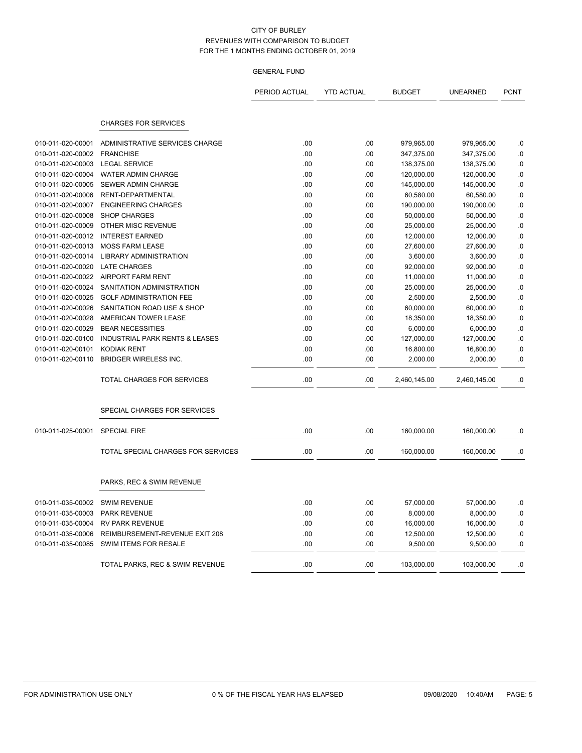CITY OF BURLEY
REVENUES WITH COMPARISON TO BUDGET
FOR THE 1 MONTHS ENDING OCTOBER 01, 2019

GENERAL FUND

| | | PERIOD ACTUAL | YTD ACTUAL | BUDGET | UNEARNED | PCNT |
|---|---|---|---|---|---|---|
| | **CHARGES FOR SERVICES** | | | | | |
| 010-011-020-00001 | ADMINISTRATIVE SERVICES CHARGE | .00 | .00 | 979,965.00 | 979,965.00 | .0 |
| 010-011-020-00002 | FRANCHISE | .00 | .00 | 347,375.00 | 347,375.00 | .0 |
| 010-011-020-00003 | LEGAL SERVICE | .00 | .00 | 138,375.00 | 138,375.00 | .0 |
| 010-011-020-00004 | WATER ADMIN CHARGE | .00 | .00 | 120,000.00 | 120,000.00 | .0 |
| 010-011-020-00005 | SEWER ADMIN CHARGE | .00 | .00 | 145,000.00 | 145,000.00 | .0 |
| 010-011-020-00006 | RENT-DEPARTMENTAL | .00 | .00 | 60,580.00 | 60,580.00 | .0 |
| 010-011-020-00007 | ENGINEERING CHARGES | .00 | .00 | 190,000.00 | 190,000.00 | .0 |
| 010-011-020-00008 | SHOP CHARGES | .00 | .00 | 50,000.00 | 50,000.00 | .0 |
| 010-011-020-00009 | OTHER MISC REVENUE | .00 | .00 | 25,000.00 | 25,000.00 | .0 |
| 010-011-020-00012 | INTEREST EARNED | .00 | .00 | 12,000.00 | 12,000.00 | .0 |
| 010-011-020-00013 | MOSS FARM LEASE | .00 | .00 | 27,600.00 | 27,600.00 | .0 |
| 010-011-020-00014 | LIBRARY ADMINISTRATION | .00 | .00 | 3,600.00 | 3,600.00 | .0 |
| 010-011-020-00020 | LATE CHARGES | .00 | .00 | 92,000.00 | 92,000.00 | .0 |
| 010-011-020-00022 | AIRPORT FARM RENT | .00 | .00 | 11,000.00 | 11,000.00 | .0 |
| 010-011-020-00024 | SANITATION ADMINISTRATION | .00 | .00 | 25,000.00 | 25,000.00 | .0 |
| 010-011-020-00025 | GOLF ADMINISTRATION FEE | .00 | .00 | 2,500.00 | 2,500.00 | .0 |
| 010-011-020-00026 | SANITATION ROAD USE & SHOP | .00 | .00 | 60,000.00 | 60,000.00 | .0 |
| 010-011-020-00028 | AMERICAN TOWER LEASE | .00 | .00 | 18,350.00 | 18,350.00 | .0 |
| 010-011-020-00029 | BEAR NECESSITIES | .00 | .00 | 6,000.00 | 6,000.00 | .0 |
| 010-011-020-00100 | INDUSTRIAL PARK RENTS & LEASES | .00 | .00 | 127,000.00 | 127,000.00 | .0 |
| 010-011-020-00101 | KODIAK RENT | .00 | .00 | 16,800.00 | 16,800.00 | .0 |
| 010-011-020-00110 | BRIDGER WIRELESS INC. | .00 | .00 | 2,000.00 | 2,000.00 | .0 |
| | TOTAL CHARGES FOR SERVICES | .00 | .00 | 2,460,145.00 | 2,460,145.00 | .0 |
| | **SPECIAL CHARGES FOR SERVICES** | | | | | |
| 010-011-025-00001 | SPECIAL FIRE | .00 | .00 | 160,000.00 | 160,000.00 | .0 |
| | TOTAL SPECIAL CHARGES FOR SERVICES | .00 | .00 | 160,000.00 | 160,000.00 | .0 |
| | **PARKS, REC & SWIM REVENUE** | | | | | |
| 010-011-035-00002 | SWIM REVENUE | .00 | .00 | 57,000.00 | 57,000.00 | .0 |
| 010-011-035-00003 | PARK REVENUE | .00 | .00 | 8,000.00 | 8,000.00 | .0 |
| 010-011-035-00004 | RV PARK REVENUE | .00 | .00 | 16,000.00 | 16,000.00 | .0 |
| 010-011-035-00006 | REIMBURSEMENT-REVENUE EXIT 208 | .00 | .00 | 12,500.00 | 12,500.00 | .0 |
| 010-011-035-00085 | SWIM ITEMS FOR RESALE | .00 | .00 | 9,500.00 | 9,500.00 | .0 |
| | TOTAL PARKS, REC & SWIM REVENUE | .00 | .00 | 103,000.00 | 103,000.00 | .0 |

FOR ADMINISTRATION USE ONLY    0 % OF THE FISCAL YEAR HAS ELAPSED    09/08/2020 10:40AM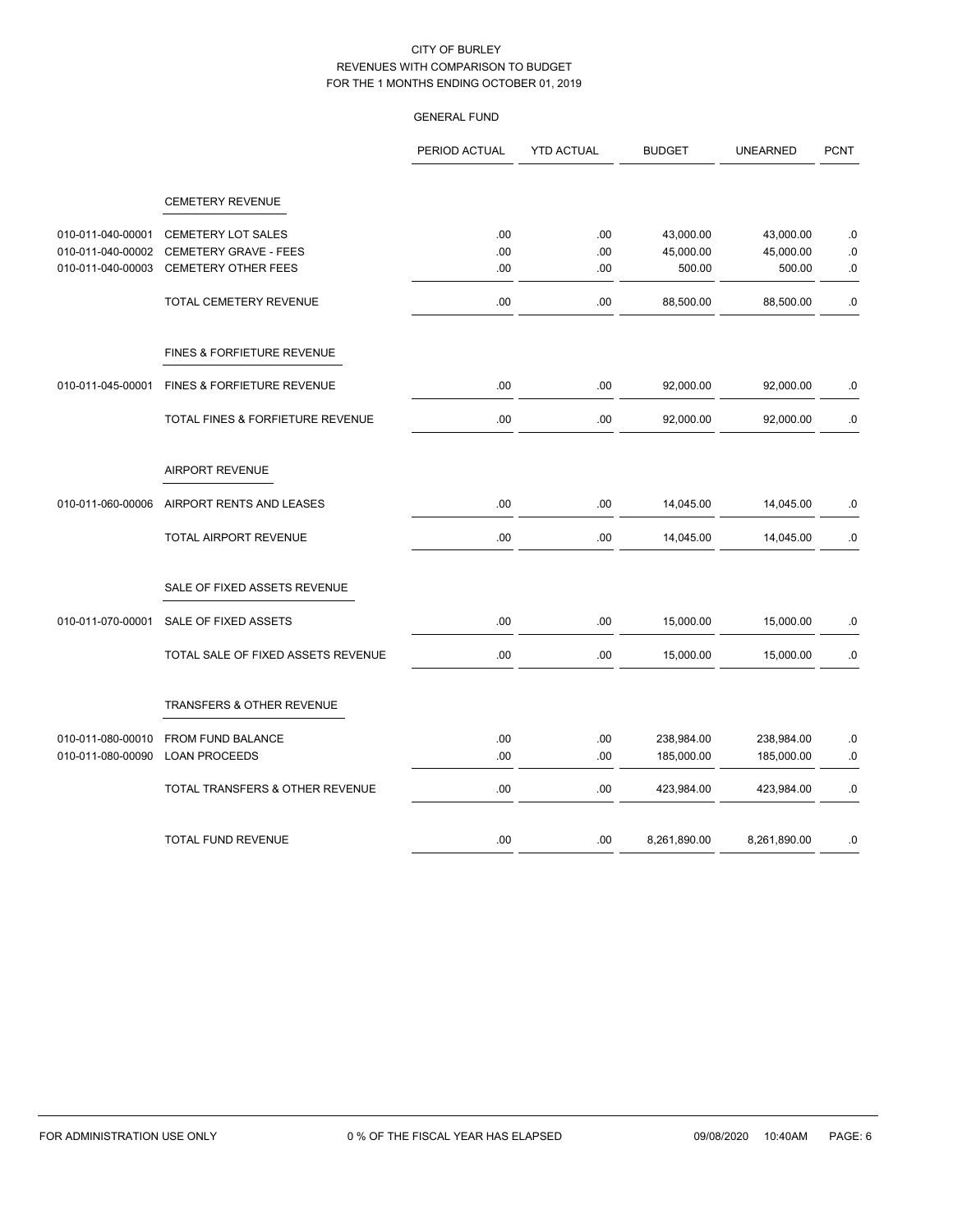CITY OF BURLEY
REVENUES WITH COMPARISON TO BUDGET
FOR THE 1 MONTHS ENDING OCTOBER 01, 2019

GENERAL FUND

| | | PERIOD ACTUAL | YTD ACTUAL | BUDGET | UNEARNED | PCNT |
|---|---|---|---|---|---|---|
| | **CEMETERY REVENUE** | | | | | |
| 010-011-040-00001 | CEMETERY LOT SALES | .00 | .00 | 43,000.00 | 43,000.00 | .0 |
| 010-011-040-00002 | CEMETERY GRAVE - FEES | .00 | .00 | 45,000.00 | 45,000.00 | .0 |
| 010-011-040-00003 | CEMETERY OTHER FEES | .00 | .00 | 500.00 | 500.00 | .0 |
| | TOTAL CEMETERY REVENUE | .00 | .00 | 88,500.00 | 88,500.00 | .0 |
| | **FINES & FORFIETURE REVENUE** | | | | | |
| 010-011-045-00001 | FINES & FORFIETURE REVENUE | .00 | .00 | 92,000.00 | 92,000.00 | .0 |
| | TOTAL FINES & FORFIETURE REVENUE | .00 | .00 | 92,000.00 | 92,000.00 | .0 |
| | **AIRPORT REVENUE** | | | | | |
| 010-011-060-00006 | AIRPORT RENTS AND LEASES | .00 | .00 | 14,045.00 | 14,045.00 | .0 |
| | TOTAL AIRPORT REVENUE | .00 | .00 | 14,045.00 | 14,045.00 | .0 |
| | **SALE OF FIXED ASSETS REVENUE** | | | | | |
| 010-011-070-00001 | SALE OF FIXED ASSETS | .00 | .00 | 15,000.00 | 15,000.00 | .0 |
| | TOTAL SALE OF FIXED ASSETS REVENUE | .00 | .00 | 15,000.00 | 15,000.00 | .0 |
| | **TRANSFERS & OTHER REVENUE** | | | | | |
| 010-011-080-00010 | FROM FUND BALANCE | .00 | .00 | 238,984.00 | 238,984.00 | .0 |
| 010-011-080-00090 | LOAN PROCEEDS | .00 | .00 | 185,000.00 | 185,000.00 | .0 |
| | TOTAL TRANSFERS & OTHER REVENUE | .00 | .00 | 423,984.00 | 423,984.00 | .0 |
| | TOTAL FUND REVENUE | .00 | .00 | 8,261,890.00 | 8,261,890.00 | .0 |

FOR ADMINISTRATION USE ONLY    0 % OF THE FISCAL YEAR HAS ELAPSED    09/08/2020 10:40AM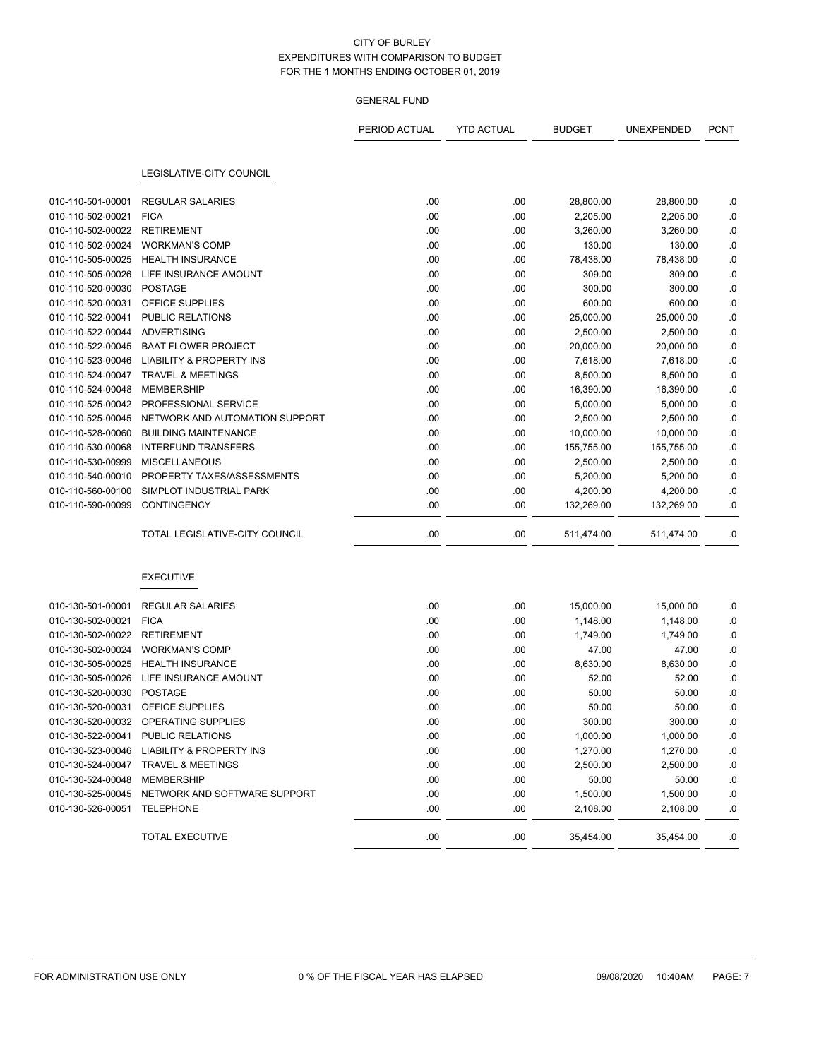CITY OF BURLEY
EXPENDITURES WITH COMPARISON TO BUDGET
FOR THE 1 MONTHS ENDING OCTOBER 01, 2019

GENERAL FUND

| | | PERIOD ACTUAL | YTD ACTUAL | BUDGET | UNEXPENDED | PCNT |
|---|---|---|---|---|---|---|
| | **LEGISLATIVE-CITY COUNCIL** | | | | | |
| 010-110-501-00001 | REGULAR SALARIES | .00 | .00 | 28,800.00 | 28,800.00 | .0 |
| 010-110-502-00021 | FICA | .00 | .00 | 2,205.00 | 2,205.00 | .0 |
| 010-110-502-00022 | RETIREMENT | .00 | .00 | 3,260.00 | 3,260.00 | .0 |
| 010-110-502-00024 | WORKMAN'S COMP | .00 | .00 | 130.00 | 130.00 | .0 |
| 010-110-505-00025 | HEALTH INSURANCE | .00 | .00 | 78,438.00 | 78,438.00 | .0 |
| 010-110-505-00026 | LIFE INSURANCE AMOUNT | .00 | .00 | 309.00 | 309.00 | .0 |
| 010-110-520-00030 | POSTAGE | .00 | .00 | 300.00 | 300.00 | .0 |
| 010-110-520-00031 | OFFICE SUPPLIES | .00 | .00 | 600.00 | 600.00 | .0 |
| 010-110-522-00041 | PUBLIC RELATIONS | .00 | .00 | 25,000.00 | 25,000.00 | .0 |
| 010-110-522-00044 | ADVERTISING | .00 | .00 | 2,500.00 | 2,500.00 | .0 |
| 010-110-522-00045 | BAAT FLOWER PROJECT | .00 | .00 | 20,000.00 | 20,000.00 | .0 |
| 010-110-523-00046 | LIABILITY & PROPERTY INS | .00 | .00 | 7,618.00 | 7,618.00 | .0 |
| 010-110-524-00047 | TRAVEL & MEETINGS | .00 | .00 | 8,500.00 | 8,500.00 | .0 |
| 010-110-524-00048 | MEMBERSHIP | .00 | .00 | 16,390.00 | 16,390.00 | .0 |
| 010-110-525-00042 | PROFESSIONAL SERVICE | .00 | .00 | 5,000.00 | 5,000.00 | .0 |
| 010-110-525-00045 | NETWORK AND AUTOMATION SUPPORT | .00 | .00 | 2,500.00 | 2,500.00 | .0 |
| 010-110-528-00060 | BUILDING MAINTENANCE | .00 | .00 | 10,000.00 | 10,000.00 | .0 |
| 010-110-530-00068 | INTERFUND TRANSFERS | .00 | .00 | 155,755.00 | 155,755.00 | .0 |
| 010-110-530-00999 | MISCELLANEOUS | .00 | .00 | 2,500.00 | 2,500.00 | .0 |
| 010-110-540-00010 | PROPERTY TAXES/ASSESSMENTS | .00 | .00 | 5,200.00 | 5,200.00 | .0 |
| 010-110-560-00100 | SIMPLOT INDUSTRIAL PARK | .00 | .00 | 4,200.00 | 4,200.00 | .0 |
| 010-110-590-00099 | CONTINGENCY | .00 | .00 | 132,269.00 | 132,269.00 | .0 |
| | TOTAL LEGISLATIVE-CITY COUNCIL | .00 | .00 | 511,474.00 | 511,474.00 | .0 |
| | **EXECUTIVE** | | | | | |
| 010-130-501-00001 | REGULAR SALARIES | .00 | .00 | 15,000.00 | 15,000.00 | .0 |
| 010-130-502-00021 | FICA | .00 | .00 | 1,148.00 | 1,148.00 | .0 |
| 010-130-502-00022 | RETIREMENT | .00 | .00 | 1,749.00 | 1,749.00 | .0 |
| 010-130-502-00024 | WORKMAN'S COMP | .00 | .00 | 47.00 | 47.00 | .0 |
| 010-130-505-00025 | HEALTH INSURANCE | .00 | .00 | 8,630.00 | 8,630.00 | .0 |
| 010-130-505-00026 | LIFE INSURANCE AMOUNT | .00 | .00 | 52.00 | 52.00 | .0 |
| 010-130-520-00030 | POSTAGE | .00 | .00 | 50.00 | 50.00 | .0 |
| 010-130-520-00031 | OFFICE SUPPLIES | .00 | .00 | 50.00 | 50.00 | .0 |
| 010-130-520-00032 | OPERATING SUPPLIES | .00 | .00 | 300.00 | 300.00 | .0 |
| 010-130-522-00041 | PUBLIC RELATIONS | .00 | .00 | 1,000.00 | 1,000.00 | .0 |
| 010-130-523-00046 | LIABILITY & PROPERTY INS | .00 | .00 | 1,270.00 | 1,270.00 | .0 |
| 010-130-524-00047 | TRAVEL & MEETINGS | .00 | .00 | 2,500.00 | 2,500.00 | .0 |
| 010-130-524-00048 | MEMBERSHIP | .00 | .00 | 50.00 | 50.00 | .0 |
| 010-130-525-00045 | NETWORK AND SOFTWARE SUPPORT | .00 | .00 | 1,500.00 | 1,500.00 | .0 |
| 010-130-526-00051 | TELEPHONE | .00 | .00 | 2,108.00 | 2,108.00 | .0 |
| | TOTAL EXECUTIVE | .00 | .00 | 35,454.00 | 35,454.00 | .0 |

FOR ADMINISTRATION USE ONLY 0 % OF THE FISCAL YEAR HAS ELAPSED 09/08/2020 10:40AM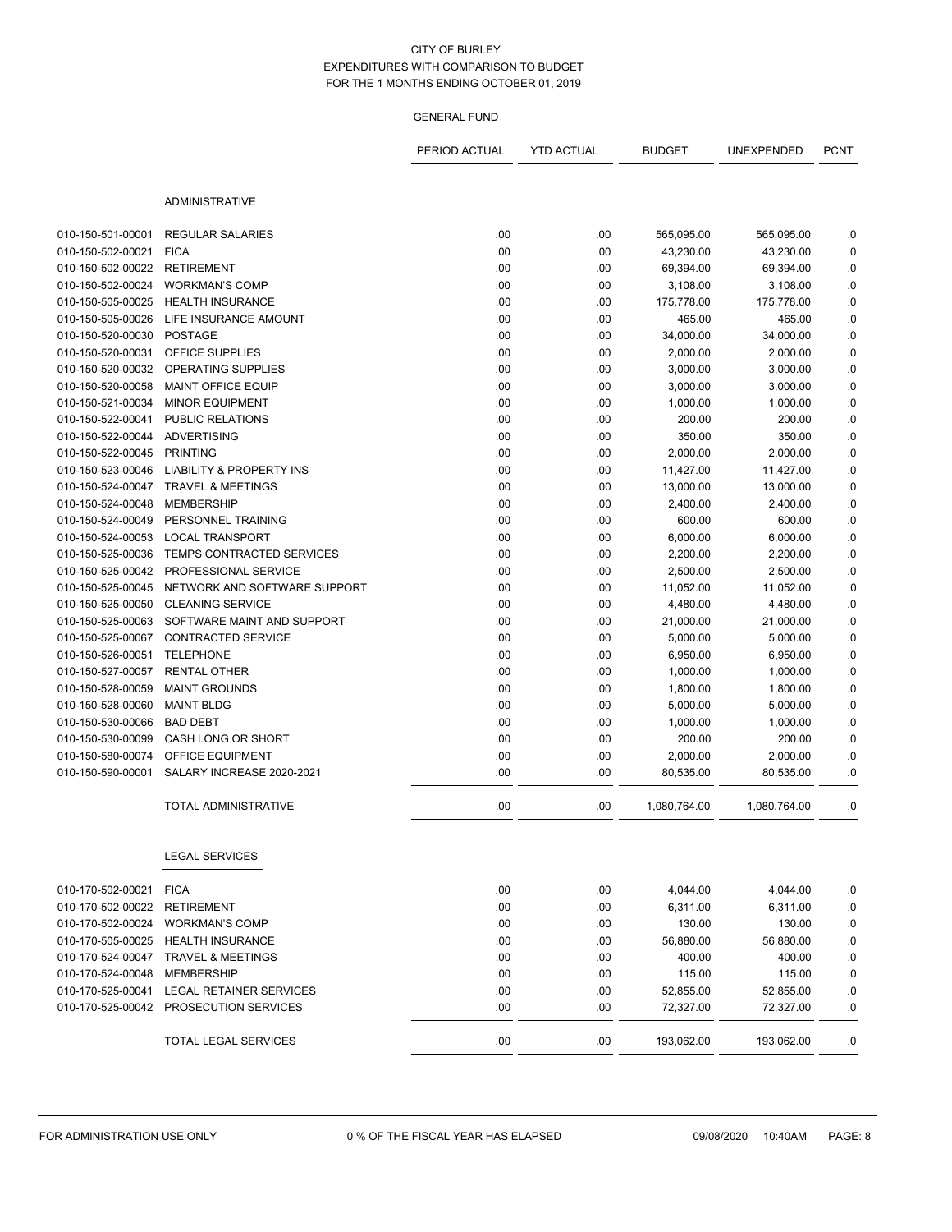CITY OF BURLEY
EXPENDITURES WITH COMPARISON TO BUDGET
FOR THE 1 MONTHS ENDING OCTOBER 01, 2019

GENERAL FUND

| | | PERIOD ACTUAL | YTD ACTUAL | BUDGET | UNEXPENDED | PCNT |
|---|---|---|---|---|---|---|
| | **ADMINISTRATIVE** | | | | | |
| 010-150-501-00001 | REGULAR SALARIES | .00 | .00 | 565,095.00 | 565,095.00 | .0 |
| 010-150-502-00021 | FICA | .00 | .00 | 43,230.00 | 43,230.00 | .0 |
| 010-150-502-00022 | RETIREMENT | .00 | .00 | 69,394.00 | 69,394.00 | .0 |
| 010-150-502-00024 | WORKMAN'S COMP | .00 | .00 | 3,108.00 | 3,108.00 | .0 |
| 010-150-505-00025 | HEALTH INSURANCE | .00 | .00 | 175,778.00 | 175,778.00 | .0 |
| 010-150-505-00026 | LIFE INSURANCE AMOUNT | .00 | .00 | 465.00 | 465.00 | .0 |
| 010-150-520-00030 | POSTAGE | .00 | .00 | 34,000.00 | 34,000.00 | .0 |
| 010-150-520-00031 | OFFICE SUPPLIES | .00 | .00 | 2,000.00 | 2,000.00 | .0 |
| 010-150-520-00032 | OPERATING SUPPLIES | .00 | .00 | 3,000.00 | 3,000.00 | .0 |
| 010-150-520-00058 | MAINT OFFICE EQUIP | .00 | .00 | 3,000.00 | 3,000.00 | .0 |
| 010-150-521-00034 | MINOR EQUIPMENT | .00 | .00 | 1,000.00 | 1,000.00 | .0 |
| 010-150-522-00041 | PUBLIC RELATIONS | .00 | .00 | 200.00 | 200.00 | .0 |
| 010-150-522-00044 | ADVERTISING | .00 | .00 | 350.00 | 350.00 | .0 |
| 010-150-522-00045 | PRINTING | .00 | .00 | 2,000.00 | 2,000.00 | .0 |
| 010-150-523-00046 | LIABILITY & PROPERTY INS | .00 | .00 | 11,427.00 | 11,427.00 | .0 |
| 010-150-524-00047 | TRAVEL & MEETINGS | .00 | .00 | 13,000.00 | 13,000.00 | .0 |
| 010-150-524-00048 | MEMBERSHIP | .00 | .00 | 2,400.00 | 2,400.00 | .0 |
| 010-150-524-00049 | PERSONNEL TRAINING | .00 | .00 | 600.00 | 600.00 | .0 |
| 010-150-524-00053 | LOCAL TRANSPORT | .00 | .00 | 6,000.00 | 6,000.00 | .0 |
| 010-150-525-00036 | TEMPS CONTRACTED SERVICES | .00 | .00 | 2,200.00 | 2,200.00 | .0 |
| 010-150-525-00042 | PROFESSIONAL SERVICE | .00 | .00 | 2,500.00 | 2,500.00 | .0 |
| 010-150-525-00045 | NETWORK AND SOFTWARE SUPPORT | .00 | .00 | 11,052.00 | 11,052.00 | .0 |
| 010-150-525-00050 | CLEANING SERVICE | .00 | .00 | 4,480.00 | 4,480.00 | .0 |
| 010-150-525-00063 | SOFTWARE MAINT AND SUPPORT | .00 | .00 | 21,000.00 | 21,000.00 | .0 |
| 010-150-525-00067 | CONTRACTED SERVICE | .00 | .00 | 5,000.00 | 5,000.00 | .0 |
| 010-150-526-00051 | TELEPHONE | .00 | .00 | 6,950.00 | 6,950.00 | .0 |
| 010-150-527-00057 | RENTAL OTHER | .00 | .00 | 1,000.00 | 1,000.00 | .0 |
| 010-150-528-00059 | MAINT GROUNDS | .00 | .00 | 1,800.00 | 1,800.00 | .0 |
| 010-150-528-00060 | MAINT BLDG | .00 | .00 | 5,000.00 | 5,000.00 | .0 |
| 010-150-530-00066 | BAD DEBT | .00 | .00 | 1,000.00 | 1,000.00 | .0 |
| 010-150-530-00099 | CASH LONG OR SHORT | .00 | .00 | 200.00 | 200.00 | .0 |
| 010-150-580-00074 | OFFICE EQUIPMENT | .00 | .00 | 2,000.00 | 2,000.00 | .0 |
| 010-150-590-00001 | SALARY INCREASE 2020-2021 | .00 | .00 | 80,535.00 | 80,535.00 | .0 |
| | TOTAL ADMINISTRATIVE | .00 | .00 | 1,080,764.00 | 1,080,764.00 | .0 |
| | **LEGAL SERVICES** | | | | | |
| 010-170-502-00021 | FICA | .00 | .00 | 4,044.00 | 4,044.00 | .0 |
| 010-170-502-00022 | RETIREMENT | .00 | .00 | 6,311.00 | 6,311.00 | .0 |
| 010-170-502-00024 | WORKMAN'S COMP | .00 | .00 | 130.00 | 130.00 | .0 |
| 010-170-505-00025 | HEALTH INSURANCE | .00 | .00 | 56,880.00 | 56,880.00 | .0 |
| 010-170-524-00047 | TRAVEL & MEETINGS | .00 | .00 | 400.00 | 400.00 | .0 |
| 010-170-524-00048 | MEMBERSHIP | .00 | .00 | 115.00 | 115.00 | .0 |
| 010-170-525-00041 | LEGAL RETAINER SERVICES | .00 | .00 | 52,855.00 | 52,855.00 | .0 |
| 010-170-525-00042 | PROSECUTION SERVICES | .00 | .00 | 72,327.00 | 72,327.00 | .0 |
| | TOTAL LEGAL SERVICES | .00 | .00 | 193,062.00 | 193,062.00 | .0 |

FOR ADMINISTRATION USE ONLY    0 % OF THE FISCAL YEAR HAS ELAPSED    09/08/2020 10:40AM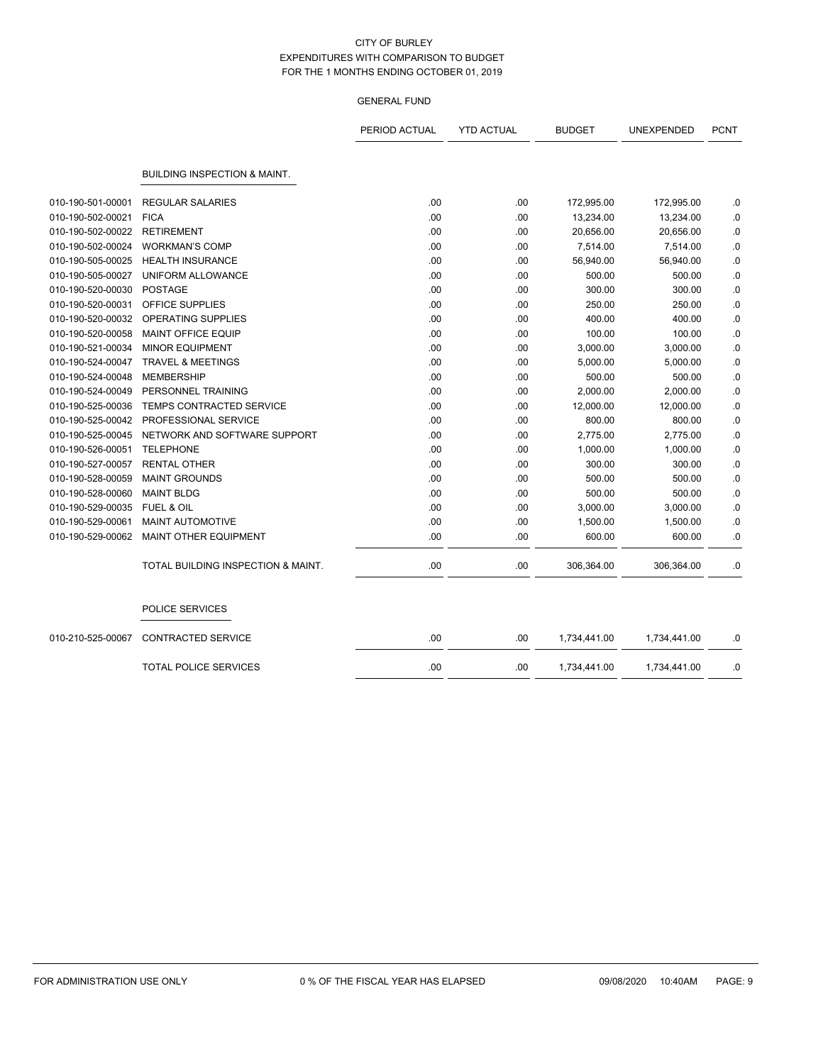CITY OF BURLEY
EXPENDITURES WITH COMPARISON TO BUDGET
FOR THE 1 MONTHS ENDING OCTOBER 01, 2019

GENERAL FUND

| | | PERIOD ACTUAL | YTD ACTUAL | BUDGET | UNEXPENDED | PCNT |
|---|---|---|---|---|---|---|
| | **BUILDING INSPECTION & MAINT.** | | | | | |
| 010-190-501-00001 | REGULAR SALARIES | .00 | .00 | 172,995.00 | 172,995.00 | .0 |
| 010-190-502-00021 | FICA | .00 | .00 | 13,234.00 | 13,234.00 | .0 |
| 010-190-502-00022 | RETIREMENT | .00 | .00 | 20,656.00 | 20,656.00 | .0 |
| 010-190-502-00024 | WORKMAN'S COMP | .00 | .00 | 7,514.00 | 7,514.00 | .0 |
| 010-190-505-00025 | HEALTH INSURANCE | .00 | .00 | 56,940.00 | 56,940.00 | .0 |
| 010-190-505-00027 | UNIFORM ALLOWANCE | .00 | .00 | 500.00 | 500.00 | .0 |
| 010-190-520-00030 | POSTAGE | .00 | .00 | 300.00 | 300.00 | .0 |
| 010-190-520-00031 | OFFICE SUPPLIES | .00 | .00 | 250.00 | 250.00 | .0 |
| 010-190-520-00032 | OPERATING SUPPLIES | .00 | .00 | 400.00 | 400.00 | .0 |
| 010-190-520-00058 | MAINT OFFICE EQUIP | .00 | .00 | 100.00 | 100.00 | .0 |
| 010-190-521-00034 | MINOR EQUIPMENT | .00 | .00 | 3,000.00 | 3,000.00 | .0 |
| 010-190-524-00047 | TRAVEL & MEETINGS | .00 | .00 | 5,000.00 | 5,000.00 | .0 |
| 010-190-524-00048 | MEMBERSHIP | .00 | .00 | 500.00 | 500.00 | .0 |
| 010-190-524-00049 | PERSONNEL TRAINING | .00 | .00 | 2,000.00 | 2,000.00 | .0 |
| 010-190-525-00036 | TEMPS CONTRACTED SERVICE | .00 | .00 | 12,000.00 | 12,000.00 | .0 |
| 010-190-525-00042 | PROFESSIONAL SERVICE | .00 | .00 | 800.00 | 800.00 | .0 |
| 010-190-525-00045 | NETWORK AND SOFTWARE SUPPORT | .00 | .00 | 2,775.00 | 2,775.00 | .0 |
| 010-190-526-00051 | TELEPHONE | .00 | .00 | 1,000.00 | 1,000.00 | .0 |
| 010-190-527-00057 | RENTAL OTHER | .00 | .00 | 300.00 | 300.00 | .0 |
| 010-190-528-00059 | MAINT GROUNDS | .00 | .00 | 500.00 | 500.00 | .0 |
| 010-190-528-00060 | MAINT BLDG | .00 | .00 | 500.00 | 500.00 | .0 |
| 010-190-529-00035 | FUEL & OIL | .00 | .00 | 3,000.00 | 3,000.00 | .0 |
| 010-190-529-00061 | MAINT AUTOMOTIVE | .00 | .00 | 1,500.00 | 1,500.00 | .0 |
| 010-190-529-00062 | MAINT OTHER EQUIPMENT | .00 | .00 | 600.00 | 600.00 | .0 |
| | TOTAL BUILDING INSPECTION & MAINT. | .00 | .00 | 306,364.00 | 306,364.00 | .0 |
| | **POLICE SERVICES** | | | | | |
| 010-210-525-00067 | CONTRACTED SERVICE | .00 | .00 | 1,734,441.00 | 1,734,441.00 | .0 |
| | TOTAL POLICE SERVICES | .00 | .00 | 1,734,441.00 | 1,734,441.00 | .0 |

FOR ADMINISTRATION USE ONLY    0 % OF THE FISCAL YEAR HAS ELAPSED    09/08/2020 10:40AM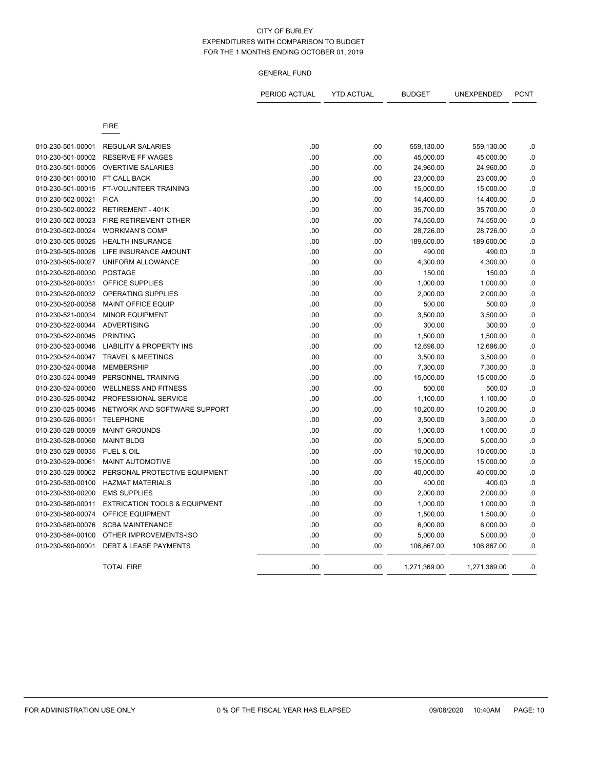CITY OF BURLEY
EXPENDITURES WITH COMPARISON TO BUDGET
FOR THE 1 MONTHS ENDING OCTOBER 01, 2019

GENERAL FUND

| | | PERIOD ACTUAL | YTD ACTUAL | BUDGET | UNEXPENDED | PCNT |
|---|---|---|---|---|---|---|
| | FIRE | | | | | |
| 010-230-501-00001 | REGULAR SALARIES | .00 | .00 | 559,130.00 | 559,130.00 | .0 |
| 010-230-501-00002 | RESERVE FF WAGES | .00 | .00 | 45,000.00 | 45,000.00 | .0 |
| 010-230-501-00005 | OVERTIME SALARIES | .00 | .00 | 24,960.00 | 24,960.00 | .0 |
| 010-230-501-00010 | FT CALL BACK | .00 | .00 | 23,000.00 | 23,000.00 | .0 |
| 010-230-501-00015 | FT-VOLUNTEER TRAINING | .00 | .00 | 15,000.00 | 15,000.00 | .0 |
| 010-230-502-00021 | FICA | .00 | .00 | 14,400.00 | 14,400.00 | .0 |
| 010-230-502-00022 | RETIREMENT - 401K | .00 | .00 | 35,700.00 | 35,700.00 | .0 |
| 010-230-502-00023 | FIRE RETIREMENT OTHER | .00 | .00 | 74,550.00 | 74,550.00 | .0 |
| 010-230-502-00024 | WORKMAN'S COMP | .00 | .00 | 28,726.00 | 28,726.00 | .0 |
| 010-230-505-00025 | HEALTH INSURANCE | .00 | .00 | 189,600.00 | 189,600.00 | .0 |
| 010-230-505-00026 | LIFE INSURANCE AMOUNT | .00 | .00 | 490.00 | 490.00 | .0 |
| 010-230-505-00027 | UNIFORM ALLOWANCE | .00 | .00 | 4,300.00 | 4,300.00 | .0 |
| 010-230-520-00030 | POSTAGE | .00 | .00 | 150.00 | 150.00 | .0 |
| 010-230-520-00031 | OFFICE SUPPLIES | .00 | .00 | 1,000.00 | 1,000.00 | .0 |
| 010-230-520-00032 | OPERATING SUPPLIES | .00 | .00 | 2,000.00 | 2,000.00 | .0 |
| 010-230-520-00058 | MAINT OFFICE EQUIP | .00 | .00 | 500.00 | 500.00 | .0 |
| 010-230-521-00034 | MINOR EQUIPMENT | .00 | .00 | 3,500.00 | 3,500.00 | .0 |
| 010-230-522-00044 | ADVERTISING | .00 | .00 | 300.00 | 300.00 | .0 |
| 010-230-522-00045 | PRINTING | .00 | .00 | 1,500.00 | 1,500.00 | .0 |
| 010-230-523-00046 | LIABILITY & PROPERTY INS | .00 | .00 | 12,696.00 | 12,696.00 | .0 |
| 010-230-524-00047 | TRAVEL & MEETINGS | .00 | .00 | 3,500.00 | 3,500.00 | .0 |
| 010-230-524-00048 | MEMBERSHIP | .00 | .00 | 7,300.00 | 7,300.00 | .0 |
| 010-230-524-00049 | PERSONNEL TRAINING | .00 | .00 | 15,000.00 | 15,000.00 | .0 |
| 010-230-524-00050 | WELLNESS AND FITNESS | .00 | .00 | 500.00 | 500.00 | .0 |
| 010-230-525-00042 | PROFESSIONAL SERVICE | .00 | .00 | 1,100.00 | 1,100.00 | .0 |
| 010-230-525-00045 | NETWORK AND SOFTWARE SUPPORT | .00 | .00 | 10,200.00 | 10,200.00 | .0 |
| 010-230-526-00051 | TELEPHONE | .00 | .00 | 3,500.00 | 3,500.00 | .0 |
| 010-230-528-00059 | MAINT GROUNDS | .00 | .00 | 1,000.00 | 1,000.00 | .0 |
| 010-230-528-00060 | MAINT BLDG | .00 | .00 | 5,000.00 | 5,000.00 | .0 |
| 010-230-529-00035 | FUEL & OIL | .00 | .00 | 10,000.00 | 10,000.00 | .0 |
| 010-230-529-00061 | MAINT AUTOMOTIVE | .00 | .00 | 15,000.00 | 15,000.00 | .0 |
| 010-230-529-00062 | PERSONAL PROTECTIVE EQUIPMENT | .00 | .00 | 40,000.00 | 40,000.00 | .0 |
| 010-230-530-00100 | HAZMAT MATERIALS | .00 | .00 | 400.00 | 400.00 | .0 |
| 010-230-530-00200 | EMS SUPPLIES | .00 | .00 | 2,000.00 | 2,000.00 | .0 |
| 010-230-580-00011 | EXTRICATION TOOLS & EQUIPMENT | .00 | .00 | 1,000.00 | 1,000.00 | .0 |
| 010-230-580-00074 | OFFICE EQUIPMENT | .00 | .00 | 1,500.00 | 1,500.00 | .0 |
| 010-230-580-00076 | SCBA MAINTENANCE | .00 | .00 | 6,000.00 | 6,000.00 | .0 |
| 010-230-584-00100 | OTHER IMPROVEMENTS-ISO | .00 | .00 | 5,000.00 | 5,000.00 | .0 |
| 010-230-590-00001 | DEBT & LEASE PAYMENTS | .00 | .00 | 106,867.00 | 106,867.00 | .0 |
| | TOTAL FIRE | .00 | .00 | 1,271,369.00 | 1,271,369.00 | .0 |

FOR ADMINISTRATION USE ONLY 0 % OF THE FISCAL YEAR HAS ELAPSED 09/08/2020 10:40AM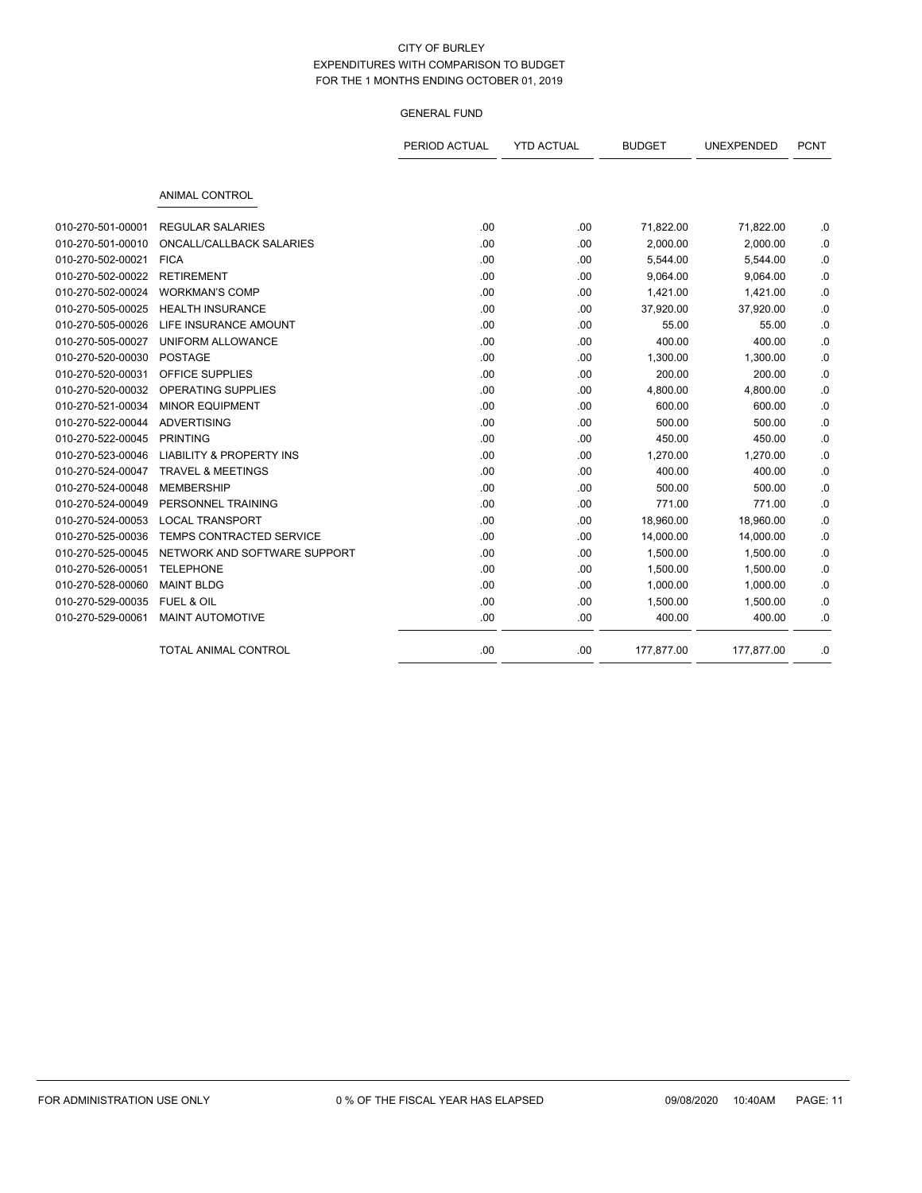CITY OF BURLEY
EXPENDITURES WITH COMPARISON TO BUDGET
FOR THE 1 MONTHS ENDING OCTOBER 01, 2019

GENERAL FUND

| | | PERIOD ACTUAL | YTD ACTUAL | BUDGET | UNEXPENDED | PCNT |
|---|---|---|---|---|---|---|
| | ANIMAL CONTROL | | | | | |
| 010-270-501-00001 | REGULAR SALARIES | .00 | .00 | 71,822.00 | 71,822.00 | .0 |
| 010-270-501-00010 | ONCALL/CALLBACK SALARIES | .00 | .00 | 2,000.00 | 2,000.00 | .0 |
| 010-270-502-00021 | FICA | .00 | .00 | 5,544.00 | 5,544.00 | .0 |
| 010-270-502-00022 | RETIREMENT | .00 | .00 | 9,064.00 | 9,064.00 | .0 |
| 010-270-502-00024 | WORKMAN'S COMP | .00 | .00 | 1,421.00 | 1,421.00 | .0 |
| 010-270-505-00025 | HEALTH INSURANCE | .00 | .00 | 37,920.00 | 37,920.00 | .0 |
| 010-270-505-00026 | LIFE INSURANCE AMOUNT | .00 | .00 | 55.00 | 55.00 | .0 |
| 010-270-505-00027 | UNIFORM ALLOWANCE | .00 | .00 | 400.00 | 400.00 | .0 |
| 010-270-520-00030 | POSTAGE | .00 | .00 | 1,300.00 | 1,300.00 | .0 |
| 010-270-520-00031 | OFFICE SUPPLIES | .00 | .00 | 200.00 | 200.00 | .0 |
| 010-270-520-00032 | OPERATING SUPPLIES | .00 | .00 | 4,800.00 | 4,800.00 | .0 |
| 010-270-521-00034 | MINOR EQUIPMENT | .00 | .00 | 600.00 | 600.00 | .0 |
| 010-270-522-00044 | ADVERTISING | .00 | .00 | 500.00 | 500.00 | .0 |
| 010-270-522-00045 | PRINTING | .00 | .00 | 450.00 | 450.00 | .0 |
| 010-270-523-00046 | LIABILITY & PROPERTY INS | .00 | .00 | 1,270.00 | 1,270.00 | .0 |
| 010-270-524-00047 | TRAVEL & MEETINGS | .00 | .00 | 400.00 | 400.00 | .0 |
| 010-270-524-00048 | MEMBERSHIP | .00 | .00 | 500.00 | 500.00 | .0 |
| 010-270-524-00049 | PERSONNEL TRAINING | .00 | .00 | 771.00 | 771.00 | .0 |
| 010-270-524-00053 | LOCAL TRANSPORT | .00 | .00 | 18,960.00 | 18,960.00 | .0 |
| 010-270-525-00036 | TEMPS CONTRACTED SERVICE | .00 | .00 | 14,000.00 | 14,000.00 | .0 |
| 010-270-525-00045 | NETWORK AND SOFTWARE SUPPORT | .00 | .00 | 1,500.00 | 1,500.00 | .0 |
| 010-270-526-00051 | TELEPHONE | .00 | .00 | 1,500.00 | 1,500.00 | .0 |
| 010-270-528-00060 | MAINT BLDG | .00 | .00 | 1,000.00 | 1,000.00 | .0 |
| 010-270-529-00035 | FUEL & OIL | .00 | .00 | 1,500.00 | 1,500.00 | .0 |
| 010-270-529-00061 | MAINT AUTOMOTIVE | .00 | .00 | 400.00 | 400.00 | .0 |
| | TOTAL ANIMAL CONTROL | .00 | .00 | 177,877.00 | 177,877.00 | .0 |

FOR ADMINISTRATION USE ONLY 0 % OF THE FISCAL YEAR HAS ELAPSED 09/08/2020 10:40AM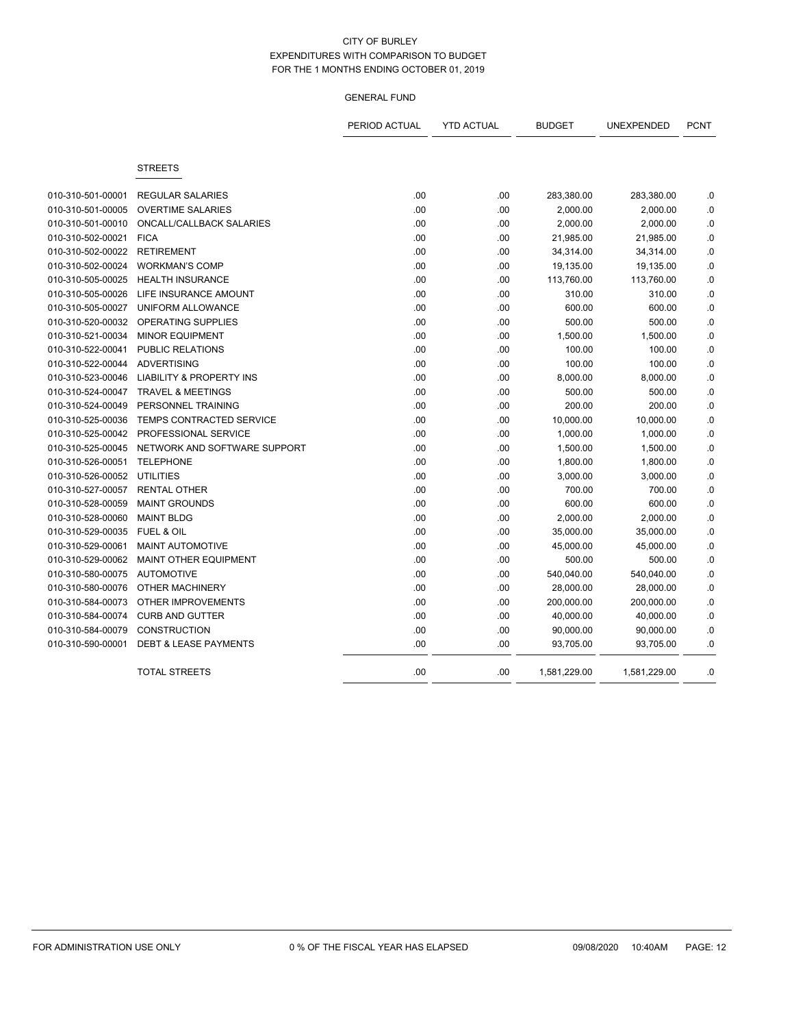CITY OF BURLEY
EXPENDITURES WITH COMPARISON TO BUDGET
FOR THE 1 MONTHS ENDING OCTOBER 01, 2019

GENERAL FUND

| | | PERIOD ACTUAL | YTD ACTUAL | BUDGET | UNEXPENDED | PCNT |
|---|---|---|---|---|---|---|
| | **STREETS** | | | | | |
| 010-310-501-00001 | REGULAR SALARIES | .00 | .00 | 283,380.00 | 283,380.00 | .0 |
| 010-310-501-00005 | OVERTIME SALARIES | .00 | .00 | 2,000.00 | 2,000.00 | .0 |
| 010-310-501-00010 | ONCALL/CALLBACK SALARIES | .00 | .00 | 2,000.00 | 2,000.00 | .0 |
| 010-310-502-00021 | FICA | .00 | .00 | 21,985.00 | 21,985.00 | .0 |
| 010-310-502-00022 | RETIREMENT | .00 | .00 | 34,314.00 | 34,314.00 | .0 |
| 010-310-502-00024 | WORKMAN'S COMP | .00 | .00 | 19,135.00 | 19,135.00 | .0 |
| 010-310-505-00025 | HEALTH INSURANCE | .00 | .00 | 113,760.00 | 113,760.00 | .0 |
| 010-310-505-00026 | LIFE INSURANCE AMOUNT | .00 | .00 | 310.00 | 310.00 | .0 |
| 010-310-505-00027 | UNIFORM ALLOWANCE | .00 | .00 | 600.00 | 600.00 | .0 |
| 010-310-520-00032 | OPERATING SUPPLIES | .00 | .00 | 500.00 | 500.00 | .0 |
| 010-310-521-00034 | MINOR EQUIPMENT | .00 | .00 | 1,500.00 | 1,500.00 | .0 |
| 010-310-522-00041 | PUBLIC RELATIONS | .00 | .00 | 100.00 | 100.00 | .0 |
| 010-310-522-00044 | ADVERTISING | .00 | .00 | 100.00 | 100.00 | .0 |
| 010-310-523-00046 | LIABILITY & PROPERTY INS | .00 | .00 | 8,000.00 | 8,000.00 | .0 |
| 010-310-524-00047 | TRAVEL & MEETINGS | .00 | .00 | 500.00 | 500.00 | .0 |
| 010-310-524-00049 | PERSONNEL TRAINING | .00 | .00 | 200.00 | 200.00 | .0 |
| 010-310-525-00036 | TEMPS CONTRACTED SERVICE | .00 | .00 | 10,000.00 | 10,000.00 | .0 |
| 010-310-525-00042 | PROFESSIONAL SERVICE | .00 | .00 | 1,000.00 | 1,000.00 | .0 |
| 010-310-525-00045 | NETWORK AND SOFTWARE SUPPORT | .00 | .00 | 1,500.00 | 1,500.00 | .0 |
| 010-310-526-00051 | TELEPHONE | .00 | .00 | 1,800.00 | 1,800.00 | .0 |
| 010-310-526-00052 | UTILITIES | .00 | .00 | 3,000.00 | 3,000.00 | .0 |
| 010-310-527-00057 | RENTAL OTHER | .00 | .00 | 700.00 | 700.00 | .0 |
| 010-310-528-00059 | MAINT GROUNDS | .00 | .00 | 600.00 | 600.00 | .0 |
| 010-310-528-00060 | MAINT BLDG | .00 | .00 | 2,000.00 | 2,000.00 | .0 |
| 010-310-529-00035 | FUEL & OIL | .00 | .00 | 35,000.00 | 35,000.00 | .0 |
| 010-310-529-00061 | MAINT AUTOMOTIVE | .00 | .00 | 45,000.00 | 45,000.00 | .0 |
| 010-310-529-00062 | MAINT OTHER EQUIPMENT | .00 | .00 | 500.00 | 500.00 | .0 |
| 010-310-580-00075 | AUTOMOTIVE | .00 | .00 | 540,040.00 | 540,040.00 | .0 |
| 010-310-580-00076 | OTHER MACHINERY | .00 | .00 | 28,000.00 | 28,000.00 | .0 |
| 010-310-584-00073 | OTHER IMPROVEMENTS | .00 | .00 | 200,000.00 | 200,000.00 | .0 |
| 010-310-584-00074 | CURB AND GUTTER | .00 | .00 | 40,000.00 | 40,000.00 | .0 |
| 010-310-584-00079 | CONSTRUCTION | .00 | .00 | 90,000.00 | 90,000.00 | .0 |
| 010-310-590-00001 | DEBT & LEASE PAYMENTS | .00 | .00 | 93,705.00 | 93,705.00 | .0 |
| | TOTAL STREETS | .00 | .00 | 1,581,229.00 | 1,581,229.00 | .0 |

FOR ADMINISTRATION USE ONLY — 0 % OF THE FISCAL YEAR HAS ELAPSED — 09/08/2020 10:40AM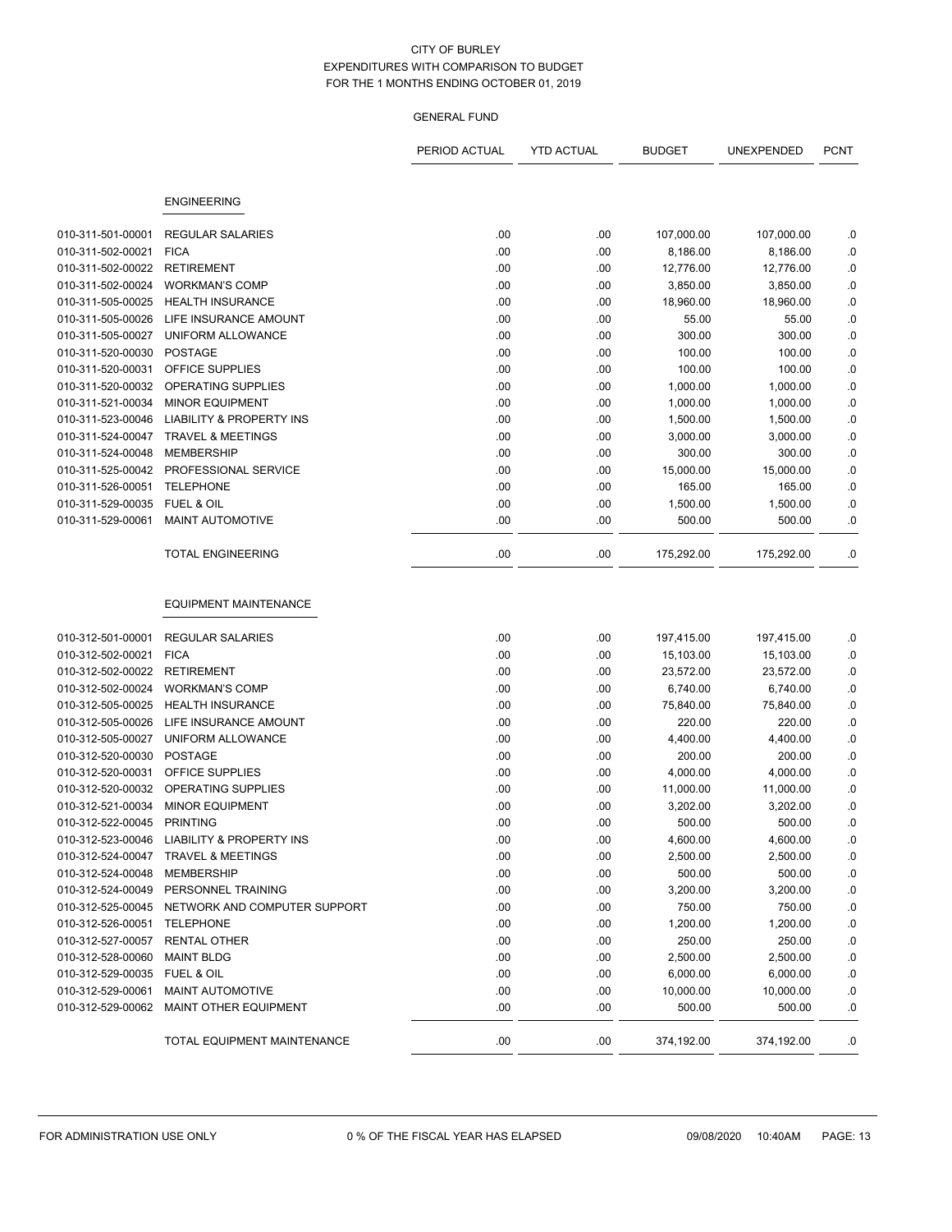CITY OF BURLEY
EXPENDITURES WITH COMPARISON TO BUDGET
FOR THE 1 MONTHS ENDING OCTOBER 01, 2019

GENERAL FUND

| | | PERIOD ACTUAL | YTD ACTUAL | BUDGET | UNEXPENDED | PCNT |
|---|---|---|---|---|---|---|
| | **ENGINEERING** | | | | | |
| 010-311-501-00001 | REGULAR SALARIES | .00 | .00 | 107,000.00 | 107,000.00 | .0 |
| 010-311-502-00021 | FICA | .00 | .00 | 8,186.00 | 8,186.00 | .0 |
| 010-311-502-00022 | RETIREMENT | .00 | .00 | 12,776.00 | 12,776.00 | .0 |
| 010-311-502-00024 | WORKMAN'S COMP | .00 | .00 | 3,850.00 | 3,850.00 | .0 |
| 010-311-505-00025 | HEALTH INSURANCE | .00 | .00 | 18,960.00 | 18,960.00 | .0 |
| 010-311-505-00026 | LIFE INSURANCE AMOUNT | .00 | .00 | 55.00 | 55.00 | .0 |
| 010-311-505-00027 | UNIFORM ALLOWANCE | .00 | .00 | 300.00 | 300.00 | .0 |
| 010-311-520-00030 | POSTAGE | .00 | .00 | 100.00 | 100.00 | .0 |
| 010-311-520-00031 | OFFICE SUPPLIES | .00 | .00 | 100.00 | 100.00 | .0 |
| 010-311-520-00032 | OPERATING SUPPLIES | .00 | .00 | 1,000.00 | 1,000.00 | .0 |
| 010-311-521-00034 | MINOR EQUIPMENT | .00 | .00 | 1,000.00 | 1,000.00 | .0 |
| 010-311-523-00046 | LIABILITY & PROPERTY INS | .00 | .00 | 1,500.00 | 1,500.00 | .0 |
| 010-311-524-00047 | TRAVEL & MEETINGS | .00 | .00 | 3,000.00 | 3,000.00 | .0 |
| 010-311-524-00048 | MEMBERSHIP | .00 | .00 | 300.00 | 300.00 | .0 |
| 010-311-525-00042 | PROFESSIONAL SERVICE | .00 | .00 | 15,000.00 | 15,000.00 | .0 |
| 010-311-526-00051 | TELEPHONE | .00 | .00 | 165.00 | 165.00 | .0 |
| 010-311-529-00035 | FUEL & OIL | .00 | .00 | 1,500.00 | 1,500.00 | .0 |
| 010-311-529-00061 | MAINT AUTOMOTIVE | .00 | .00 | 500.00 | 500.00 | .0 |
| | TOTAL ENGINEERING | .00 | .00 | 175,292.00 | 175,292.00 | .0 |
| | **EQUIPMENT MAINTENANCE** | | | | | |
| 010-312-501-00001 | REGULAR SALARIES | .00 | .00 | 197,415.00 | 197,415.00 | .0 |
| 010-312-502-00021 | FICA | .00 | .00 | 15,103.00 | 15,103.00 | .0 |
| 010-312-502-00022 | RETIREMENT | .00 | .00 | 23,572.00 | 23,572.00 | .0 |
| 010-312-502-00024 | WORKMAN'S COMP | .00 | .00 | 6,740.00 | 6,740.00 | .0 |
| 010-312-505-00025 | HEALTH INSURANCE | .00 | .00 | 75,840.00 | 75,840.00 | .0 |
| 010-312-505-00026 | LIFE INSURANCE AMOUNT | .00 | .00 | 220.00 | 220.00 | .0 |
| 010-312-505-00027 | UNIFORM ALLOWANCE | .00 | .00 | 4,400.00 | 4,400.00 | .0 |
| 010-312-520-00030 | POSTAGE | .00 | .00 | 200.00 | 200.00 | .0 |
| 010-312-520-00031 | OFFICE SUPPLIES | .00 | .00 | 4,000.00 | 4,000.00 | .0 |
| 010-312-520-00032 | OPERATING SUPPLIES | .00 | .00 | 11,000.00 | 11,000.00 | .0 |
| 010-312-521-00034 | MINOR EQUIPMENT | .00 | .00 | 3,202.00 | 3,202.00 | .0 |
| 010-312-522-00045 | PRINTING | .00 | .00 | 500.00 | 500.00 | .0 |
| 010-312-523-00046 | LIABILITY & PROPERTY INS | .00 | .00 | 4,600.00 | 4,600.00 | .0 |
| 010-312-524-00047 | TRAVEL & MEETINGS | .00 | .00 | 2,500.00 | 2,500.00 | .0 |
| 010-312-524-00048 | MEMBERSHIP | .00 | .00 | 500.00 | 500.00 | .0 |
| 010-312-524-00049 | PERSONNEL TRAINING | .00 | .00 | 3,200.00 | 3,200.00 | .0 |
| 010-312-525-00045 | NETWORK AND COMPUTER SUPPORT | .00 | .00 | 750.00 | 750.00 | .0 |
| 010-312-526-00051 | TELEPHONE | .00 | .00 | 1,200.00 | 1,200.00 | .0 |
| 010-312-527-00057 | RENTAL OTHER | .00 | .00 | 250.00 | 250.00 | .0 |
| 010-312-528-00060 | MAINT BLDG | .00 | .00 | 2,500.00 | 2,500.00 | .0 |
| 010-312-529-00035 | FUEL & OIL | .00 | .00 | 6,000.00 | 6,000.00 | .0 |
| 010-312-529-00061 | MAINT AUTOMOTIVE | .00 | .00 | 10,000.00 | 10,000.00 | .0 |
| 010-312-529-00062 | MAINT OTHER EQUIPMENT | .00 | .00 | 500.00 | 500.00 | .0 |
| | TOTAL EQUIPMENT MAINTENANCE | .00 | .00 | 374,192.00 | 374,192.00 | .0 |

FOR ADMINISTRATION USE ONLY    0 % OF THE FISCAL YEAR HAS ELAPSED    09/08/2020 10:40AM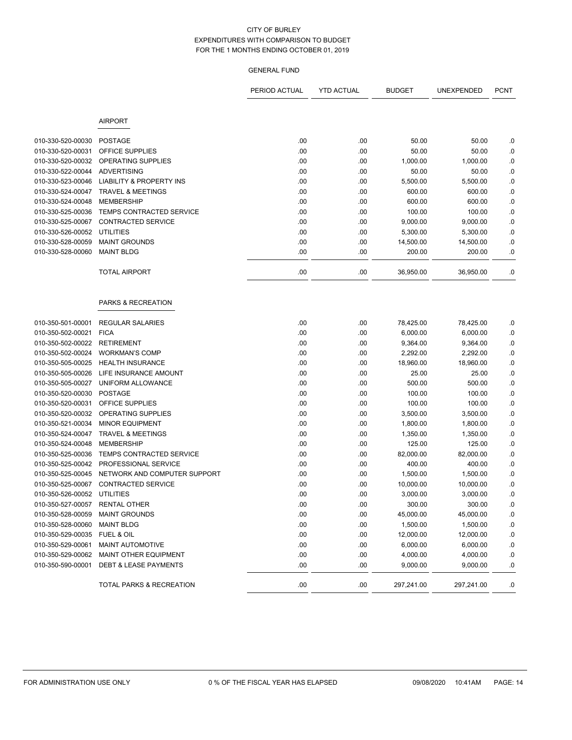CITY OF BURLEY
EXPENDITURES WITH COMPARISON TO BUDGET
FOR THE 1 MONTHS ENDING OCTOBER 01, 2019

GENERAL FUND

| | | PERIOD ACTUAL | YTD ACTUAL | BUDGET | UNEXPENDED | PCNT |
|---|---|---|---|---|---|---|
| | **AIRPORT** | | | | | |
| 010-330-520-00030 | POSTAGE | .00 | .00 | 50.00 | 50.00 | .0 |
| 010-330-520-00031 | OFFICE SUPPLIES | .00 | .00 | 50.00 | 50.00 | .0 |
| 010-330-520-00032 | OPERATING SUPPLIES | .00 | .00 | 1,000.00 | 1,000.00 | .0 |
| 010-330-522-00044 | ADVERTISING | .00 | .00 | 50.00 | 50.00 | .0 |
| 010-330-523-00046 | LIABILITY & PROPERTY INS | .00 | .00 | 5,500.00 | 5,500.00 | .0 |
| 010-330-524-00047 | TRAVEL & MEETINGS | .00 | .00 | 600.00 | 600.00 | .0 |
| 010-330-524-00048 | MEMBERSHIP | .00 | .00 | 600.00 | 600.00 | .0 |
| 010-330-525-00036 | TEMPS CONTRACTED SERVICE | .00 | .00 | 100.00 | 100.00 | .0 |
| 010-330-525-00067 | CONTRACTED SERVICE | .00 | .00 | 9,000.00 | 9,000.00 | .0 |
| 010-330-526-00052 | UTILITIES | .00 | .00 | 5,300.00 | 5,300.00 | .0 |
| 010-330-528-00059 | MAINT GROUNDS | .00 | .00 | 14,500.00 | 14,500.00 | .0 |
| 010-330-528-00060 | MAINT BLDG | .00 | .00 | 200.00 | 200.00 | .0 |
| | TOTAL AIRPORT | .00 | .00 | 36,950.00 | 36,950.00 | .0 |
| | **PARKS & RECREATION** | | | | | |
| 010-350-501-00001 | REGULAR SALARIES | .00 | .00 | 78,425.00 | 78,425.00 | .0 |
| 010-350-502-00021 | FICA | .00 | .00 | 6,000.00 | 6,000.00 | .0 |
| 010-350-502-00022 | RETIREMENT | .00 | .00 | 9,364.00 | 9,364.00 | .0 |
| 010-350-502-00024 | WORKMAN'S COMP | .00 | .00 | 2,292.00 | 2,292.00 | .0 |
| 010-350-505-00025 | HEALTH INSURANCE | .00 | .00 | 18,960.00 | 18,960.00 | .0 |
| 010-350-505-00026 | LIFE INSURANCE AMOUNT | .00 | .00 | 25.00 | 25.00 | .0 |
| 010-350-505-00027 | UNIFORM ALLOWANCE | .00 | .00 | 500.00 | 500.00 | .0 |
| 010-350-520-00030 | POSTAGE | .00 | .00 | 100.00 | 100.00 | .0 |
| 010-350-520-00031 | OFFICE SUPPLIES | .00 | .00 | 100.00 | 100.00 | .0 |
| 010-350-520-00032 | OPERATING SUPPLIES | .00 | .00 | 3,500.00 | 3,500.00 | .0 |
| 010-350-521-00034 | MINOR EQUIPMENT | .00 | .00 | 1,800.00 | 1,800.00 | .0 |
| 010-350-524-00047 | TRAVEL & MEETINGS | .00 | .00 | 1,350.00 | 1,350.00 | .0 |
| 010-350-524-00048 | MEMBERSHIP | .00 | .00 | 125.00 | 125.00 | .0 |
| 010-350-525-00036 | TEMPS CONTRACTED SERVICE | .00 | .00 | 82,000.00 | 82,000.00 | .0 |
| 010-350-525-00042 | PROFESSIONAL SERVICE | .00 | .00 | 400.00 | 400.00 | .0 |
| 010-350-525-00045 | NETWORK AND COMPUTER SUPPORT | .00 | .00 | 1,500.00 | 1,500.00 | .0 |
| 010-350-525-00067 | CONTRACTED SERVICE | .00 | .00 | 10,000.00 | 10,000.00 | .0 |
| 010-350-526-00052 | UTILITIES | .00 | .00 | 3,000.00 | 3,000.00 | .0 |
| 010-350-527-00057 | RENTAL OTHER | .00 | .00 | 300.00 | 300.00 | .0 |
| 010-350-528-00059 | MAINT GROUNDS | .00 | .00 | 45,000.00 | 45,000.00 | .0 |
| 010-350-528-00060 | MAINT BLDG | .00 | .00 | 1,500.00 | 1,500.00 | .0 |
| 010-350-529-00035 | FUEL & OIL | .00 | .00 | 12,000.00 | 12,000.00 | .0 |
| 010-350-529-00061 | MAINT AUTOMOTIVE | .00 | .00 | 6,000.00 | 6,000.00 | .0 |
| 010-350-529-00062 | MAINT OTHER EQUIPMENT | .00 | .00 | 4,000.00 | 4,000.00 | .0 |
| 010-350-590-00001 | DEBT & LEASE PAYMENTS | .00 | .00 | 9,000.00 | 9,000.00 | .0 |
| | TOTAL PARKS & RECREATION | .00 | .00 | 297,241.00 | 297,241.00 | .0 |

FOR ADMINISTRATION USE ONLY 0 % OF THE FISCAL YEAR HAS ELAPSED 09/08/2020 10:41AM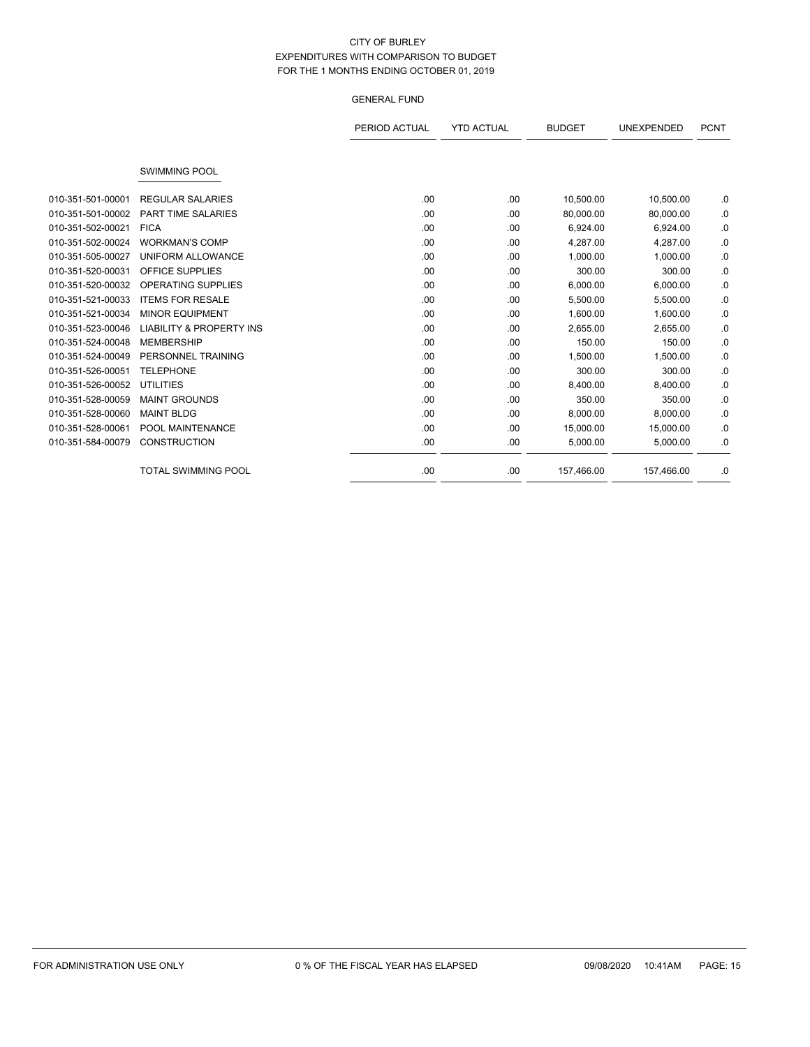CITY OF BURLEY
EXPENDITURES WITH COMPARISON TO BUDGET
FOR THE 1 MONTHS ENDING OCTOBER 01, 2019

GENERAL FUND

| | | PERIOD ACTUAL | YTD ACTUAL | BUDGET | UNEXPENDED | PCNT |
|---|---|---|---|---|---|---|
| | SWIMMING POOL | | | | | |
| 010-351-501-00001 | REGULAR SALARIES | .00 | .00 | 10,500.00 | 10,500.00 | .0 |
| 010-351-501-00002 | PART TIME SALARIES | .00 | .00 | 80,000.00 | 80,000.00 | .0 |
| 010-351-502-00021 | FICA | .00 | .00 | 6,924.00 | 6,924.00 | .0 |
| 010-351-502-00024 | WORKMAN'S COMP | .00 | .00 | 4,287.00 | 4,287.00 | .0 |
| 010-351-505-00027 | UNIFORM ALLOWANCE | .00 | .00 | 1,000.00 | 1,000.00 | .0 |
| 010-351-520-00031 | OFFICE SUPPLIES | .00 | .00 | 300.00 | 300.00 | .0 |
| 010-351-520-00032 | OPERATING SUPPLIES | .00 | .00 | 6,000.00 | 6,000.00 | .0 |
| 010-351-521-00033 | ITEMS FOR RESALE | .00 | .00 | 5,500.00 | 5,500.00 | .0 |
| 010-351-521-00034 | MINOR EQUIPMENT | .00 | .00 | 1,600.00 | 1,600.00 | .0 |
| 010-351-523-00046 | LIABILITY & PROPERTY INS | .00 | .00 | 2,655.00 | 2,655.00 | .0 |
| 010-351-524-00048 | MEMBERSHIP | .00 | .00 | 150.00 | 150.00 | .0 |
| 010-351-524-00049 | PERSONNEL TRAINING | .00 | .00 | 1,500.00 | 1,500.00 | .0 |
| 010-351-526-00051 | TELEPHONE | .00 | .00 | 300.00 | 300.00 | .0 |
| 010-351-526-00052 | UTILITIES | .00 | .00 | 8,400.00 | 8,400.00 | .0 |
| 010-351-528-00059 | MAINT GROUNDS | .00 | .00 | 350.00 | 350.00 | .0 |
| 010-351-528-00060 | MAINT BLDG | .00 | .00 | 8,000.00 | 8,000.00 | .0 |
| 010-351-528-00061 | POOL MAINTENANCE | .00 | .00 | 15,000.00 | 15,000.00 | .0 |
| 010-351-584-00079 | CONSTRUCTION | .00 | .00 | 5,000.00 | 5,000.00 | .0 |
| | TOTAL SWIMMING POOL | .00 | .00 | 157,466.00 | 157,466.00 | .0 |

FOR ADMINISTRATION USE ONLY    0 % OF THE FISCAL YEAR HAS ELAPSED    09/08/2020 10:41AM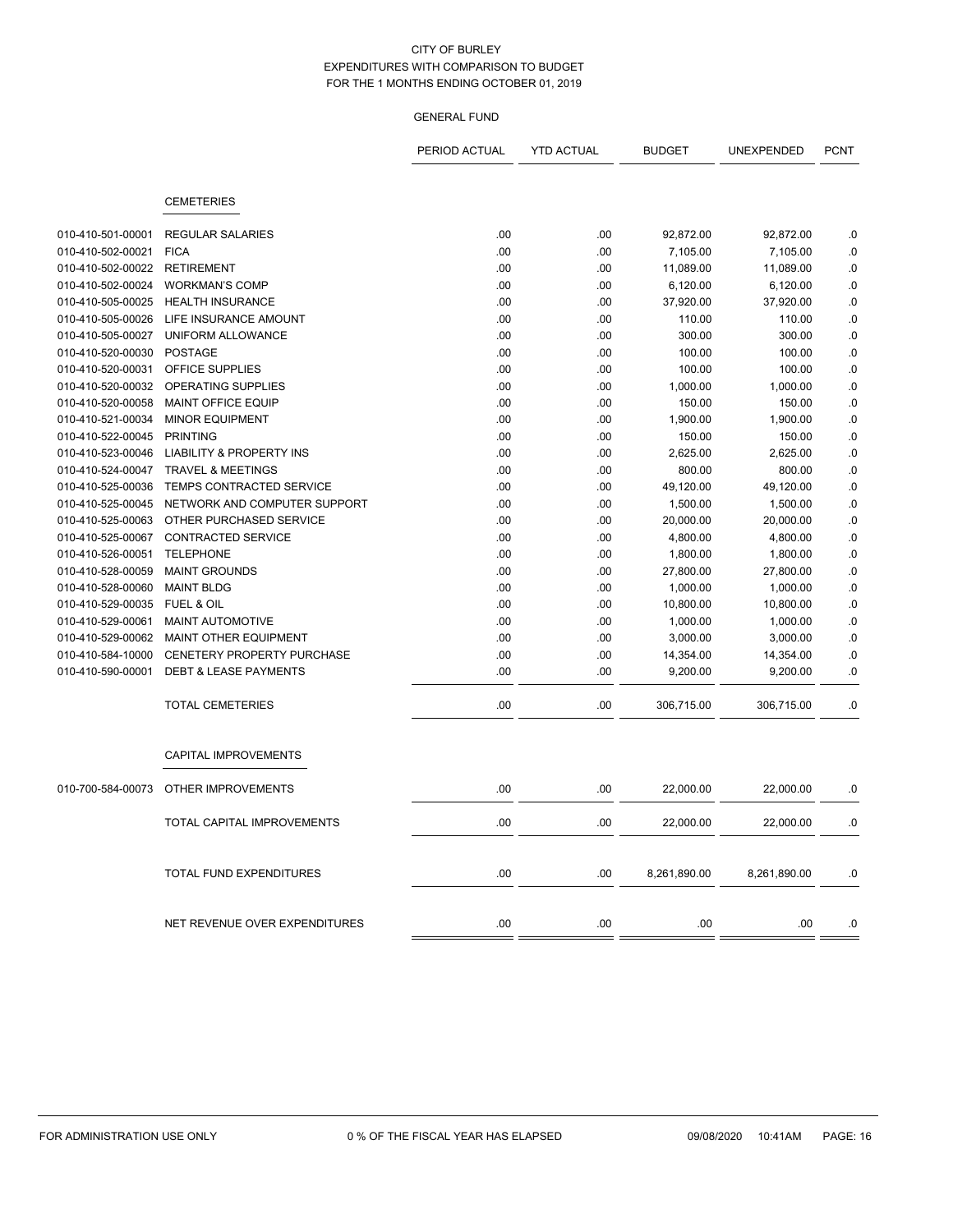CITY OF BURLEY
EXPENDITURES WITH COMPARISON TO BUDGET
FOR THE 1 MONTHS ENDING OCTOBER 01, 2019

GENERAL FUND

| | | PERIOD ACTUAL | YTD ACTUAL | BUDGET | UNEXPENDED | PCNT |
|---|---|---|---|---|---|---|
| | **CEMETERIES** | | | | | |
| 010-410-501-00001 | REGULAR SALARIES | .00 | .00 | 92,872.00 | 92,872.00 | .0 |
| 010-410-502-00021 | FICA | .00 | .00 | 7,105.00 | 7,105.00 | .0 |
| 010-410-502-00022 | RETIREMENT | .00 | .00 | 11,089.00 | 11,089.00 | .0 |
| 010-410-502-00024 | WORKMAN'S COMP | .00 | .00 | 6,120.00 | 6,120.00 | .0 |
| 010-410-505-00025 | HEALTH INSURANCE | .00 | .00 | 37,920.00 | 37,920.00 | .0 |
| 010-410-505-00026 | LIFE INSURANCE AMOUNT | .00 | .00 | 110.00 | 110.00 | .0 |
| 010-410-505-00027 | UNIFORM ALLOWANCE | .00 | .00 | 300.00 | 300.00 | .0 |
| 010-410-520-00030 | POSTAGE | .00 | .00 | 100.00 | 100.00 | .0 |
| 010-410-520-00031 | OFFICE SUPPLIES | .00 | .00 | 100.00 | 100.00 | .0 |
| 010-410-520-00032 | OPERATING SUPPLIES | .00 | .00 | 1,000.00 | 1,000.00 | .0 |
| 010-410-520-00058 | MAINT OFFICE EQUIP | .00 | .00 | 150.00 | 150.00 | .0 |
| 010-410-521-00034 | MINOR EQUIPMENT | .00 | .00 | 1,900.00 | 1,900.00 | .0 |
| 010-410-522-00045 | PRINTING | .00 | .00 | 150.00 | 150.00 | .0 |
| 010-410-523-00046 | LIABILITY & PROPERTY INS | .00 | .00 | 2,625.00 | 2,625.00 | .0 |
| 010-410-524-00047 | TRAVEL & MEETINGS | .00 | .00 | 800.00 | 800.00 | .0 |
| 010-410-525-00036 | TEMPS CONTRACTED SERVICE | .00 | .00 | 49,120.00 | 49,120.00 | .0 |
| 010-410-525-00045 | NETWORK AND COMPUTER SUPPORT | .00 | .00 | 1,500.00 | 1,500.00 | .0 |
| 010-410-525-00063 | OTHER PURCHASED SERVICE | .00 | .00 | 20,000.00 | 20,000.00 | .0 |
| 010-410-525-00067 | CONTRACTED SERVICE | .00 | .00 | 4,800.00 | 4,800.00 | .0 |
| 010-410-526-00051 | TELEPHONE | .00 | .00 | 1,800.00 | 1,800.00 | .0 |
| 010-410-528-00059 | MAINT GROUNDS | .00 | .00 | 27,800.00 | 27,800.00 | .0 |
| 010-410-528-00060 | MAINT BLDG | .00 | .00 | 1,000.00 | 1,000.00 | .0 |
| 010-410-529-00035 | FUEL & OIL | .00 | .00 | 10,800.00 | 10,800.00 | .0 |
| 010-410-529-00061 | MAINT AUTOMOTIVE | .00 | .00 | 1,000.00 | 1,000.00 | .0 |
| 010-410-529-00062 | MAINT OTHER EQUIPMENT | .00 | .00 | 3,000.00 | 3,000.00 | .0 |
| 010-410-584-10000 | CENETERY PROPERTY PURCHASE | .00 | .00 | 14,354.00 | 14,354.00 | .0 |
| 010-410-590-00001 | DEBT & LEASE PAYMENTS | .00 | .00 | 9,200.00 | 9,200.00 | .0 |
| | TOTAL CEMETERIES | .00 | .00 | 306,715.00 | 306,715.00 | .0 |
| | **CAPITAL IMPROVEMENTS** | | | | | |
| 010-700-584-00073 | OTHER IMPROVEMENTS | .00 | .00 | 22,000.00 | 22,000.00 | .0 |
| | TOTAL CAPITAL IMPROVEMENTS | .00 | .00 | 22,000.00 | 22,000.00 | .0 |
| | TOTAL FUND EXPENDITURES | .00 | .00 | 8,261,890.00 | 8,261,890.00 | .0 |
| | NET REVENUE OVER EXPENDITURES | .00 | .00 | .00 | .00 | .0 |

FOR ADMINISTRATION USE ONLY 0 % OF THE FISCAL YEAR HAS ELAPSED 09/08/2020 10:41AM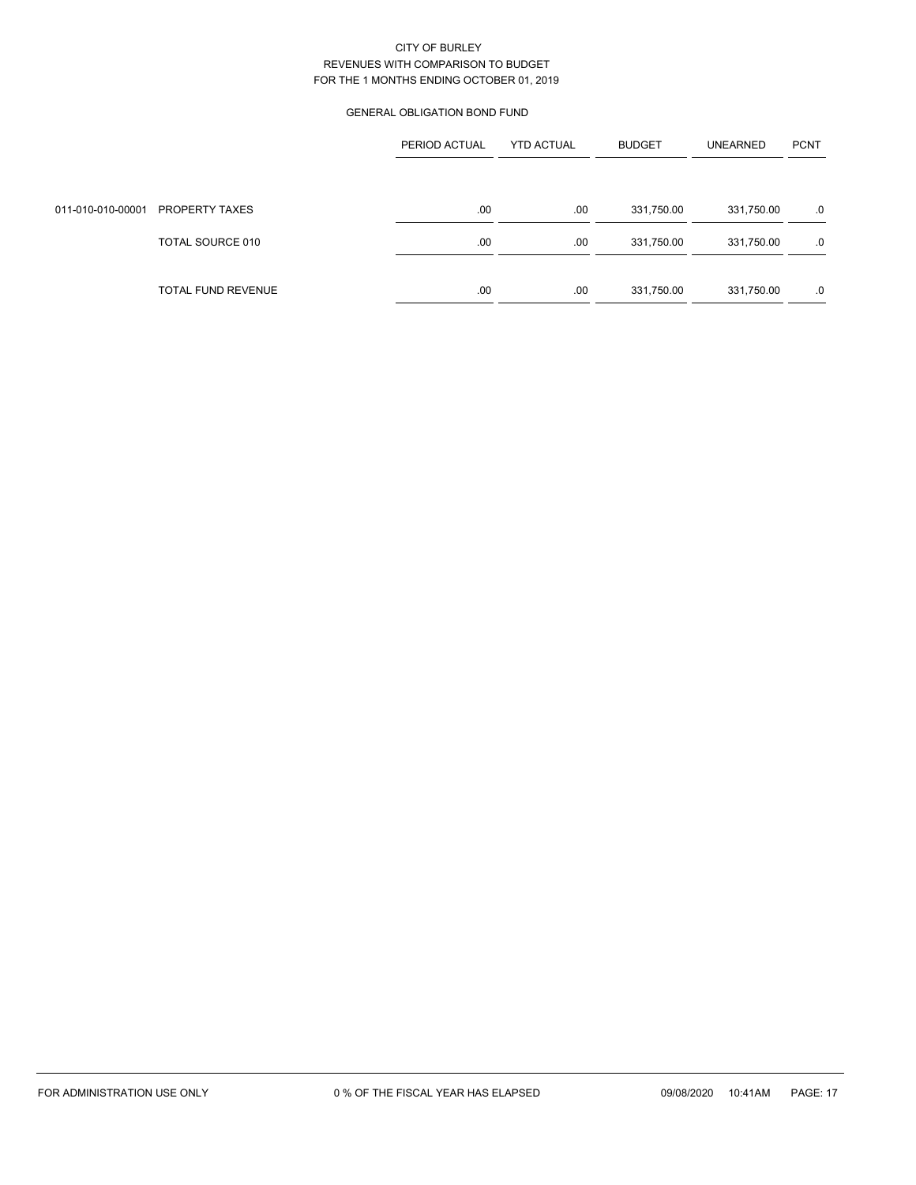CITY OF BURLEY
REVENUES WITH COMPARISON TO BUDGET
FOR THE 1 MONTHS ENDING OCTOBER 01, 2019

GENERAL OBLIGATION BOND FUND

| | | PERIOD ACTUAL | YTD ACTUAL | BUDGET | UNEARNED | PCNT |
|---|---|---|---|---|---|---|
| 011-010-010-00001 | PROPERTY TAXES | .00 | .00 | 331,750.00 | 331,750.00 | .0 |
| | TOTAL SOURCE 010 | .00 | .00 | 331,750.00 | 331,750.00 | .0 |
| | TOTAL FUND REVENUE | .00 | .00 | 331,750.00 | 331,750.00 | .0 |

FOR ADMINISTRATION USE ONLY    0 % OF THE FISCAL YEAR HAS ELAPSED    09/08/2020 10:41AM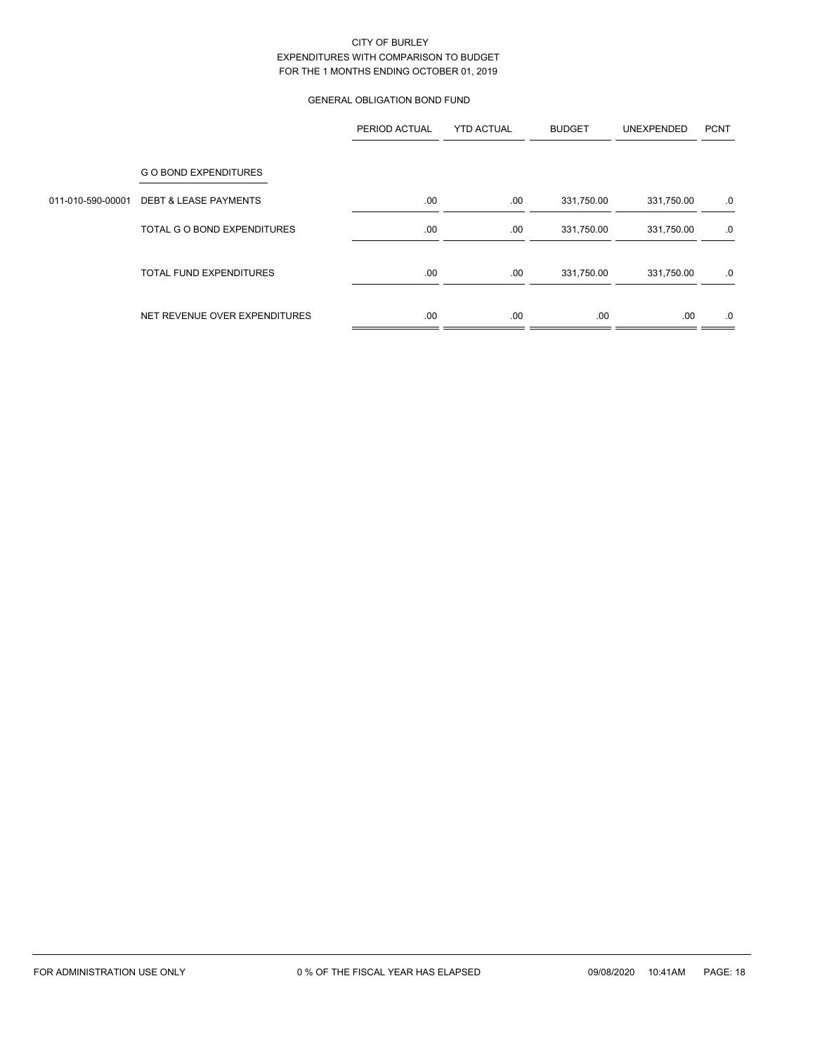CITY OF BURLEY
EXPENDITURES WITH COMPARISON TO BUDGET
FOR THE 1 MONTHS ENDING OCTOBER 01, 2019

GENERAL OBLIGATION BOND FUND

| | | PERIOD ACTUAL | YTD ACTUAL | BUDGET | UNEXPENDED | PCNT |
|---|---|---|---|---|---|---|
| | G O BOND EXPENDITURES | | | | | |
| 011-010-590-00001 | DEBT & LEASE PAYMENTS | .00 | .00 | 331,750.00 | 331,750.00 | .0 |
| | TOTAL G O BOND EXPENDITURES | .00 | .00 | 331,750.00 | 331,750.00 | .0 |
| | TOTAL FUND EXPENDITURES | .00 | .00 | 331,750.00 | 331,750.00 | .0 |
| | NET REVENUE OVER EXPENDITURES | .00 | .00 | .00 | .00 | .0 |

FOR ADMINISTRATION USE ONLY 0 % OF THE FISCAL YEAR HAS ELAPSED 09/08/2020 10:41AM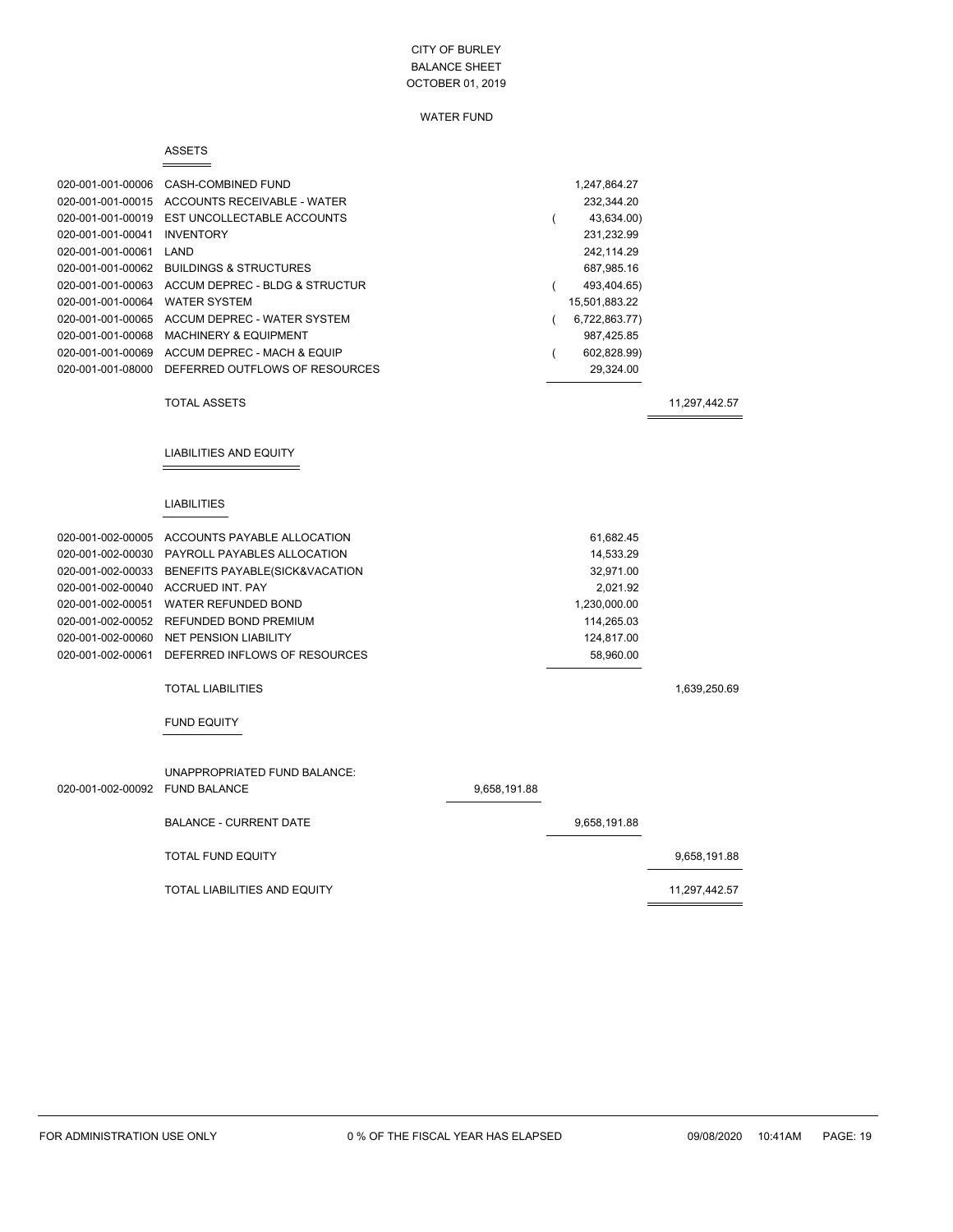# CITY OF BURLEY
## BALANCE SHEET
### OCTOBER 01, 2019

### WATER FUND

#### ASSETS

| Account | Description | | | |
|---|---|---|---|---|
| 020-001-001-00006 | CASH-COMBINED FUND | | 1,247,864.27 | |
| 020-001-001-00015 | ACCOUNTS RECEIVABLE - WATER | | 232,344.20 | |
| 020-001-001-00019 | EST UNCOLLECTABLE ACCOUNTS | | ( 43,634.00) | |
| 020-001-001-00041 | INVENTORY | | 231,232.99 | |
| 020-001-001-00061 | LAND | | 242,114.29 | |
| 020-001-001-00062 | BUILDINGS & STRUCTURES | | 687,985.16 | |
| 020-001-001-00063 | ACCUM DEPREC - BLDG & STRUCTUR | | ( 493,404.65) | |
| 020-001-001-00064 | WATER SYSTEM | | 15,501,883.22 | |
| 020-001-001-00065 | ACCUM DEPREC - WATER SYSTEM | | ( 6,722,863.77) | |
| 020-001-001-00068 | MACHINERY & EQUIPMENT | | 987,425.85 | |
| 020-001-001-00069 | ACCUM DEPREC - MACH & EQUIP | | ( 602,828.99) | |
| 020-001-001-08000 | DEFERRED OUTFLOWS OF RESOURCES | | 29,324.00 | |
| | TOTAL ASSETS | | | 11,297,442.57 |

#### LIABILITIES AND EQUITY

##### LIABILITIES

| Account | Description | | | |
|---|---|---|---|---|
| 020-001-002-00005 | ACCOUNTS PAYABLE ALLOCATION | | 61,682.45 | |
| 020-001-002-00030 | PAYROLL PAYABLES ALLOCATION | | 14,533.29 | |
| 020-001-002-00033 | BENEFITS PAYABLE(SICK&VACATION | | 32,971.00 | |
| 020-001-002-00040 | ACCRUED INT. PAY | | 2,021.92 | |
| 020-001-002-00051 | WATER REFUNDED BOND | | 1,230,000.00 | |
| 020-001-002-00052 | REFUNDED BOND PREMIUM | | 114,265.03 | |
| 020-001-002-00060 | NET PENSION LIABILITY | | 124,817.00 | |
| 020-001-002-00061 | DEFERRED INFLOWS OF RESOURCES | | 58,960.00 | |
| | TOTAL LIABILITIES | | | 1,639,250.69 |

##### FUND EQUITY

| Account | Description | | | |
|---|---|---|---|---|
| | UNAPPROPRIATED FUND BALANCE: | | | |
| 020-001-002-00092 | FUND BALANCE | 9,658,191.88 | | |
| | BALANCE - CURRENT DATE | | 9,658,191.88 | |
| | TOTAL FUND EQUITY | | | 9,658,191.88 |
| | TOTAL LIABILITIES AND EQUITY | | | 11,297,442.57 |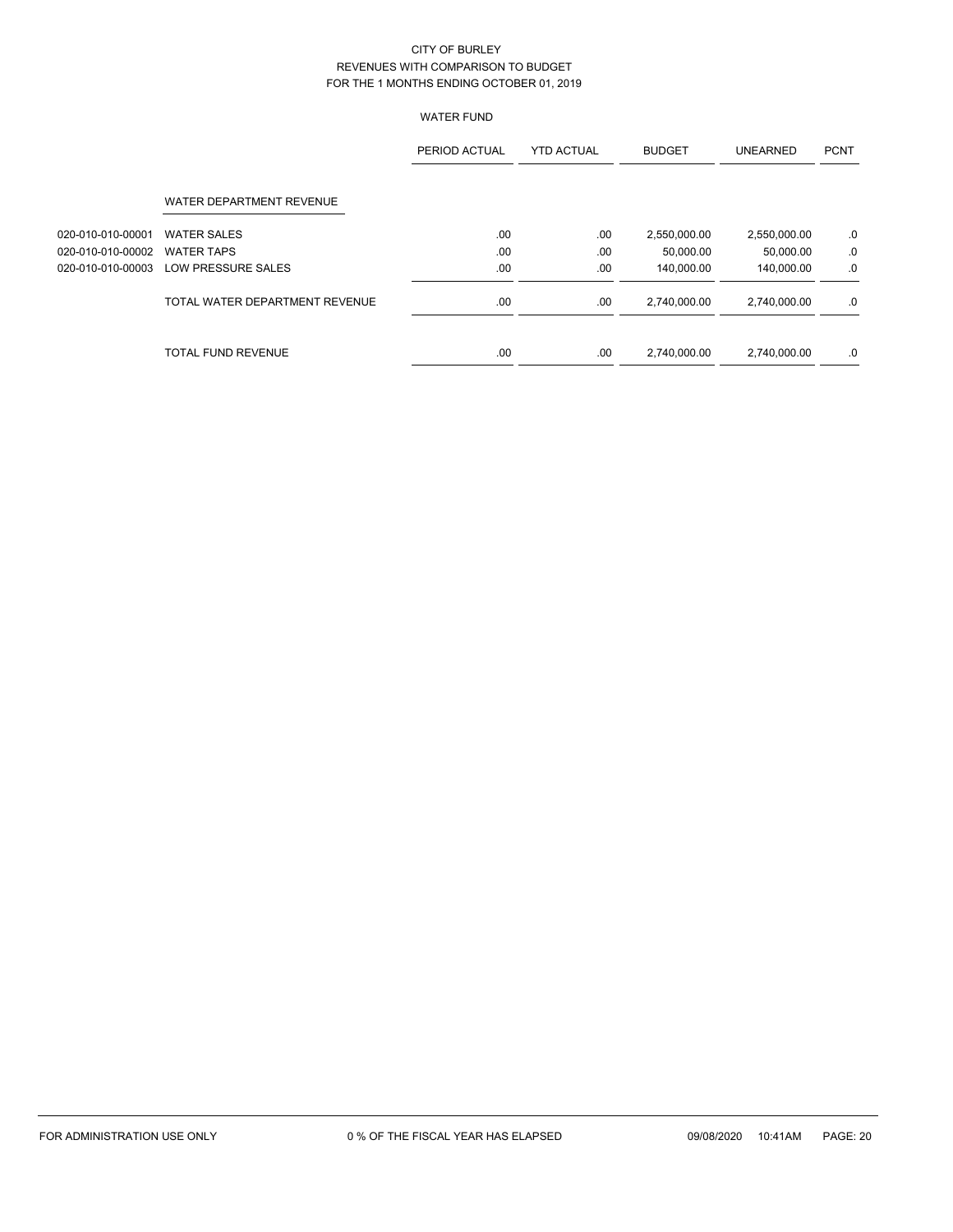# CITY OF BURLEY
## REVENUES WITH COMPARISON TO BUDGET
### FOR THE 1 MONTHS ENDING OCTOBER 01, 2019

#### WATER FUND

| | | PERIOD ACTUAL | YTD ACTUAL | BUDGET | UNEARNED | PCNT |
|---|---|---|---|---|---|---|
| | WATER DEPARTMENT REVENUE | | | | | |
| 020-010-010-00001 | WATER SALES | .00 | .00 | 2,550,000.00 | 2,550,000.00 | .0 |
| 020-010-010-00002 | WATER TAPS | .00 | .00 | 50,000.00 | 50,000.00 | .0 |
| 020-010-010-00003 | LOW PRESSURE SALES | .00 | .00 | 140,000.00 | 140,000.00 | .0 |
| | TOTAL WATER DEPARTMENT REVENUE | .00 | .00 | 2,740,000.00 | 2,740,000.00 | .0 |
| | TOTAL FUND REVENUE | .00 | .00 | 2,740,000.00 | 2,740,000.00 | .0 |

FOR ADMINISTRATION USE ONLY     0 % OF THE FISCAL YEAR HAS ELAPSED     09/08/2020 10:41AM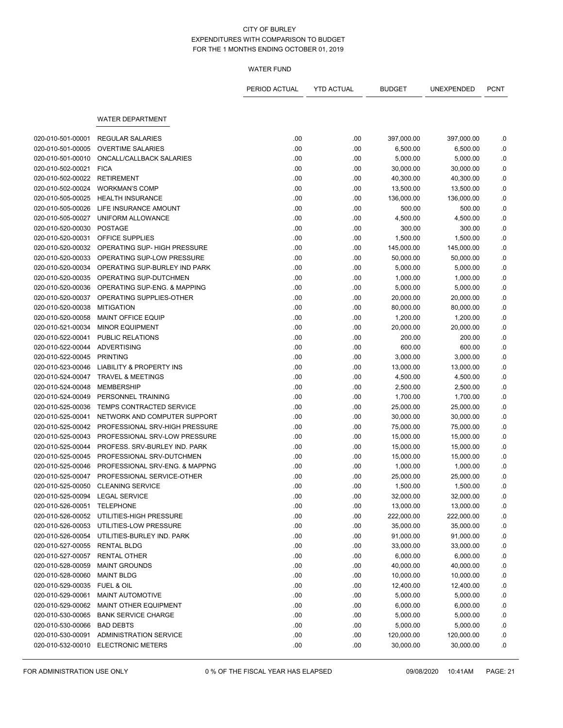# CITY OF BURLEY
## EXPENDITURES WITH COMPARISON TO BUDGET
### FOR THE 1 MONTHS ENDING OCTOBER 01, 2019

WATER FUND

| | | PERIOD ACTUAL | YTD ACTUAL | BUDGET | UNEXPENDED | PCNT |
|---|---|---|---|---|---|---|
| | **WATER DEPARTMENT** | | | | | |
| 020-010-501-00001 | REGULAR SALARIES | .00 | .00 | 397,000.00 | 397,000.00 | .0 |
| 020-010-501-00005 | OVERTIME SALARIES | .00 | .00 | 6,500.00 | 6,500.00 | .0 |
| 020-010-501-00010 | ONCALL/CALLBACK SALARIES | .00 | .00 | 5,000.00 | 5,000.00 | .0 |
| 020-010-502-00021 | FICA | .00 | .00 | 30,000.00 | 30,000.00 | .0 |
| 020-010-502-00022 | RETIREMENT | .00 | .00 | 40,300.00 | 40,300.00 | .0 |
| 020-010-502-00024 | WORKMAN'S COMP | .00 | .00 | 13,500.00 | 13,500.00 | .0 |
| 020-010-505-00025 | HEALTH INSURANCE | .00 | .00 | 136,000.00 | 136,000.00 | .0 |
| 020-010-505-00026 | LIFE INSURANCE AMOUNT | .00 | .00 | 500.00 | 500.00 | .0 |
| 020-010-505-00027 | UNIFORM ALLOWANCE | .00 | .00 | 4,500.00 | 4,500.00 | .0 |
| 020-010-520-00030 | POSTAGE | .00 | .00 | 300.00 | 300.00 | .0 |
| 020-010-520-00031 | OFFICE SUPPLIES | .00 | .00 | 1,500.00 | 1,500.00 | .0 |
| 020-010-520-00032 | OPERATING SUP- HIGH PRESSURE | .00 | .00 | 145,000.00 | 145,000.00 | .0 |
| 020-010-520-00033 | OPERATING SUP-LOW PRESSURE | .00 | .00 | 50,000.00 | 50,000.00 | .0 |
| 020-010-520-00034 | OPERATING SUP-BURLEY IND PARK | .00 | .00 | 5,000.00 | 5,000.00 | .0 |
| 020-010-520-00035 | OPERATING SUP-DUTCHMEN | .00 | .00 | 1,000.00 | 1,000.00 | .0 |
| 020-010-520-00036 | OPERATING SUP-ENG. & MAPPING | .00 | .00 | 5,000.00 | 5,000.00 | .0 |
| 020-010-520-00037 | OPERATING SUPPLIES-OTHER | .00 | .00 | 20,000.00 | 20,000.00 | .0 |
| 020-010-520-00038 | MITIGATION | .00 | .00 | 80,000.00 | 80,000.00 | .0 |
| 020-010-520-00058 | MAINT OFFICE EQUIP | .00 | .00 | 1,200.00 | 1,200.00 | .0 |
| 020-010-521-00034 | MINOR EQUIPMENT | .00 | .00 | 20,000.00 | 20,000.00 | .0 |
| 020-010-522-00041 | PUBLIC RELATIONS | .00 | .00 | 200.00 | 200.00 | .0 |
| 020-010-522-00044 | ADVERTISING | .00 | .00 | 600.00 | 600.00 | .0 |
| 020-010-522-00045 | PRINTING | .00 | .00 | 3,000.00 | 3,000.00 | .0 |
| 020-010-523-00046 | LIABILITY & PROPERTY INS | .00 | .00 | 13,000.00 | 13,000.00 | .0 |
| 020-010-524-00047 | TRAVEL & MEETINGS | .00 | .00 | 4,500.00 | 4,500.00 | .0 |
| 020-010-524-00048 | MEMBERSHIP | .00 | .00 | 2,500.00 | 2,500.00 | .0 |
| 020-010-524-00049 | PERSONNEL TRAINING | .00 | .00 | 1,700.00 | 1,700.00 | .0 |
| 020-010-525-00036 | TEMPS CONTRACTED SERVICE | .00 | .00 | 25,000.00 | 25,000.00 | .0 |
| 020-010-525-00041 | NETWORK AND COMPUTER SUPPORT | .00 | .00 | 30,000.00 | 30,000.00 | .0 |
| 020-010-525-00042 | PROFESSIONAL SRV-HIGH PRESSURE | .00 | .00 | 75,000.00 | 75,000.00 | .0 |
| 020-010-525-00043 | PROFESSIONAL SRV-LOW PRESSURE | .00 | .00 | 15,000.00 | 15,000.00 | .0 |
| 020-010-525-00044 | PROFESS. SRV-BURLEY IND. PARK | .00 | .00 | 15,000.00 | 15,000.00 | .0 |
| 020-010-525-00045 | PROFESSIONAL SRV-DUTCHMEN | .00 | .00 | 15,000.00 | 15,000.00 | .0 |
| 020-010-525-00046 | PROFESSIONAL SRV-ENG. & MAPPNG | .00 | .00 | 1,000.00 | 1,000.00 | .0 |
| 020-010-525-00047 | PROFESSIONAL SERVICE-OTHER | .00 | .00 | 25,000.00 | 25,000.00 | .0 |
| 020-010-525-00050 | CLEANING SERVICE | .00 | .00 | 1,500.00 | 1,500.00 | .0 |
| 020-010-525-00094 | LEGAL SERVICE | .00 | .00 | 32,000.00 | 32,000.00 | .0 |
| 020-010-526-00051 | TELEPHONE | .00 | .00 | 13,000.00 | 13,000.00 | .0 |
| 020-010-526-00052 | UTILITIES-HIGH PRESSURE | .00 | .00 | 222,000.00 | 222,000.00 | .0 |
| 020-010-526-00053 | UTILITIES-LOW PRESSURE | .00 | .00 | 35,000.00 | 35,000.00 | .0 |
| 020-010-526-00054 | UTILITIES-BURLEY IND. PARK | .00 | .00 | 91,000.00 | 91,000.00 | .0 |
| 020-010-527-00055 | RENTAL BLDG | .00 | .00 | 33,000.00 | 33,000.00 | .0 |
| 020-010-527-00057 | RENTAL OTHER | .00 | .00 | 6,000.00 | 6,000.00 | .0 |
| 020-010-528-00059 | MAINT GROUNDS | .00 | .00 | 40,000.00 | 40,000.00 | .0 |
| 020-010-528-00060 | MAINT BLDG | .00 | .00 | 10,000.00 | 10,000.00 | .0 |
| 020-010-529-00035 | FUEL & OIL | .00 | .00 | 12,400.00 | 12,400.00 | .0 |
| 020-010-529-00061 | MAINT AUTOMOTIVE | .00 | .00 | 5,000.00 | 5,000.00 | .0 |
| 020-010-529-00062 | MAINT OTHER EQUIPMENT | .00 | .00 | 6,000.00 | 6,000.00 | .0 |
| 020-010-530-00065 | BANK SERVICE CHARGE | .00 | .00 | 5,000.00 | 5,000.00 | .0 |
| 020-010-530-00066 | BAD DEBTS | .00 | .00 | 5,000.00 | 5,000.00 | .0 |
| 020-010-530-00091 | ADMINISTRATION SERVICE | .00 | .00 | 120,000.00 | 120,000.00 | .0 |
| 020-010-532-00010 | ELECTRONIC METERS | .00 | .00 | 30,000.00 | 30,000.00 | .0 |

FOR ADMINISTRATION USE ONLY — 0 % OF THE FISCAL YEAR HAS ELAPSED — 09/08/2020 10:41AM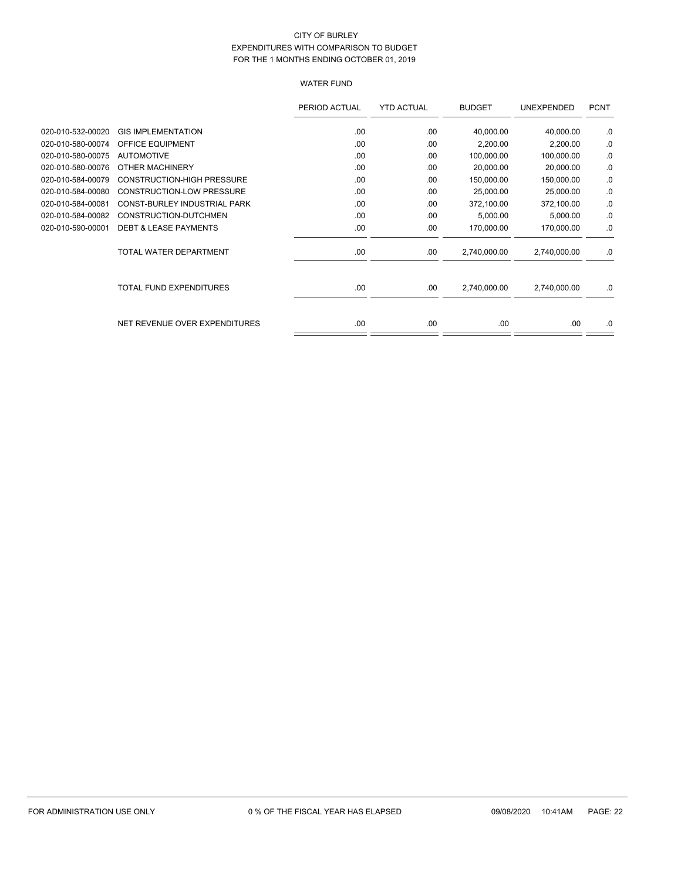CITY OF BURLEY
EXPENDITURES WITH COMPARISON TO BUDGET
FOR THE 1 MONTHS ENDING OCTOBER 01, 2019

WATER FUND

| | | PERIOD ACTUAL | YTD ACTUAL | BUDGET | UNEXPENDED | PCNT |
|---|---|---|---|---|---|---|
| 020-010-532-00020 | GIS IMPLEMENTATION | .00 | .00 | 40,000.00 | 40,000.00 | .0 |
| 020-010-580-00074 | OFFICE EQUIPMENT | .00 | .00 | 2,200.00 | 2,200.00 | .0 |
| 020-010-580-00075 | AUTOMOTIVE | .00 | .00 | 100,000.00 | 100,000.00 | .0 |
| 020-010-580-00076 | OTHER MACHINERY | .00 | .00 | 20,000.00 | 20,000.00 | .0 |
| 020-010-584-00079 | CONSTRUCTION-HIGH PRESSURE | .00 | .00 | 150,000.00 | 150,000.00 | .0 |
| 020-010-584-00080 | CONSTRUCTION-LOW PRESSURE | .00 | .00 | 25,000.00 | 25,000.00 | .0 |
| 020-010-584-00081 | CONST-BURLEY INDUSTRIAL PARK | .00 | .00 | 372,100.00 | 372,100.00 | .0 |
| 020-010-584-00082 | CONSTRUCTION-DUTCHMEN | .00 | .00 | 5,000.00 | 5,000.00 | .0 |
| 020-010-590-00001 | DEBT & LEASE PAYMENTS | .00 | .00 | 170,000.00 | 170,000.00 | .0 |
| | TOTAL WATER DEPARTMENT | .00 | .00 | 2,740,000.00 | 2,740,000.00 | .0 |
| | TOTAL FUND EXPENDITURES | .00 | .00 | 2,740,000.00 | 2,740,000.00 | .0 |
| | NET REVENUE OVER EXPENDITURES | .00 | .00 | .00 | .00 | .0 |

FOR ADMINISTRATION USE ONLY — 0 % OF THE FISCAL YEAR HAS ELAPSED — 09/08/2020 10:41AM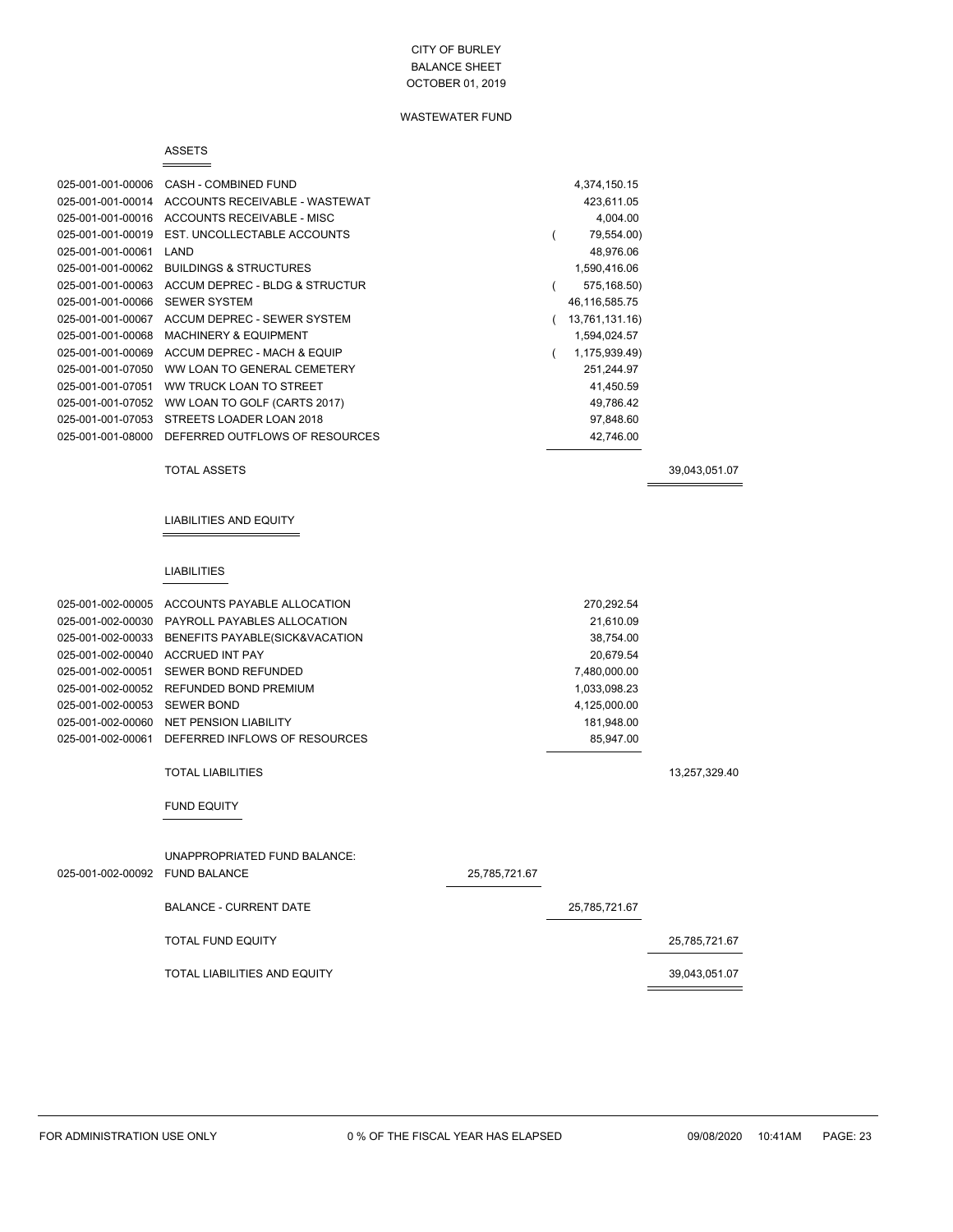# CITY OF BURLEY

## BALANCE SHEET

### OCTOBER 01, 2019

### WASTEWATER FUND

#### ASSETS

| Account | Description | | Amount | Total |
|---|---|---|---|---|
| 025-001-001-00006 | CASH - COMBINED FUND | | 4,374,150.15 | |
| 025-001-001-00014 | ACCOUNTS RECEIVABLE - WASTEWAT | | 423,611.05 | |
| 025-001-001-00016 | ACCOUNTS RECEIVABLE - MISC | | 4,004.00 | |
| 025-001-001-00019 | EST. UNCOLLECTABLE ACCOUNTS | | ( 79,554.00) | |
| 025-001-001-00061 | LAND | | 48,976.06 | |
| 025-001-001-00062 | BUILDINGS & STRUCTURES | | 1,590,416.06 | |
| 025-001-001-00063 | ACCUM DEPREC - BLDG & STRUCTUR | | ( 575,168.50) | |
| 025-001-001-00066 | SEWER SYSTEM | | 46,116,585.75 | |
| 025-001-001-00067 | ACCUM DEPREC - SEWER SYSTEM | | ( 13,761,131.16) | |
| 025-001-001-00068 | MACHINERY & EQUIPMENT | | 1,594,024.57 | |
| 025-001-001-00069 | ACCUM DEPREC - MACH & EQUIP | | ( 1,175,939.49) | |
| 025-001-001-07050 | WW LOAN TO GENERAL CEMETERY | | 251,244.97 | |
| 025-001-001-07051 | WW TRUCK LOAN TO STREET | | 41,450.59 | |
| 025-001-001-07052 | WW LOAN TO GOLF (CARTS 2017) | | 49,786.42 | |
| 025-001-001-07053 | STREETS LOADER LOAN 2018 | | 97,848.60 | |
| 025-001-001-08000 | DEFERRED OUTFLOWS OF RESOURCES | | 42,746.00 | |
| | TOTAL ASSETS | | | 39,043,051.07 |

#### LIABILITIES AND EQUITY

##### LIABILITIES

| Account | Description | | Amount | Total |
|---|---|---|---|---|
| 025-001-002-00005 | ACCOUNTS PAYABLE ALLOCATION | | 270,292.54 | |
| 025-001-002-00030 | PAYROLL PAYABLES ALLOCATION | | 21,610.09 | |
| 025-001-002-00033 | BENEFITS PAYABLE(SICK&VACATION | | 38,754.00 | |
| 025-001-002-00040 | ACCRUED INT PAY | | 20,679.54 | |
| 025-001-002-00051 | SEWER BOND REFUNDED | | 7,480,000.00 | |
| 025-001-002-00052 | REFUNDED BOND PREMIUM | | 1,033,098.23 | |
| 025-001-002-00053 | SEWER BOND | | 4,125,000.00 | |
| 025-001-002-00060 | NET PENSION LIABILITY | | 181,948.00 | |
| 025-001-002-00061 | DEFERRED INFLOWS OF RESOURCES | | 85,947.00 | |
| | TOTAL LIABILITIES | | | 13,257,329.40 |

##### FUND EQUITY

| Account | Description | | Amount | Total |
|---|---|---|---|---|
| | UNAPPROPRIATED FUND BALANCE: | | | |
| 025-001-002-00092 | FUND BALANCE | 25,785,721.67 | | |
| | BALANCE - CURRENT DATE | | 25,785,721.67 | |
| | TOTAL FUND EQUITY | | | 25,785,721.67 |
| | TOTAL LIABILITIES AND EQUITY | | | 39,043,051.07 |

FOR ADMINISTRATION USE ONLY 0 % OF THE FISCAL YEAR HAS ELAPSED 09/08/2020 10:41AM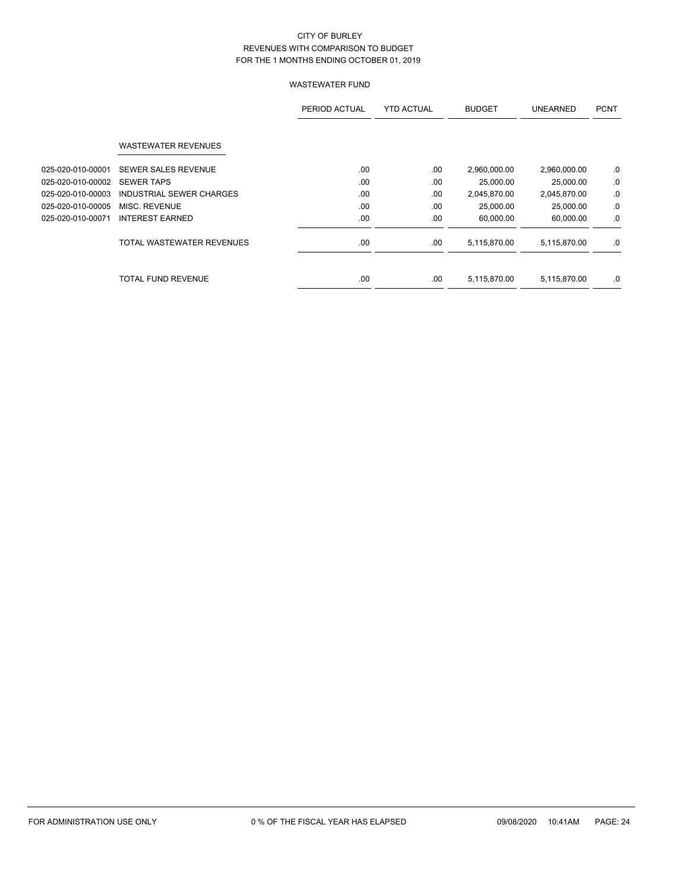CITY OF BURLEY
REVENUES WITH COMPARISON TO BUDGET
FOR THE 1 MONTHS ENDING OCTOBER 01, 2019

WASTEWATER FUND

| | | PERIOD ACTUAL | YTD ACTUAL | BUDGET | UNEARNED | PCNT |
|---|---|---|---|---|---|---|
| | WASTEWATER REVENUES | | | | | |
| 025-020-010-00001 | SEWER SALES REVENUE | .00 | .00 | 2,960,000.00 | 2,960,000.00 | .0 |
| 025-020-010-00002 | SEWER TAPS | .00 | .00 | 25,000.00 | 25,000.00 | .0 |
| 025-020-010-00003 | INDUSTRIAL SEWER CHARGES | .00 | .00 | 2,045,870.00 | 2,045,870.00 | .0 |
| 025-020-010-00005 | MISC. REVENUE | .00 | .00 | 25,000.00 | 25,000.00 | .0 |
| 025-020-010-00071 | INTEREST EARNED | .00 | .00 | 60,000.00 | 60,000.00 | .0 |
| | TOTAL WASTEWATER REVENUES | .00 | .00 | 5,115,870.00 | 5,115,870.00 | .0 |
| | TOTAL FUND REVENUE | .00 | .00 | 5,115,870.00 | 5,115,870.00 | .0 |

FOR ADMINISTRATION USE ONLY — 0 % OF THE FISCAL YEAR HAS ELAPSED — 09/08/2020 10:41AM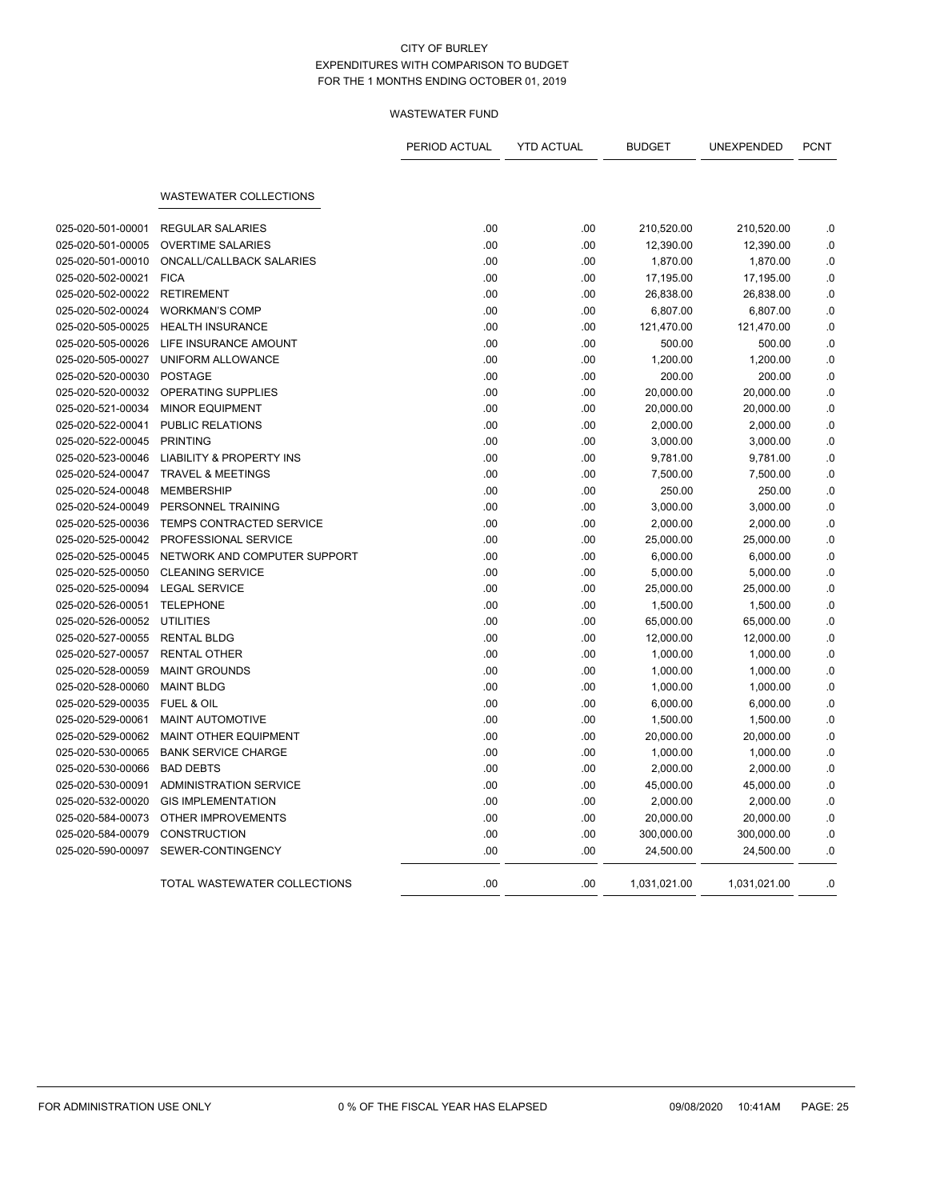CITY OF BURLEY
EXPENDITURES WITH COMPARISON TO BUDGET
FOR THE 1 MONTHS ENDING OCTOBER 01, 2019

WASTEWATER FUND

| | | PERIOD ACTUAL | YTD ACTUAL | BUDGET | UNEXPENDED | PCNT |
|---|---|---|---|---|---|---|
| | **WASTEWATER COLLECTIONS** | | | | | |
| 025-020-501-00001 | REGULAR SALARIES | .00 | .00 | 210,520.00 | 210,520.00 | .0 |
| 025-020-501-00005 | OVERTIME SALARIES | .00 | .00 | 12,390.00 | 12,390.00 | .0 |
| 025-020-501-00010 | ONCALL/CALLBACK SALARIES | .00 | .00 | 1,870.00 | 1,870.00 | .0 |
| 025-020-502-00021 | FICA | .00 | .00 | 17,195.00 | 17,195.00 | .0 |
| 025-020-502-00022 | RETIREMENT | .00 | .00 | 26,838.00 | 26,838.00 | .0 |
| 025-020-502-00024 | WORKMAN'S COMP | .00 | .00 | 6,807.00 | 6,807.00 | .0 |
| 025-020-505-00025 | HEALTH INSURANCE | .00 | .00 | 121,470.00 | 121,470.00 | .0 |
| 025-020-505-00026 | LIFE INSURANCE AMOUNT | .00 | .00 | 500.00 | 500.00 | .0 |
| 025-020-505-00027 | UNIFORM ALLOWANCE | .00 | .00 | 1,200.00 | 1,200.00 | .0 |
| 025-020-520-00030 | POSTAGE | .00 | .00 | 200.00 | 200.00 | .0 |
| 025-020-520-00032 | OPERATING SUPPLIES | .00 | .00 | 20,000.00 | 20,000.00 | .0 |
| 025-020-521-00034 | MINOR EQUIPMENT | .00 | .00 | 20,000.00 | 20,000.00 | .0 |
| 025-020-522-00041 | PUBLIC RELATIONS | .00 | .00 | 2,000.00 | 2,000.00 | .0 |
| 025-020-522-00045 | PRINTING | .00 | .00 | 3,000.00 | 3,000.00 | .0 |
| 025-020-523-00046 | LIABILITY & PROPERTY INS | .00 | .00 | 9,781.00 | 9,781.00 | .0 |
| 025-020-524-00047 | TRAVEL & MEETINGS | .00 | .00 | 7,500.00 | 7,500.00 | .0 |
| 025-020-524-00048 | MEMBERSHIP | .00 | .00 | 250.00 | 250.00 | .0 |
| 025-020-524-00049 | PERSONNEL TRAINING | .00 | .00 | 3,000.00 | 3,000.00 | .0 |
| 025-020-525-00036 | TEMPS CONTRACTED SERVICE | .00 | .00 | 2,000.00 | 2,000.00 | .0 |
| 025-020-525-00042 | PROFESSIONAL SERVICE | .00 | .00 | 25,000.00 | 25,000.00 | .0 |
| 025-020-525-00045 | NETWORK AND COMPUTER SUPPORT | .00 | .00 | 6,000.00 | 6,000.00 | .0 |
| 025-020-525-00050 | CLEANING SERVICE | .00 | .00 | 5,000.00 | 5,000.00 | .0 |
| 025-020-525-00094 | LEGAL SERVICE | .00 | .00 | 25,000.00 | 25,000.00 | .0 |
| 025-020-526-00051 | TELEPHONE | .00 | .00 | 1,500.00 | 1,500.00 | .0 |
| 025-020-526-00052 | UTILITIES | .00 | .00 | 65,000.00 | 65,000.00 | .0 |
| 025-020-527-00055 | RENTAL BLDG | .00 | .00 | 12,000.00 | 12,000.00 | .0 |
| 025-020-527-00057 | RENTAL OTHER | .00 | .00 | 1,000.00 | 1,000.00 | .0 |
| 025-020-528-00059 | MAINT GROUNDS | .00 | .00 | 1,000.00 | 1,000.00 | .0 |
| 025-020-528-00060 | MAINT BLDG | .00 | .00 | 1,000.00 | 1,000.00 | .0 |
| 025-020-529-00035 | FUEL & OIL | .00 | .00 | 6,000.00 | 6,000.00 | .0 |
| 025-020-529-00061 | MAINT AUTOMOTIVE | .00 | .00 | 1,500.00 | 1,500.00 | .0 |
| 025-020-529-00062 | MAINT OTHER EQUIPMENT | .00 | .00 | 20,000.00 | 20,000.00 | .0 |
| 025-020-530-00065 | BANK SERVICE CHARGE | .00 | .00 | 1,000.00 | 1,000.00 | .0 |
| 025-020-530-00066 | BAD DEBTS | .00 | .00 | 2,000.00 | 2,000.00 | .0 |
| 025-020-530-00091 | ADMINISTRATION SERVICE | .00 | .00 | 45,000.00 | 45,000.00 | .0 |
| 025-020-532-00020 | GIS IMPLEMENTATION | .00 | .00 | 2,000.00 | 2,000.00 | .0 |
| 025-020-584-00073 | OTHER IMPROVEMENTS | .00 | .00 | 20,000.00 | 20,000.00 | .0 |
| 025-020-584-00079 | CONSTRUCTION | .00 | .00 | 300,000.00 | 300,000.00 | .0 |
| 025-020-590-00097 | SEWER-CONTINGENCY | .00 | .00 | 24,500.00 | 24,500.00 | .0 |
| | TOTAL WASTEWATER COLLECTIONS | .00 | .00 | 1,031,021.00 | 1,031,021.00 | .0 |

FOR ADMINISTRATION USE ONLY    0 % OF THE FISCAL YEAR HAS ELAPSED    09/08/2020 10:41AM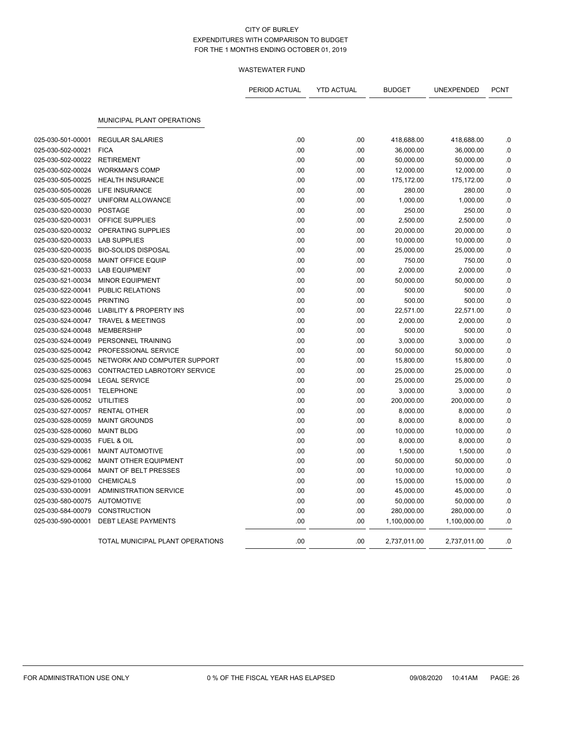CITY OF BURLEY
EXPENDITURES WITH COMPARISON TO BUDGET
FOR THE 1 MONTHS ENDING OCTOBER 01, 2019

WASTEWATER FUND

| | | PERIOD ACTUAL | YTD ACTUAL | BUDGET | UNEXPENDED | PCNT |
|---|---|---|---|---|---|---|
| | MUNICIPAL PLANT OPERATIONS | | | | | |
| 025-030-501-00001 | REGULAR SALARIES | .00 | .00 | 418,688.00 | 418,688.00 | .0 |
| 025-030-502-00021 | FICA | .00 | .00 | 36,000.00 | 36,000.00 | .0 |
| 025-030-502-00022 | RETIREMENT | .00 | .00 | 50,000.00 | 50,000.00 | .0 |
| 025-030-502-00024 | WORKMAN'S COMP | .00 | .00 | 12,000.00 | 12,000.00 | .0 |
| 025-030-505-00025 | HEALTH INSURANCE | .00 | .00 | 175,172.00 | 175,172.00 | .0 |
| 025-030-505-00026 | LIFE INSURANCE | .00 | .00 | 280.00 | 280.00 | .0 |
| 025-030-505-00027 | UNIFORM ALLOWANCE | .00 | .00 | 1,000.00 | 1,000.00 | .0 |
| 025-030-520-00030 | POSTAGE | .00 | .00 | 250.00 | 250.00 | .0 |
| 025-030-520-00031 | OFFICE SUPPLIES | .00 | .00 | 2,500.00 | 2,500.00 | .0 |
| 025-030-520-00032 | OPERATING SUPPLIES | .00 | .00 | 20,000.00 | 20,000.00 | .0 |
| 025-030-520-00033 | LAB SUPPLIES | .00 | .00 | 10,000.00 | 10,000.00 | .0 |
| 025-030-520-00035 | BIO-SOLIDS DISPOSAL | .00 | .00 | 25,000.00 | 25,000.00 | .0 |
| 025-030-520-00058 | MAINT OFFICE EQUIP | .00 | .00 | 750.00 | 750.00 | .0 |
| 025-030-521-00033 | LAB EQUIPMENT | .00 | .00 | 2,000.00 | 2,000.00 | .0 |
| 025-030-521-00034 | MINOR EQUIPMENT | .00 | .00 | 50,000.00 | 50,000.00 | .0 |
| 025-030-522-00041 | PUBLIC RELATIONS | .00 | .00 | 500.00 | 500.00 | .0 |
| 025-030-522-00045 | PRINTING | .00 | .00 | 500.00 | 500.00 | .0 |
| 025-030-523-00046 | LIABILITY & PROPERTY INS | .00 | .00 | 22,571.00 | 22,571.00 | .0 |
| 025-030-524-00047 | TRAVEL & MEETINGS | .00 | .00 | 2,000.00 | 2,000.00 | .0 |
| 025-030-524-00048 | MEMBERSHIP | .00 | .00 | 500.00 | 500.00 | .0 |
| 025-030-524-00049 | PERSONNEL TRAINING | .00 | .00 | 3,000.00 | 3,000.00 | .0 |
| 025-030-525-00042 | PROFESSIONAL SERVICE | .00 | .00 | 50,000.00 | 50,000.00 | .0 |
| 025-030-525-00045 | NETWORK AND COMPUTER SUPPORT | .00 | .00 | 15,800.00 | 15,800.00 | .0 |
| 025-030-525-00063 | CONTRACTED LABROTORY SERVICE | .00 | .00 | 25,000.00 | 25,000.00 | .0 |
| 025-030-525-00094 | LEGAL SERVICE | .00 | .00 | 25,000.00 | 25,000.00 | .0 |
| 025-030-526-00051 | TELEPHONE | .00 | .00 | 3,000.00 | 3,000.00 | .0 |
| 025-030-526-00052 | UTILITIES | .00 | .00 | 200,000.00 | 200,000.00 | .0 |
| 025-030-527-00057 | RENTAL OTHER | .00 | .00 | 8,000.00 | 8,000.00 | .0 |
| 025-030-528-00059 | MAINT GROUNDS | .00 | .00 | 8,000.00 | 8,000.00 | .0 |
| 025-030-528-00060 | MAINT BLDG | .00 | .00 | 10,000.00 | 10,000.00 | .0 |
| 025-030-529-00035 | FUEL & OIL | .00 | .00 | 8,000.00 | 8,000.00 | .0 |
| 025-030-529-00061 | MAINT AUTOMOTIVE | .00 | .00 | 1,500.00 | 1,500.00 | .0 |
| 025-030-529-00062 | MAINT OTHER EQUIPMENT | .00 | .00 | 50,000.00 | 50,000.00 | .0 |
| 025-030-529-00064 | MAINT OF BELT PRESSES | .00 | .00 | 10,000.00 | 10,000.00 | .0 |
| 025-030-529-01000 | CHEMICALS | .00 | .00 | 15,000.00 | 15,000.00 | .0 |
| 025-030-530-00091 | ADMINISTRATION SERVICE | .00 | .00 | 45,000.00 | 45,000.00 | .0 |
| 025-030-580-00075 | AUTOMOTIVE | .00 | .00 | 50,000.00 | 50,000.00 | .0 |
| 025-030-584-00079 | CONSTRUCTION | .00 | .00 | 280,000.00 | 280,000.00 | .0 |
| 025-030-590-00001 | DEBT LEASE PAYMENTS | .00 | .00 | 1,100,000.00 | 1,100,000.00 | .0 |
| | TOTAL MUNICIPAL PLANT OPERATIONS | .00 | .00 | 2,737,011.00 | 2,737,011.00 | .0 |

FOR ADMINISTRATION USE ONLY — 0 % OF THE FISCAL YEAR HAS ELAPSED — 09/08/2020 10:41AM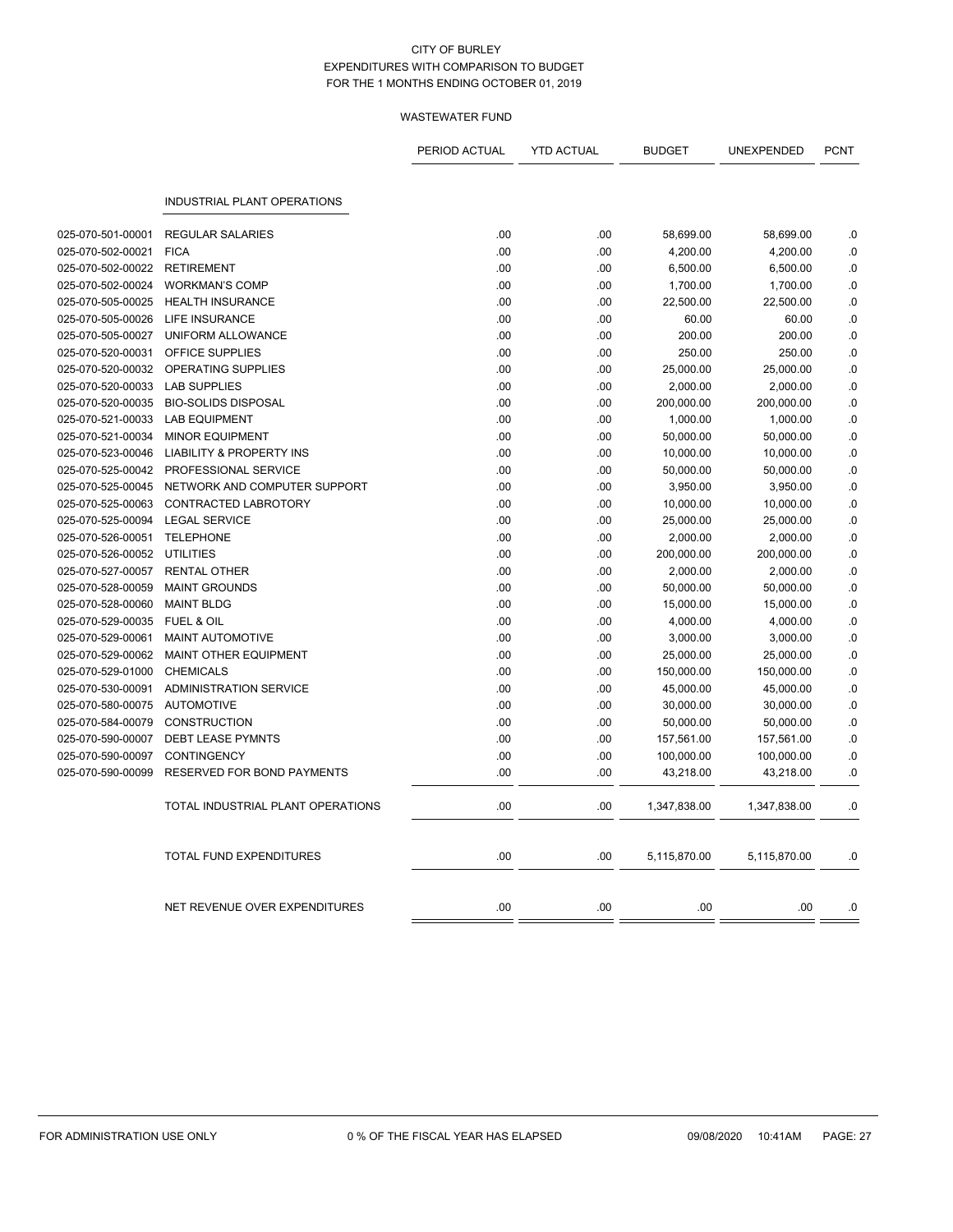CITY OF BURLEY
EXPENDITURES WITH COMPARISON TO BUDGET
FOR THE 1 MONTHS ENDING OCTOBER 01, 2019

WASTEWATER FUND

| | | PERIOD ACTUAL | YTD ACTUAL | BUDGET | UNEXPENDED | PCNT |
|---|---|---|---|---|---|---|
| | INDUSTRIAL PLANT OPERATIONS | | | | | |
| 025-070-501-00001 | REGULAR SALARIES | .00 | .00 | 58,699.00 | 58,699.00 | .0 |
| 025-070-502-00021 | FICA | .00 | .00 | 4,200.00 | 4,200.00 | .0 |
| 025-070-502-00022 | RETIREMENT | .00 | .00 | 6,500.00 | 6,500.00 | .0 |
| 025-070-502-00024 | WORKMAN'S COMP | .00 | .00 | 1,700.00 | 1,700.00 | .0 |
| 025-070-505-00025 | HEALTH INSURANCE | .00 | .00 | 22,500.00 | 22,500.00 | .0 |
| 025-070-505-00026 | LIFE INSURANCE | .00 | .00 | 60.00 | 60.00 | .0 |
| 025-070-505-00027 | UNIFORM ALLOWANCE | .00 | .00 | 200.00 | 200.00 | .0 |
| 025-070-520-00031 | OFFICE SUPPLIES | .00 | .00 | 250.00 | 250.00 | .0 |
| 025-070-520-00032 | OPERATING SUPPLIES | .00 | .00 | 25,000.00 | 25,000.00 | .0 |
| 025-070-520-00033 | LAB SUPPLIES | .00 | .00 | 2,000.00 | 2,000.00 | .0 |
| 025-070-520-00035 | BIO-SOLIDS DISPOSAL | .00 | .00 | 200,000.00 | 200,000.00 | .0 |
| 025-070-521-00033 | LAB EQUIPMENT | .00 | .00 | 1,000.00 | 1,000.00 | .0 |
| 025-070-521-00034 | MINOR EQUIPMENT | .00 | .00 | 50,000.00 | 50,000.00 | .0 |
| 025-070-523-00046 | LIABILITY & PROPERTY INS | .00 | .00 | 10,000.00 | 10,000.00 | .0 |
| 025-070-525-00042 | PROFESSIONAL SERVICE | .00 | .00 | 50,000.00 | 50,000.00 | .0 |
| 025-070-525-00045 | NETWORK AND COMPUTER SUPPORT | .00 | .00 | 3,950.00 | 3,950.00 | .0 |
| 025-070-525-00063 | CONTRACTED LABROTORY | .00 | .00 | 10,000.00 | 10,000.00 | .0 |
| 025-070-525-00094 | LEGAL SERVICE | .00 | .00 | 25,000.00 | 25,000.00 | .0 |
| 025-070-526-00051 | TELEPHONE | .00 | .00 | 2,000.00 | 2,000.00 | .0 |
| 025-070-526-00052 | UTILITIES | .00 | .00 | 200,000.00 | 200,000.00 | .0 |
| 025-070-527-00057 | RENTAL OTHER | .00 | .00 | 2,000.00 | 2,000.00 | .0 |
| 025-070-528-00059 | MAINT GROUNDS | .00 | .00 | 50,000.00 | 50,000.00 | .0 |
| 025-070-528-00060 | MAINT BLDG | .00 | .00 | 15,000.00 | 15,000.00 | .0 |
| 025-070-529-00035 | FUEL & OIL | .00 | .00 | 4,000.00 | 4,000.00 | .0 |
| 025-070-529-00061 | MAINT AUTOMOTIVE | .00 | .00 | 3,000.00 | 3,000.00 | .0 |
| 025-070-529-00062 | MAINT OTHER EQUIPMENT | .00 | .00 | 25,000.00 | 25,000.00 | .0 |
| 025-070-529-01000 | CHEMICALS | .00 | .00 | 150,000.00 | 150,000.00 | .0 |
| 025-070-530-00091 | ADMINISTRATION SERVICE | .00 | .00 | 45,000.00 | 45,000.00 | .0 |
| 025-070-580-00075 | AUTOMOTIVE | .00 | .00 | 30,000.00 | 30,000.00 | .0 |
| 025-070-584-00079 | CONSTRUCTION | .00 | .00 | 50,000.00 | 50,000.00 | .0 |
| 025-070-590-00007 | DEBT LEASE PYMNTS | .00 | .00 | 157,561.00 | 157,561.00 | .0 |
| 025-070-590-00097 | CONTINGENCY | .00 | .00 | 100,000.00 | 100,000.00 | .0 |
| 025-070-590-00099 | RESERVED FOR BOND PAYMENTS | .00 | .00 | 43,218.00 | 43,218.00 | .0 |
| | TOTAL INDUSTRIAL PLANT OPERATIONS | .00 | .00 | 1,347,838.00 | 1,347,838.00 | .0 |
| | TOTAL FUND EXPENDITURES | .00 | .00 | 5,115,870.00 | 5,115,870.00 | .0 |
| | NET REVENUE OVER EXPENDITURES | .00 | .00 | .00 | .00 | .0 |

FOR ADMINISTRATION USE ONLY　　0 % OF THE FISCAL YEAR HAS ELAPSED　　09/08/2020　10:41AM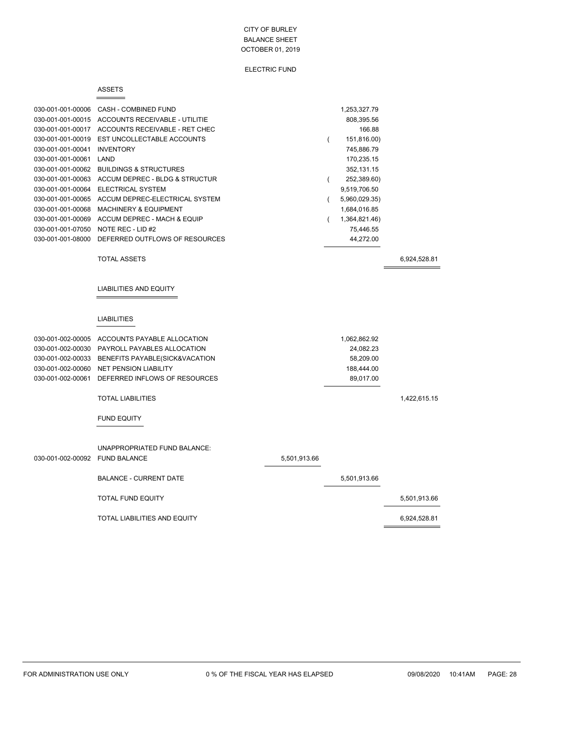CITY OF BURLEY
BALANCE SHEET
OCTOBER 01, 2019

ELECTRIC FUND

## ASSETS

| Account | Description | | | |
|---|---|---|---|---|
| 030-001-001-00006 | CASH - COMBINED FUND | | 1,253,327.79 | |
| 030-001-001-00015 | ACCOUNTS RECEIVABLE - UTILITIE | | 808,395.56 | |
| 030-001-001-00017 | ACCOUNTS RECEIVABLE - RET CHEC | | 166.88 | |
| 030-001-001-00019 | EST UNCOLLECTABLE ACCOUNTS | | ( 151,816.00) | |
| 030-001-001-00041 | INVENTORY | | 745,886.79 | |
| 030-001-001-00061 | LAND | | 170,235.15 | |
| 030-001-001-00062 | BUILDINGS & STRUCTURES | | 352,131.15 | |
| 030-001-001-00063 | ACCUM DEPREC - BLDG & STRUCTUR | | ( 252,389.60) | |
| 030-001-001-00064 | ELECTRICAL SYSTEM | | 9,519,706.50 | |
| 030-001-001-00065 | ACCUM DEPREC-ELECTRICAL SYSTEM | | ( 5,960,029.35) | |
| 030-001-001-00068 | MACHINERY & EQUIPMENT | | 1,684,016.85 | |
| 030-001-001-00069 | ACCUM DEPREC - MACH & EQUIP | | ( 1,364,821.46) | |
| 030-001-001-07050 | NOTE REC - LID #2 | | 75,446.55 | |
| 030-001-001-08000 | DEFERRED OUTFLOWS OF RESOURCES | | 44,272.00 | |
| | TOTAL ASSETS | | | 6,924,528.81 |

## LIABILITIES AND EQUITY

### LIABILITIES

| Account | Description | | | |
|---|---|---|---|---|
| 030-001-002-00005 | ACCOUNTS PAYABLE ALLOCATION | | 1,062,862.92 | |
| 030-001-002-00030 | PAYROLL PAYABLES ALLOCATION | | 24,082.23 | |
| 030-001-002-00033 | BENEFITS PAYABLE(SICK&VACATION | | 58,209.00 | |
| 030-001-002-00060 | NET PENSION LIABILITY | | 188,444.00 | |
| 030-001-002-00061 | DEFERRED INFLOWS OF RESOURCES | | 89,017.00 | |
| | TOTAL LIABILITIES | | | 1,422,615.15 |

### FUND EQUITY

| Account | Description | | | |
|---|---|---|---|---|
| | UNAPPROPRIATED FUND BALANCE: | | | |
| 030-001-002-00092 | FUND BALANCE | 5,501,913.66 | | |
| | BALANCE - CURRENT DATE | | 5,501,913.66 | |
| | TOTAL FUND EQUITY | | | 5,501,913.66 |
| | TOTAL LIABILITIES AND EQUITY | | | 6,924,528.81 |

FOR ADMINISTRATION USE ONLY 0 % OF THE FISCAL YEAR HAS ELAPSED 09/08/2020 10:41AM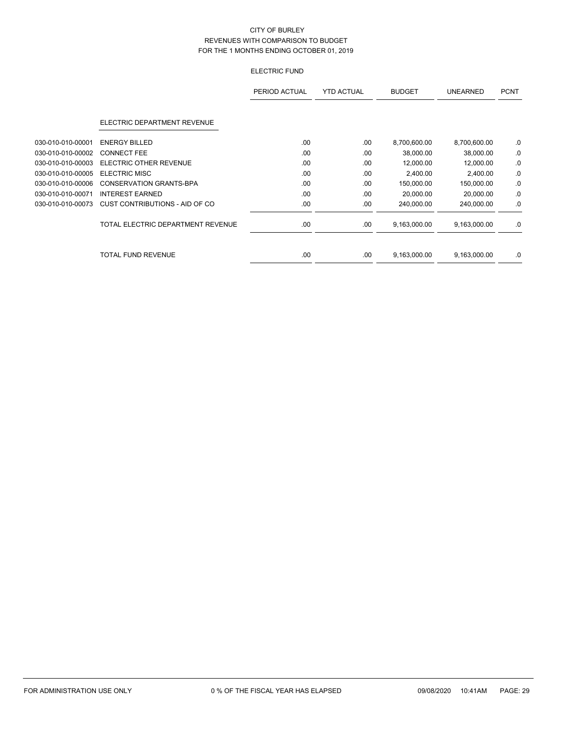CITY OF BURLEY
REVENUES WITH COMPARISON TO BUDGET
FOR THE 1 MONTHS ENDING OCTOBER 01, 2019

ELECTRIC FUND

| | | PERIOD ACTUAL | YTD ACTUAL | BUDGET | UNEARNED | PCNT |
|---|---|---|---|---|---|---|
| | **ELECTRIC DEPARTMENT REVENUE** | | | | | |
| 030-010-010-00001 | ENERGY BILLED | .00 | .00 | 8,700,600.00 | 8,700,600.00 | .0 |
| 030-010-010-00002 | CONNECT FEE | .00 | .00 | 38,000.00 | 38,000.00 | .0 |
| 030-010-010-00003 | ELECTRIC OTHER REVENUE | .00 | .00 | 12,000.00 | 12,000.00 | .0 |
| 030-010-010-00005 | ELECTRIC MISC | .00 | .00 | 2,400.00 | 2,400.00 | .0 |
| 030-010-010-00006 | CONSERVATION GRANTS-BPA | .00 | .00 | 150,000.00 | 150,000.00 | .0 |
| 030-010-010-00071 | INTEREST EARNED | .00 | .00 | 20,000.00 | 20,000.00 | .0 |
| 030-010-010-00073 | CUST CONTRIBUTIONS - AID OF CO | .00 | .00 | 240,000.00 | 240,000.00 | .0 |
| | TOTAL ELECTRIC DEPARTMENT REVENUE | .00 | .00 | 9,163,000.00 | 9,163,000.00 | .0 |
| | TOTAL FUND REVENUE | .00 | .00 | 9,163,000.00 | 9,163,000.00 | .0 |

FOR ADMINISTRATION USE ONLY    0 % OF THE FISCAL YEAR HAS ELAPSED    09/08/2020 10:41AM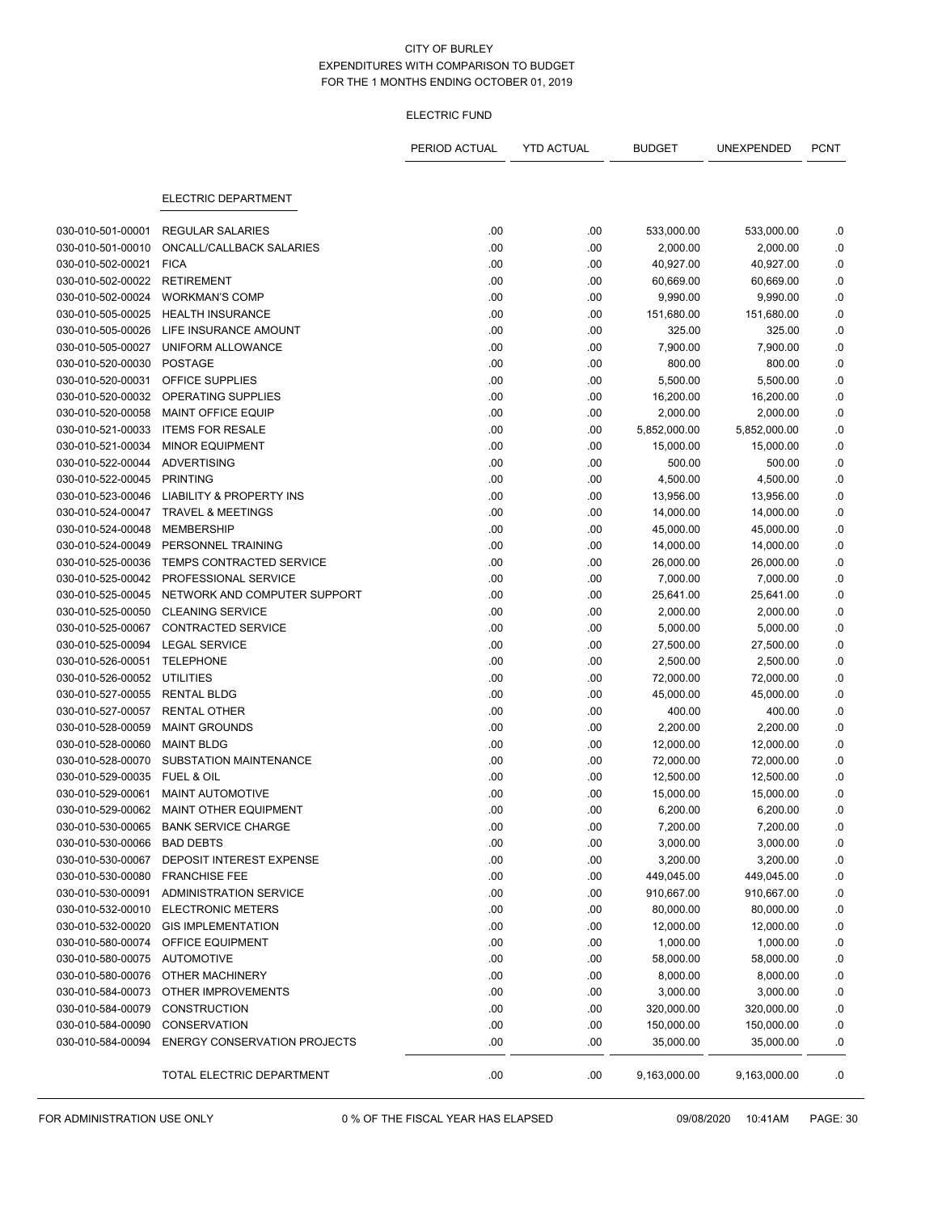CITY OF BURLEY
EXPENDITURES WITH COMPARISON TO BUDGET
FOR THE 1 MONTHS ENDING OCTOBER 01, 2019

ELECTRIC FUND

| | | PERIOD ACTUAL | YTD ACTUAL | BUDGET | UNEXPENDED | PCNT |
|---|---|---|---|---|---|---|
| | ELECTRIC DEPARTMENT | | | | | |
| 030-010-501-00001 | REGULAR SALARIES | .00 | .00 | 533,000.00 | 533,000.00 | .0 |
| 030-010-501-00010 | ONCALL/CALLBACK SALARIES | .00 | .00 | 2,000.00 | 2,000.00 | .0 |
| 030-010-502-00021 | FICA | .00 | .00 | 40,927.00 | 40,927.00 | .0 |
| 030-010-502-00022 | RETIREMENT | .00 | .00 | 60,669.00 | 60,669.00 | .0 |
| 030-010-502-00024 | WORKMAN'S COMP | .00 | .00 | 9,990.00 | 9,990.00 | .0 |
| 030-010-505-00025 | HEALTH INSURANCE | .00 | .00 | 151,680.00 | 151,680.00 | .0 |
| 030-010-505-00026 | LIFE INSURANCE AMOUNT | .00 | .00 | 325.00 | 325.00 | .0 |
| 030-010-505-00027 | UNIFORM ALLOWANCE | .00 | .00 | 7,900.00 | 7,900.00 | .0 |
| 030-010-520-00030 | POSTAGE | .00 | .00 | 800.00 | 800.00 | .0 |
| 030-010-520-00031 | OFFICE SUPPLIES | .00 | .00 | 5,500.00 | 5,500.00 | .0 |
| 030-010-520-00032 | OPERATING SUPPLIES | .00 | .00 | 16,200.00 | 16,200.00 | .0 |
| 030-010-520-00058 | MAINT OFFICE EQUIP | .00 | .00 | 2,000.00 | 2,000.00 | .0 |
| 030-010-521-00033 | ITEMS FOR RESALE | .00 | .00 | 5,852,000.00 | 5,852,000.00 | .0 |
| 030-010-521-00034 | MINOR EQUIPMENT | .00 | .00 | 15,000.00 | 15,000.00 | .0 |
| 030-010-522-00044 | ADVERTISING | .00 | .00 | 500.00 | 500.00 | .0 |
| 030-010-522-00045 | PRINTING | .00 | .00 | 4,500.00 | 4,500.00 | .0 |
| 030-010-523-00046 | LIABILITY & PROPERTY INS | .00 | .00 | 13,956.00 | 13,956.00 | .0 |
| 030-010-524-00047 | TRAVEL & MEETINGS | .00 | .00 | 14,000.00 | 14,000.00 | .0 |
| 030-010-524-00048 | MEMBERSHIP | .00 | .00 | 45,000.00 | 45,000.00 | .0 |
| 030-010-524-00049 | PERSONNEL TRAINING | .00 | .00 | 14,000.00 | 14,000.00 | .0 |
| 030-010-525-00036 | TEMPS CONTRACTED SERVICE | .00 | .00 | 26,000.00 | 26,000.00 | .0 |
| 030-010-525-00042 | PROFESSIONAL SERVICE | .00 | .00 | 7,000.00 | 7,000.00 | .0 |
| 030-010-525-00045 | NETWORK AND COMPUTER SUPPORT | .00 | .00 | 25,641.00 | 25,641.00 | .0 |
| 030-010-525-00050 | CLEANING SERVICE | .00 | .00 | 2,000.00 | 2,000.00 | .0 |
| 030-010-525-00067 | CONTRACTED SERVICE | .00 | .00 | 5,000.00 | 5,000.00 | .0 |
| 030-010-525-00094 | LEGAL SERVICE | .00 | .00 | 27,500.00 | 27,500.00 | .0 |
| 030-010-526-00051 | TELEPHONE | .00 | .00 | 2,500.00 | 2,500.00 | .0 |
| 030-010-526-00052 | UTILITIES | .00 | .00 | 72,000.00 | 72,000.00 | .0 |
| 030-010-527-00055 | RENTAL BLDG | .00 | .00 | 45,000.00 | 45,000.00 | .0 |
| 030-010-527-00057 | RENTAL OTHER | .00 | .00 | 400.00 | 400.00 | .0 |
| 030-010-528-00059 | MAINT GROUNDS | .00 | .00 | 2,200.00 | 2,200.00 | .0 |
| 030-010-528-00060 | MAINT BLDG | .00 | .00 | 12,000.00 | 12,000.00 | .0 |
| 030-010-528-00070 | SUBSTATION MAINTENANCE | .00 | .00 | 72,000.00 | 72,000.00 | .0 |
| 030-010-529-00035 | FUEL & OIL | .00 | .00 | 12,500.00 | 12,500.00 | .0 |
| 030-010-529-00061 | MAINT AUTOMOTIVE | .00 | .00 | 15,000.00 | 15,000.00 | .0 |
| 030-010-529-00062 | MAINT OTHER EQUIPMENT | .00 | .00 | 6,200.00 | 6,200.00 | .0 |
| 030-010-530-00065 | BANK SERVICE CHARGE | .00 | .00 | 7,200.00 | 7,200.00 | .0 |
| 030-010-530-00066 | BAD DEBTS | .00 | .00 | 3,000.00 | 3,000.00 | .0 |
| 030-010-530-00067 | DEPOSIT INTEREST EXPENSE | .00 | .00 | 3,200.00 | 3,200.00 | .0 |
| 030-010-530-00080 | FRANCHISE FEE | .00 | .00 | 449,045.00 | 449,045.00 | .0 |
| 030-010-530-00091 | ADMINISTRATION SERVICE | .00 | .00 | 910,667.00 | 910,667.00 | .0 |
| 030-010-532-00010 | ELECTRONIC METERS | .00 | .00 | 80,000.00 | 80,000.00 | .0 |
| 030-010-532-00020 | GIS IMPLEMENTATION | .00 | .00 | 12,000.00 | 12,000.00 | .0 |
| 030-010-580-00074 | OFFICE EQUIPMENT | .00 | .00 | 1,000.00 | 1,000.00 | .0 |
| 030-010-580-00075 | AUTOMOTIVE | .00 | .00 | 58,000.00 | 58,000.00 | .0 |
| 030-010-580-00076 | OTHER MACHINERY | .00 | .00 | 8,000.00 | 8,000.00 | .0 |
| 030-010-584-00073 | OTHER IMPROVEMENTS | .00 | .00 | 3,000.00 | 3,000.00 | .0 |
| 030-010-584-00079 | CONSTRUCTION | .00 | .00 | 320,000.00 | 320,000.00 | .0 |
| 030-010-584-00090 | CONSERVATION | .00 | .00 | 150,000.00 | 150,000.00 | .0 |
| 030-010-584-00094 | ENERGY CONSERVATION PROJECTS | .00 | .00 | 35,000.00 | 35,000.00 | .0 |
| | TOTAL ELECTRIC DEPARTMENT | .00 | .00 | 9,163,000.00 | 9,163,000.00 | .0 |

FOR ADMINISTRATION USE ONLY 0 % OF THE FISCAL YEAR HAS ELAPSED 09/08/2020 10:41AM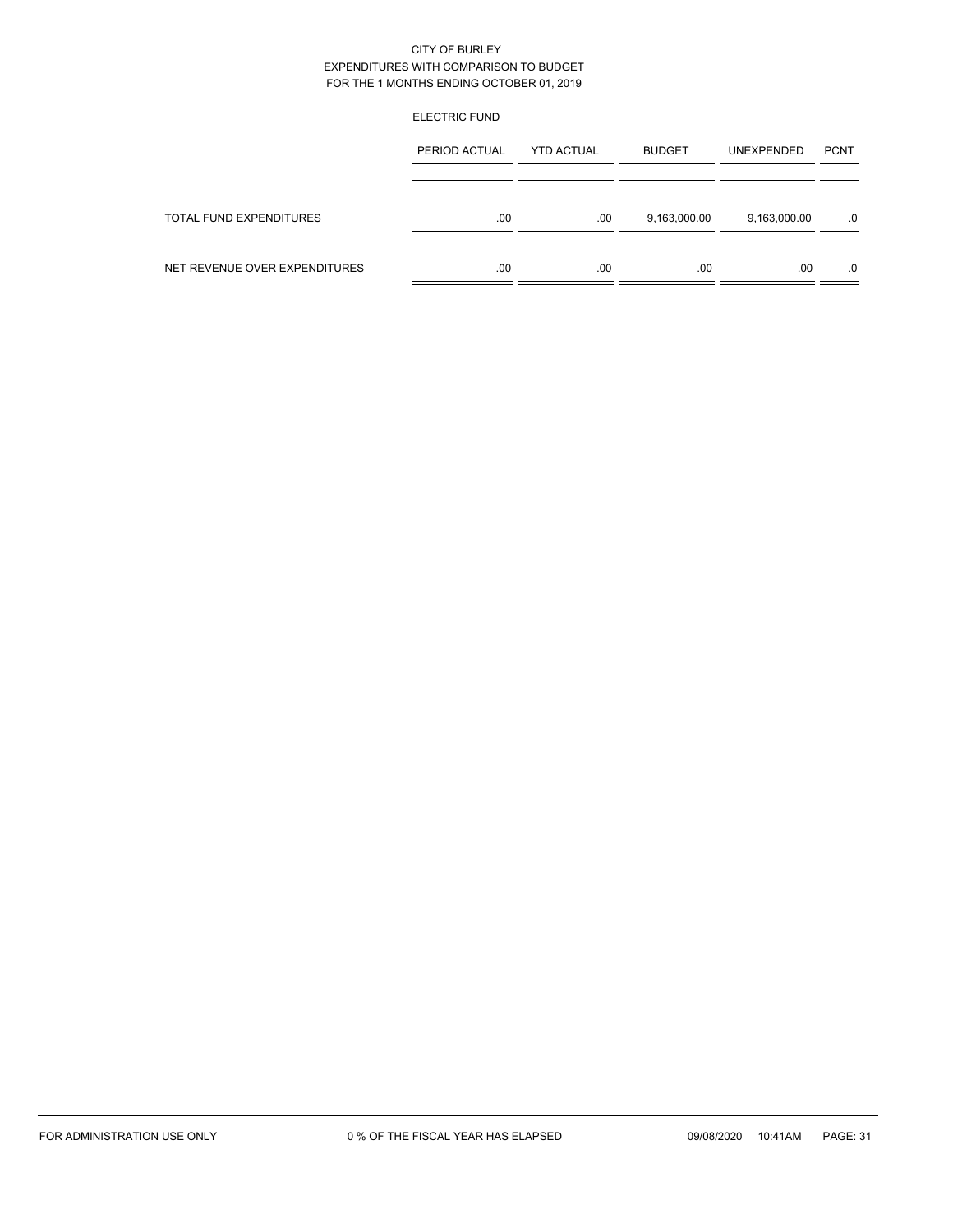CITY OF BURLEY
EXPENDITURES WITH COMPARISON TO BUDGET
FOR THE 1 MONTHS ENDING OCTOBER 01, 2019

ELECTRIC FUND

| | PERIOD ACTUAL | YTD ACTUAL | BUDGET | UNEXPENDED | PCNT |
|---|---|---|---|---|---|
| TOTAL FUND EXPENDITURES | .00 | .00 | 9,163,000.00 | 9,163,000.00 | .0 |
| NET REVENUE OVER EXPENDITURES | .00 | .00 | .00 | .00 | .0 |

FOR ADMINISTRATION USE ONLY 0 % OF THE FISCAL YEAR HAS ELAPSED 09/08/2020 10:41AM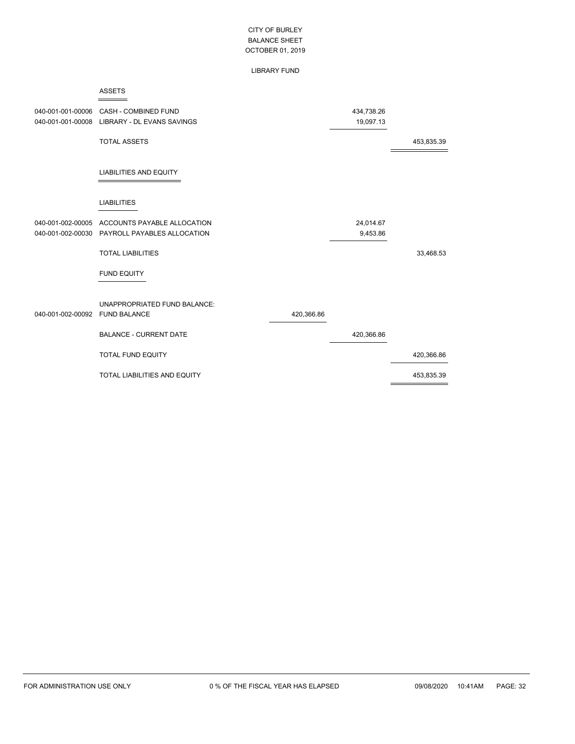CITY OF BURLEY
BALANCE SHEET
OCTOBER 01, 2019

LIBRARY FUND

**ASSETS**

| Account | Description | | | |
|---|---|---|---|---|
| 040-001-001-00006 | CASH - COMBINED FUND | | 434,738.26 | |
| 040-001-001-00008 | LIBRARY - DL EVANS SAVINGS | | 19,097.13 | |
| | TOTAL ASSETS | | | 453,835.39 |

**LIABILITIES AND EQUITY**

**LIABILITIES**

| Account | Description | | | |
|---|---|---|---|---|
| 040-001-002-00005 | ACCOUNTS PAYABLE ALLOCATION | | 24,014.67 | |
| 040-001-002-00030 | PAYROLL PAYABLES ALLOCATION | | 9,453.86 | |
| | TOTAL LIABILITIES | | | 33,468.53 |

**FUND EQUITY**

| Account | Description | | | |
|---|---|---|---|---|
| | UNAPPROPRIATED FUND BALANCE: | | | |
| 040-001-002-00092 | FUND BALANCE | 420,366.86 | | |
| | BALANCE - CURRENT DATE | | 420,366.86 | |
| | TOTAL FUND EQUITY | | | 420,366.86 |
| | TOTAL LIABILITIES AND EQUITY | | | 453,835.39 |

FOR ADMINISTRATION USE ONLY 0 % OF THE FISCAL YEAR HAS ELAPSED 09/08/2020 10:41AM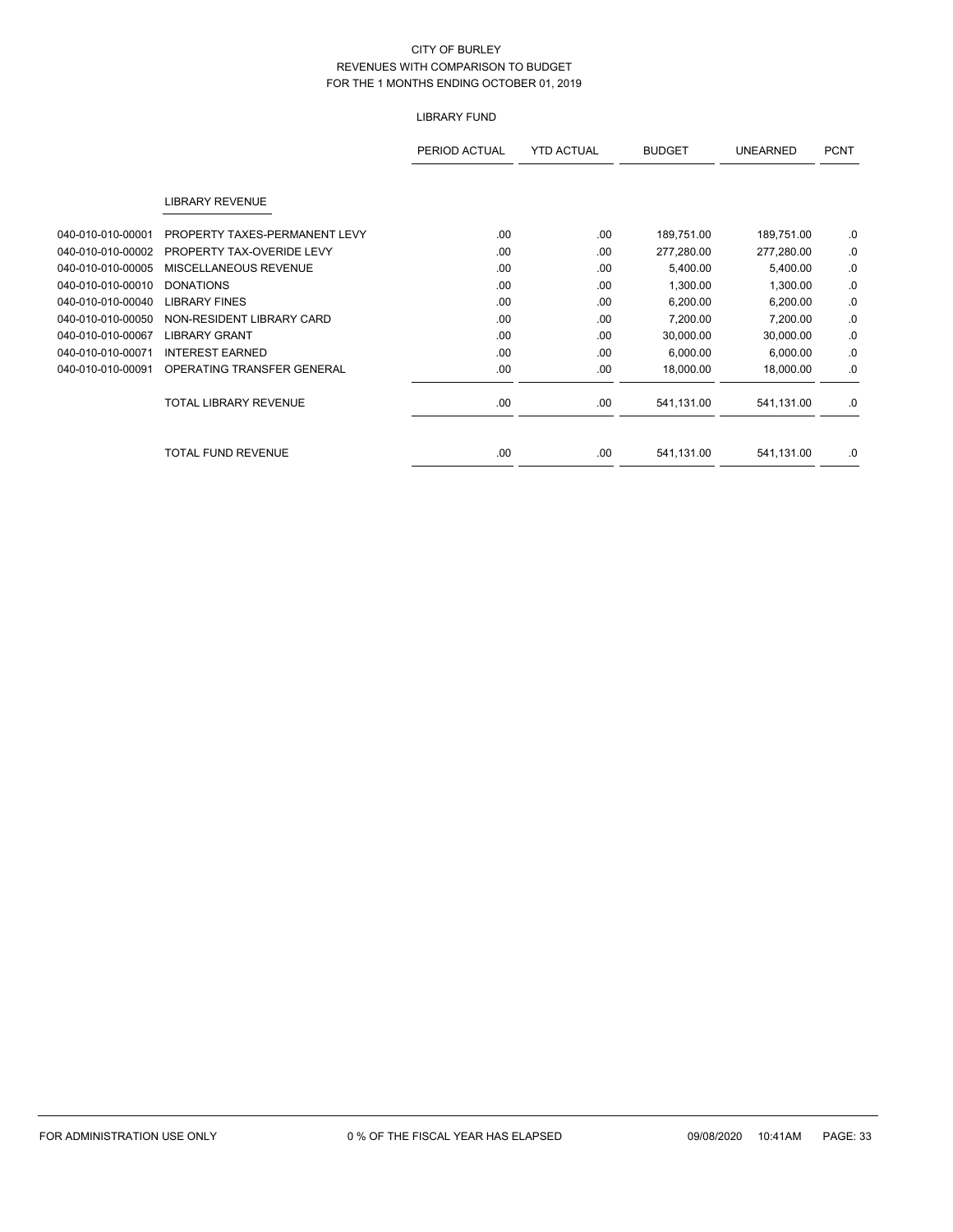CITY OF BURLEY
REVENUES WITH COMPARISON TO BUDGET
FOR THE 1 MONTHS ENDING OCTOBER 01, 2019

LIBRARY FUND

| | | PERIOD ACTUAL | YTD ACTUAL | BUDGET | UNEARNED | PCNT |
|---|---|---|---|---|---|---|
| | LIBRARY REVENUE | | | | | |
| 040-010-010-00001 | PROPERTY TAXES-PERMANENT LEVY | .00 | .00 | 189,751.00 | 189,751.00 | .0 |
| 040-010-010-00002 | PROPERTY TAX-OVERIDE LEVY | .00 | .00 | 277,280.00 | 277,280.00 | .0 |
| 040-010-010-00005 | MISCELLANEOUS REVENUE | .00 | .00 | 5,400.00 | 5,400.00 | .0 |
| 040-010-010-00010 | DONATIONS | .00 | .00 | 1,300.00 | 1,300.00 | .0 |
| 040-010-010-00040 | LIBRARY FINES | .00 | .00 | 6,200.00 | 6,200.00 | .0 |
| 040-010-010-00050 | NON-RESIDENT LIBRARY CARD | .00 | .00 | 7,200.00 | 7,200.00 | .0 |
| 040-010-010-00067 | LIBRARY GRANT | .00 | .00 | 30,000.00 | 30,000.00 | .0 |
| 040-010-010-00071 | INTEREST EARNED | .00 | .00 | 6,000.00 | 6,000.00 | .0 |
| 040-010-010-00091 | OPERATING TRANSFER GENERAL | .00 | .00 | 18,000.00 | 18,000.00 | .0 |
| | TOTAL LIBRARY REVENUE | .00 | .00 | 541,131.00 | 541,131.00 | .0 |
| | TOTAL FUND REVENUE | .00 | .00 | 541,131.00 | 541,131.00 | .0 |

FOR ADMINISTRATION USE ONLY    0 % OF THE FISCAL YEAR HAS ELAPSED    09/08/2020    10:41AM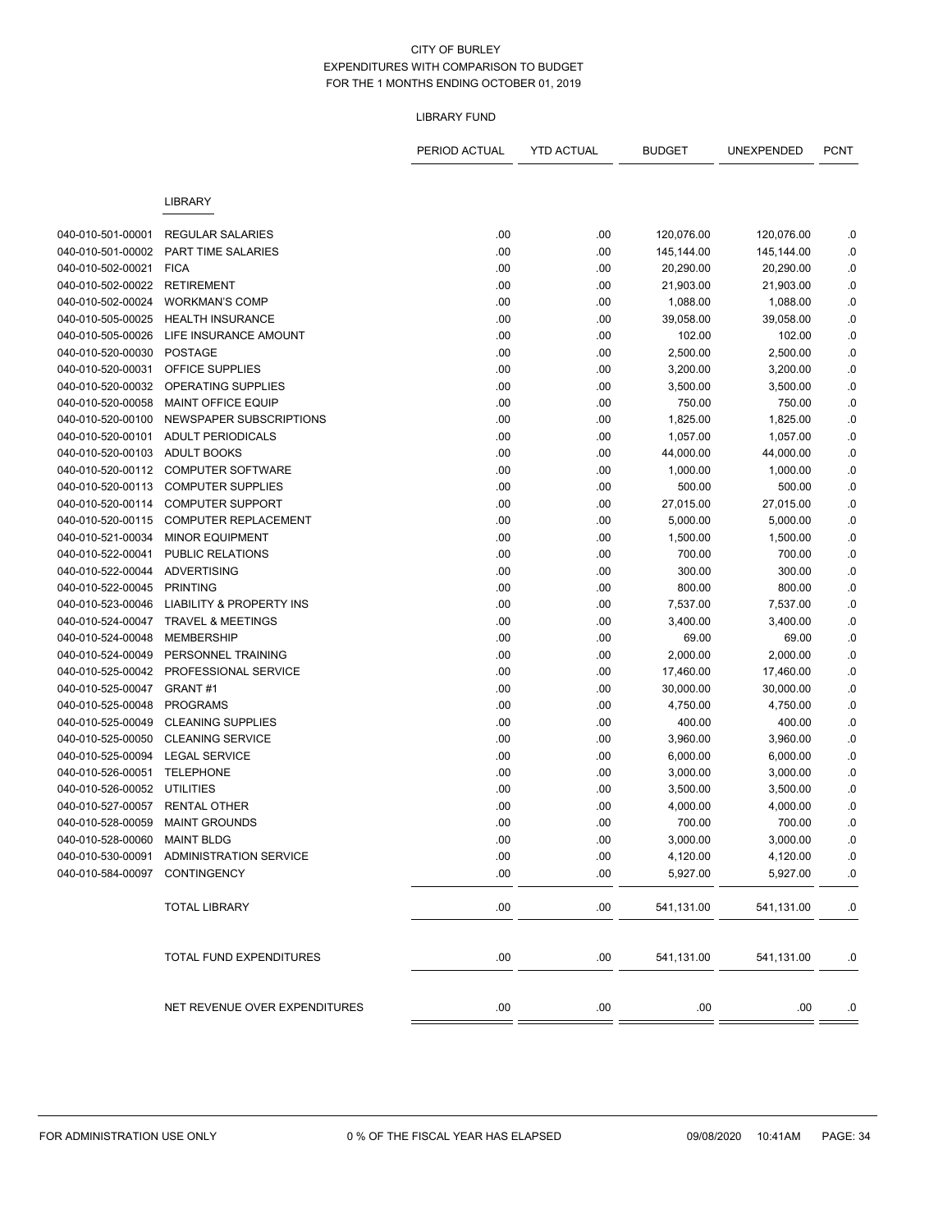CITY OF BURLEY
EXPENDITURES WITH COMPARISON TO BUDGET
FOR THE 1 MONTHS ENDING OCTOBER 01, 2019

LIBRARY FUND

| | | PERIOD ACTUAL | YTD ACTUAL | BUDGET | UNEXPENDED | PCNT |
|---|---|---|---|---|---|---|
| | LIBRARY | | | | | |
| 040-010-501-00001 | REGULAR SALARIES | .00 | .00 | 120,076.00 | 120,076.00 | .0 |
| 040-010-501-00002 | PART TIME SALARIES | .00 | .00 | 145,144.00 | 145,144.00 | .0 |
| 040-010-502-00021 | FICA | .00 | .00 | 20,290.00 | 20,290.00 | .0 |
| 040-010-502-00022 | RETIREMENT | .00 | .00 | 21,903.00 | 21,903.00 | .0 |
| 040-010-502-00024 | WORKMAN'S COMP | .00 | .00 | 1,088.00 | 1,088.00 | .0 |
| 040-010-505-00025 | HEALTH INSURANCE | .00 | .00 | 39,058.00 | 39,058.00 | .0 |
| 040-010-505-00026 | LIFE INSURANCE AMOUNT | .00 | .00 | 102.00 | 102.00 | .0 |
| 040-010-520-00030 | POSTAGE | .00 | .00 | 2,500.00 | 2,500.00 | .0 |
| 040-010-520-00031 | OFFICE SUPPLIES | .00 | .00 | 3,200.00 | 3,200.00 | .0 |
| 040-010-520-00032 | OPERATING SUPPLIES | .00 | .00 | 3,500.00 | 3,500.00 | .0 |
| 040-010-520-00058 | MAINT OFFICE EQUIP | .00 | .00 | 750.00 | 750.00 | .0 |
| 040-010-520-00100 | NEWSPAPER SUBSCRIPTIONS | .00 | .00 | 1,825.00 | 1,825.00 | .0 |
| 040-010-520-00101 | ADULT PERIODICALS | .00 | .00 | 1,057.00 | 1,057.00 | .0 |
| 040-010-520-00103 | ADULT BOOKS | .00 | .00 | 44,000.00 | 44,000.00 | .0 |
| 040-010-520-00112 | COMPUTER SOFTWARE | .00 | .00 | 1,000.00 | 1,000.00 | .0 |
| 040-010-520-00113 | COMPUTER SUPPLIES | .00 | .00 | 500.00 | 500.00 | .0 |
| 040-010-520-00114 | COMPUTER SUPPORT | .00 | .00 | 27,015.00 | 27,015.00 | .0 |
| 040-010-520-00115 | COMPUTER REPLACEMENT | .00 | .00 | 5,000.00 | 5,000.00 | .0 |
| 040-010-521-00034 | MINOR EQUIPMENT | .00 | .00 | 1,500.00 | 1,500.00 | .0 |
| 040-010-522-00041 | PUBLIC RELATIONS | .00 | .00 | 700.00 | 700.00 | .0 |
| 040-010-522-00044 | ADVERTISING | .00 | .00 | 300.00 | 300.00 | .0 |
| 040-010-522-00045 | PRINTING | .00 | .00 | 800.00 | 800.00 | .0 |
| 040-010-523-00046 | LIABILITY & PROPERTY INS | .00 | .00 | 7,537.00 | 7,537.00 | .0 |
| 040-010-524-00047 | TRAVEL & MEETINGS | .00 | .00 | 3,400.00 | 3,400.00 | .0 |
| 040-010-524-00048 | MEMBERSHIP | .00 | .00 | 69.00 | 69.00 | .0 |
| 040-010-524-00049 | PERSONNEL TRAINING | .00 | .00 | 2,000.00 | 2,000.00 | .0 |
| 040-010-525-00042 | PROFESSIONAL SERVICE | .00 | .00 | 17,460.00 | 17,460.00 | .0 |
| 040-010-525-00047 | GRANT #1 | .00 | .00 | 30,000.00 | 30,000.00 | .0 |
| 040-010-525-00048 | PROGRAMS | .00 | .00 | 4,750.00 | 4,750.00 | .0 |
| 040-010-525-00049 | CLEANING SUPPLIES | .00 | .00 | 400.00 | 400.00 | .0 |
| 040-010-525-00050 | CLEANING SERVICE | .00 | .00 | 3,960.00 | 3,960.00 | .0 |
| 040-010-525-00094 | LEGAL SERVICE | .00 | .00 | 6,000.00 | 6,000.00 | .0 |
| 040-010-526-00051 | TELEPHONE | .00 | .00 | 3,000.00 | 3,000.00 | .0 |
| 040-010-526-00052 | UTILITIES | .00 | .00 | 3,500.00 | 3,500.00 | .0 |
| 040-010-527-00057 | RENTAL OTHER | .00 | .00 | 4,000.00 | 4,000.00 | .0 |
| 040-010-528-00059 | MAINT GROUNDS | .00 | .00 | 700.00 | 700.00 | .0 |
| 040-010-528-00060 | MAINT BLDG | .00 | .00 | 3,000.00 | 3,000.00 | .0 |
| 040-010-530-00091 | ADMINISTRATION SERVICE | .00 | .00 | 4,120.00 | 4,120.00 | .0 |
| 040-010-584-00097 | CONTINGENCY | .00 | .00 | 5,927.00 | 5,927.00 | .0 |
| | TOTAL LIBRARY | .00 | .00 | 541,131.00 | 541,131.00 | .0 |
| | TOTAL FUND EXPENDITURES | .00 | .00 | 541,131.00 | 541,131.00 | .0 |
| | NET REVENUE OVER EXPENDITURES | .00 | .00 | .00 | .00 | .0 |

FOR ADMINISTRATION USE ONLY 0 % OF THE FISCAL YEAR HAS ELAPSED 09/08/2020 10:41AM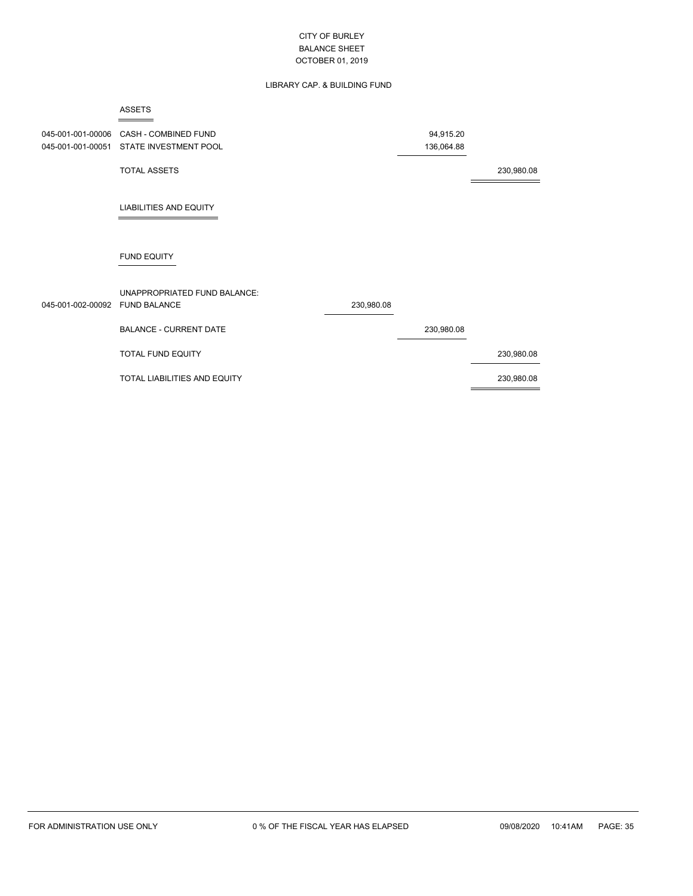# CITY OF BURLEY

## BALANCE SHEET

### OCTOBER 01, 2019

#### LIBRARY CAP. & BUILDING FUND

**ASSETS**

| Account | Description | | | |
|---|---|---|---|---|
| 045-001-001-00006 | CASH - COMBINED FUND | | 94,915.20 | |
| 045-001-001-00051 | STATE INVESTMENT POOL | | 136,064.88 | |
| | TOTAL ASSETS | | | 230,980.08 |

**LIABILITIES AND EQUITY**

**FUND EQUITY**

| Account | Description | | | |
|---|---|---|---|---|
| | UNAPPROPRIATED FUND BALANCE: | | | |
| 045-001-002-00092 | FUND BALANCE | 230,980.08 | | |
| | BALANCE - CURRENT DATE | | 230,980.08 | |
| | TOTAL FUND EQUITY | | | 230,980.08 |
| | TOTAL LIABILITIES AND EQUITY | | | 230,980.08 |

FOR ADMINISTRATION USE ONLY    0 % OF THE FISCAL YEAR HAS ELAPSED    09/08/2020 10:41AM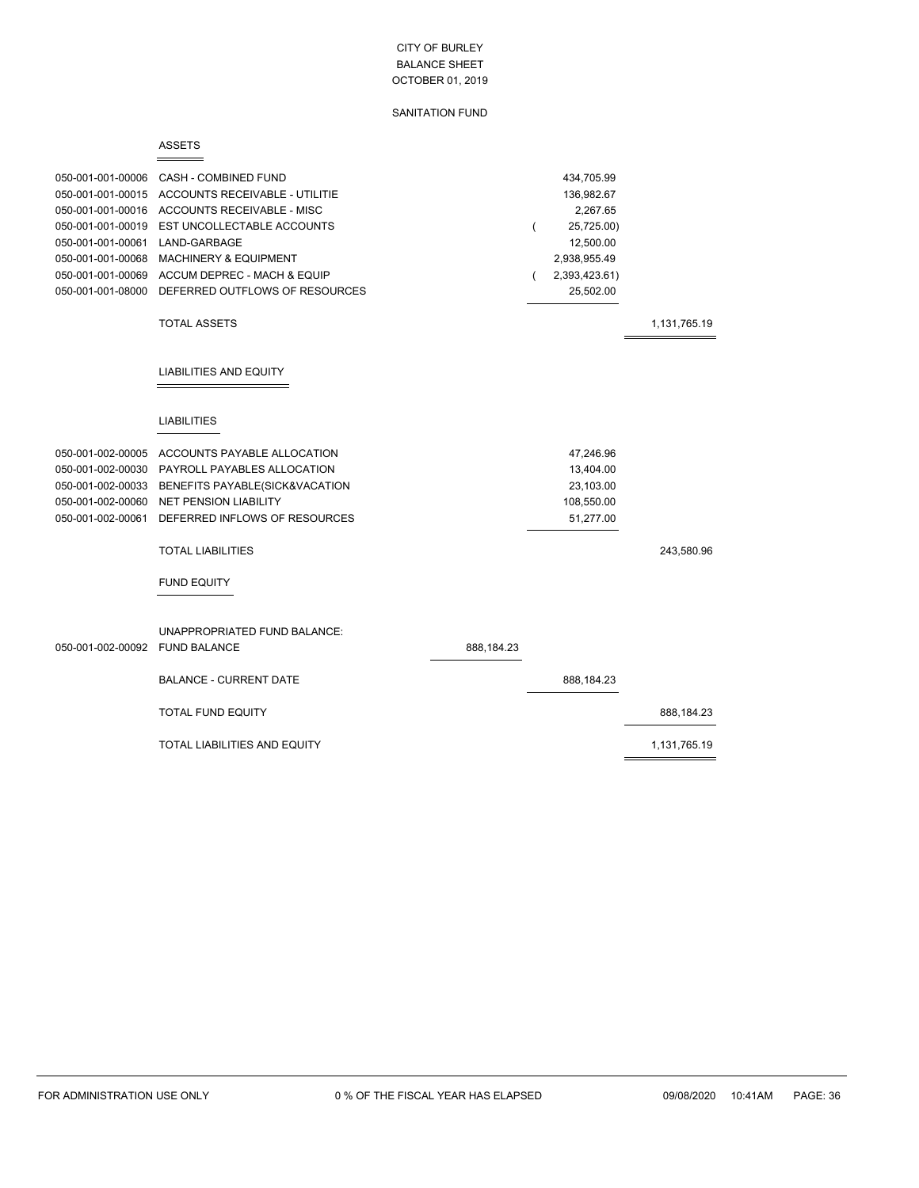CITY OF BURLEY
BALANCE SHEET
OCTOBER 01, 2019

SANITATION FUND

## ASSETS

| Account | Description | | | |
|---|---|---|---|---|
| 050-001-001-00006 | CASH - COMBINED FUND | | 434,705.99 | |
| 050-001-001-00015 | ACCOUNTS RECEIVABLE - UTILITIE | | 136,982.67 | |
| 050-001-001-00016 | ACCOUNTS RECEIVABLE - MISC | | 2,267.65 | |
| 050-001-001-00019 | EST UNCOLLECTABLE ACCOUNTS | | ( 25,725.00) | |
| 050-001-001-00061 | LAND-GARBAGE | | 12,500.00 | |
| 050-001-001-00068 | MACHINERY & EQUIPMENT | | 2,938,955.49 | |
| 050-001-001-00069 | ACCUM DEPREC - MACH & EQUIP | | ( 2,393,423.61) | |
| 050-001-001-08000 | DEFERRED OUTFLOWS OF RESOURCES | | 25,502.00 | |
| | TOTAL ASSETS | | | 1,131,765.19 |

## LIABILITIES AND EQUITY

### LIABILITIES

| Account | Description | | | |
|---|---|---|---|---|
| 050-001-002-00005 | ACCOUNTS PAYABLE ALLOCATION | | 47,246.96 | |
| 050-001-002-00030 | PAYROLL PAYABLES ALLOCATION | | 13,404.00 | |
| 050-001-002-00033 | BENEFITS PAYABLE(SICK&VACATION | | 23,103.00 | |
| 050-001-002-00060 | NET PENSION LIABILITY | | 108,550.00 | |
| 050-001-002-00061 | DEFERRED INFLOWS OF RESOURCES | | 51,277.00 | |
| | TOTAL LIABILITIES | | | 243,580.96 |

### FUND EQUITY

| Account | Description | | | |
|---|---|---|---|---|
| | UNAPPROPRIATED FUND BALANCE: | | | |
| 050-001-002-00092 | FUND BALANCE | 888,184.23 | | |
| | BALANCE - CURRENT DATE | | 888,184.23 | |
| | TOTAL FUND EQUITY | | | 888,184.23 |
| | TOTAL LIABILITIES AND EQUITY | | | 1,131,765.19 |

FOR ADMINISTRATION USE ONLY    0 % OF THE FISCAL YEAR HAS ELAPSED    09/08/2020 10:41AM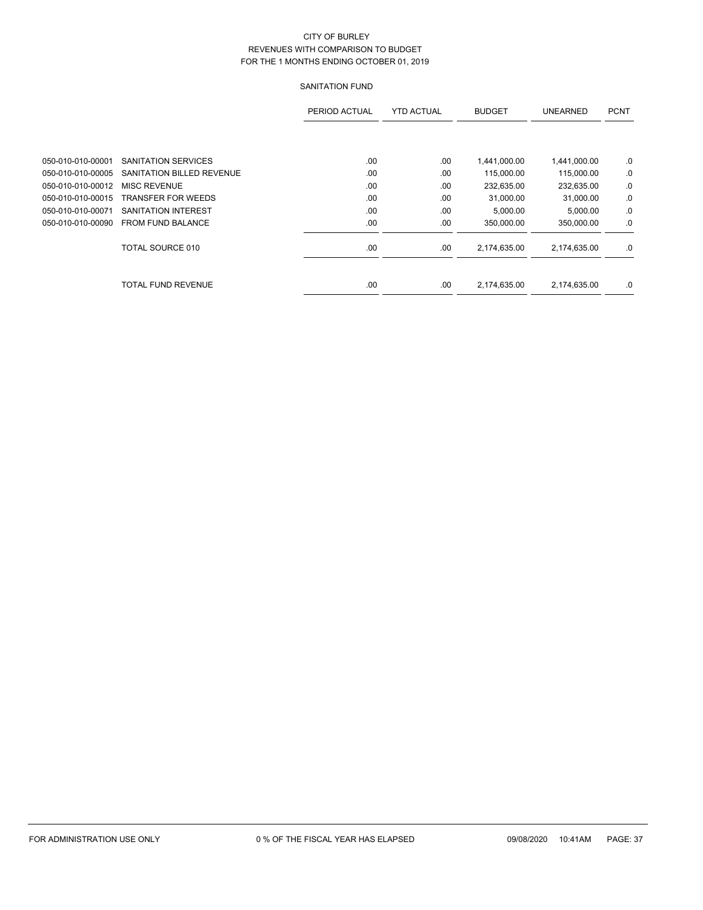CITY OF BURLEY
REVENUES WITH COMPARISON TO BUDGET
FOR THE 1 MONTHS ENDING OCTOBER 01, 2019

SANITATION FUND

| | | PERIOD ACTUAL | YTD ACTUAL | BUDGET | UNEARNED | PCNT |
|---|---|---|---|---|---|---|
| 050-010-010-00001 | SANITATION SERVICES | .00 | .00 | 1,441,000.00 | 1,441,000.00 | .0 |
| 050-010-010-00005 | SANITATION BILLED REVENUE | .00 | .00 | 115,000.00 | 115,000.00 | .0 |
| 050-010-010-00012 | MISC REVENUE | .00 | .00 | 232,635.00 | 232,635.00 | .0 |
| 050-010-010-00015 | TRANSFER FOR WEEDS | .00 | .00 | 31,000.00 | 31,000.00 | .0 |
| 050-010-010-00071 | SANITATION INTEREST | .00 | .00 | 5,000.00 | 5,000.00 | .0 |
| 050-010-010-00090 | FROM FUND BALANCE | .00 | .00 | 350,000.00 | 350,000.00 | .0 |
| | TOTAL SOURCE 010 | .00 | .00 | 2,174,635.00 | 2,174,635.00 | .0 |
| | TOTAL FUND REVENUE | .00 | .00 | 2,174,635.00 | 2,174,635.00 | .0 |

FOR ADMINISTRATION USE ONLY 0 % OF THE FISCAL YEAR HAS ELAPSED 09/08/2020 10:41AM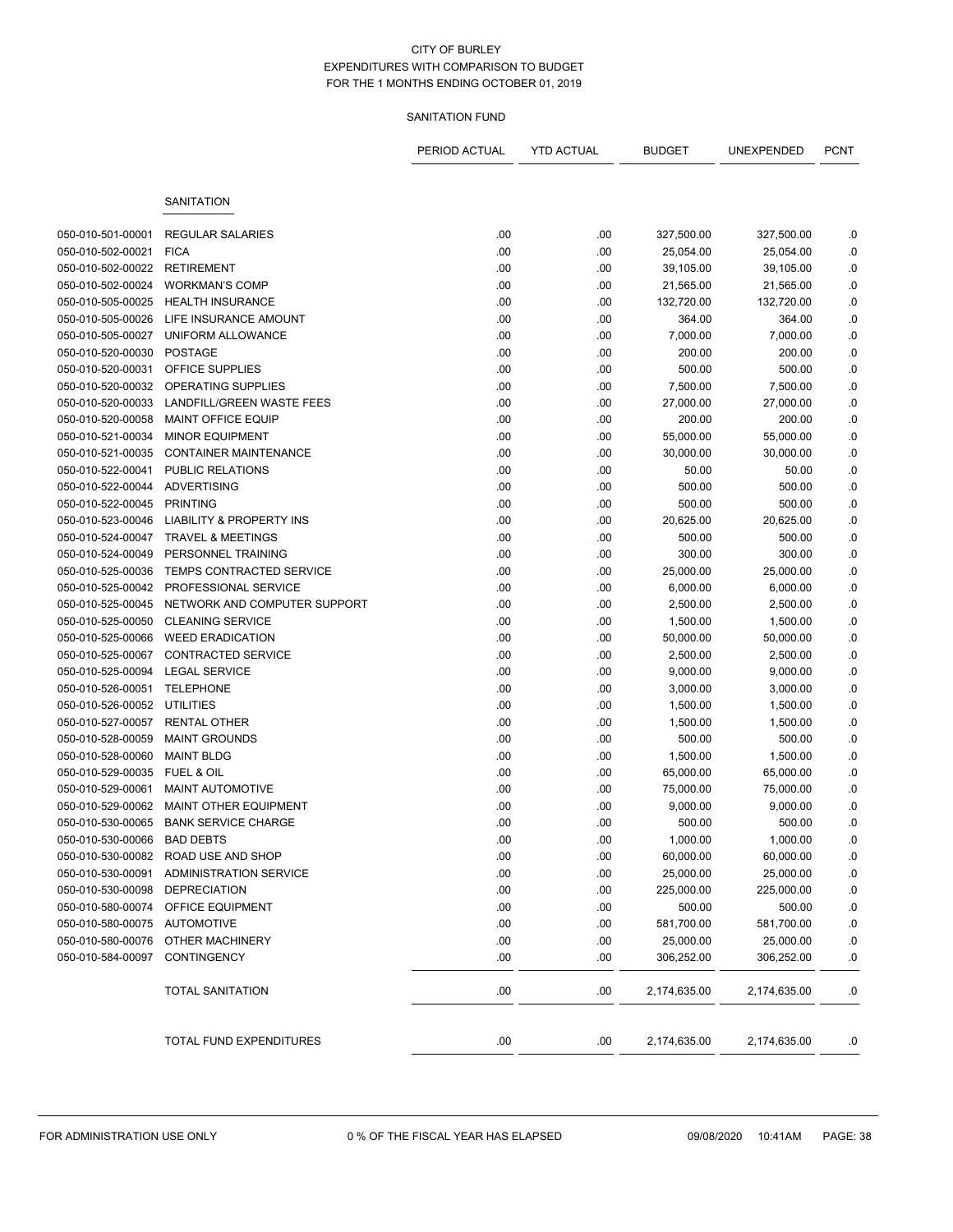CITY OF BURLEY
EXPENDITURES WITH COMPARISON TO BUDGET
FOR THE 1 MONTHS ENDING OCTOBER 01, 2019

SANITATION FUND

| | | PERIOD ACTUAL | YTD ACTUAL | BUDGET | UNEXPENDED | PCNT |
|---|---|---|---|---|---|---|
| | SANITATION | | | | | |
| 050-010-501-00001 | REGULAR SALARIES | .00 | .00 | 327,500.00 | 327,500.00 | .0 |
| 050-010-502-00021 | FICA | .00 | .00 | 25,054.00 | 25,054.00 | .0 |
| 050-010-502-00022 | RETIREMENT | .00 | .00 | 39,105.00 | 39,105.00 | .0 |
| 050-010-502-00024 | WORKMAN'S COMP | .00 | .00 | 21,565.00 | 21,565.00 | .0 |
| 050-010-505-00025 | HEALTH INSURANCE | .00 | .00 | 132,720.00 | 132,720.00 | .0 |
| 050-010-505-00026 | LIFE INSURANCE AMOUNT | .00 | .00 | 364.00 | 364.00 | .0 |
| 050-010-505-00027 | UNIFORM ALLOWANCE | .00 | .00 | 7,000.00 | 7,000.00 | .0 |
| 050-010-520-00030 | POSTAGE | .00 | .00 | 200.00 | 200.00 | .0 |
| 050-010-520-00031 | OFFICE SUPPLIES | .00 | .00 | 500.00 | 500.00 | .0 |
| 050-010-520-00032 | OPERATING SUPPLIES | .00 | .00 | 7,500.00 | 7,500.00 | .0 |
| 050-010-520-00033 | LANDFILL/GREEN WASTE FEES | .00 | .00 | 27,000.00 | 27,000.00 | .0 |
| 050-010-520-00058 | MAINT OFFICE EQUIP | .00 | .00 | 200.00 | 200.00 | .0 |
| 050-010-521-00034 | MINOR EQUIPMENT | .00 | .00 | 55,000.00 | 55,000.00 | .0 |
| 050-010-521-00035 | CONTAINER MAINTENANCE | .00 | .00 | 30,000.00 | 30,000.00 | .0 |
| 050-010-522-00041 | PUBLIC RELATIONS | .00 | .00 | 50.00 | 50.00 | .0 |
| 050-010-522-00044 | ADVERTISING | .00 | .00 | 500.00 | 500.00 | .0 |
| 050-010-522-00045 | PRINTING | .00 | .00 | 500.00 | 500.00 | .0 |
| 050-010-523-00046 | LIABILITY & PROPERTY INS | .00 | .00 | 20,625.00 | 20,625.00 | .0 |
| 050-010-524-00047 | TRAVEL & MEETINGS | .00 | .00 | 500.00 | 500.00 | .0 |
| 050-010-524-00049 | PERSONNEL TRAINING | .00 | .00 | 300.00 | 300.00 | .0 |
| 050-010-525-00036 | TEMPS CONTRACTED SERVICE | .00 | .00 | 25,000.00 | 25,000.00 | .0 |
| 050-010-525-00042 | PROFESSIONAL SERVICE | .00 | .00 | 6,000.00 | 6,000.00 | .0 |
| 050-010-525-00045 | NETWORK AND COMPUTER SUPPORT | .00 | .00 | 2,500.00 | 2,500.00 | .0 |
| 050-010-525-00050 | CLEANING SERVICE | .00 | .00 | 1,500.00 | 1,500.00 | .0 |
| 050-010-525-00066 | WEED ERADICATION | .00 | .00 | 50,000.00 | 50,000.00 | .0 |
| 050-010-525-00067 | CONTRACTED SERVICE | .00 | .00 | 2,500.00 | 2,500.00 | .0 |
| 050-010-525-00094 | LEGAL SERVICE | .00 | .00 | 9,000.00 | 9,000.00 | .0 |
| 050-010-526-00051 | TELEPHONE | .00 | .00 | 3,000.00 | 3,000.00 | .0 |
| 050-010-526-00052 | UTILITIES | .00 | .00 | 1,500.00 | 1,500.00 | .0 |
| 050-010-527-00057 | RENTAL OTHER | .00 | .00 | 1,500.00 | 1,500.00 | .0 |
| 050-010-528-00059 | MAINT GROUNDS | .00 | .00 | 500.00 | 500.00 | .0 |
| 050-010-528-00060 | MAINT BLDG | .00 | .00 | 1,500.00 | 1,500.00 | .0 |
| 050-010-529-00035 | FUEL & OIL | .00 | .00 | 65,000.00 | 65,000.00 | .0 |
| 050-010-529-00061 | MAINT AUTOMOTIVE | .00 | .00 | 75,000.00 | 75,000.00 | .0 |
| 050-010-529-00062 | MAINT OTHER EQUIPMENT | .00 | .00 | 9,000.00 | 9,000.00 | .0 |
| 050-010-530-00065 | BANK SERVICE CHARGE | .00 | .00 | 500.00 | 500.00 | .0 |
| 050-010-530-00066 | BAD DEBTS | .00 | .00 | 1,000.00 | 1,000.00 | .0 |
| 050-010-530-00082 | ROAD USE AND SHOP | .00 | .00 | 60,000.00 | 60,000.00 | .0 |
| 050-010-530-00091 | ADMINISTRATION SERVICE | .00 | .00 | 25,000.00 | 25,000.00 | .0 |
| 050-010-530-00098 | DEPRECIATION | .00 | .00 | 225,000.00 | 225,000.00 | .0 |
| 050-010-580-00074 | OFFICE EQUIPMENT | .00 | .00 | 500.00 | 500.00 | .0 |
| 050-010-580-00075 | AUTOMOTIVE | .00 | .00 | 581,700.00 | 581,700.00 | .0 |
| 050-010-580-00076 | OTHER MACHINERY | .00 | .00 | 25,000.00 | 25,000.00 | .0 |
| 050-010-584-00097 | CONTINGENCY | .00 | .00 | 306,252.00 | 306,252.00 | .0 |
| | TOTAL SANITATION | .00 | .00 | 2,174,635.00 | 2,174,635.00 | .0 |
| | TOTAL FUND EXPENDITURES | .00 | .00 | 2,174,635.00 | 2,174,635.00 | .0 |

FOR ADMINISTRATION USE ONLY 0 % OF THE FISCAL YEAR HAS ELAPSED 09/08/2020 10:41AM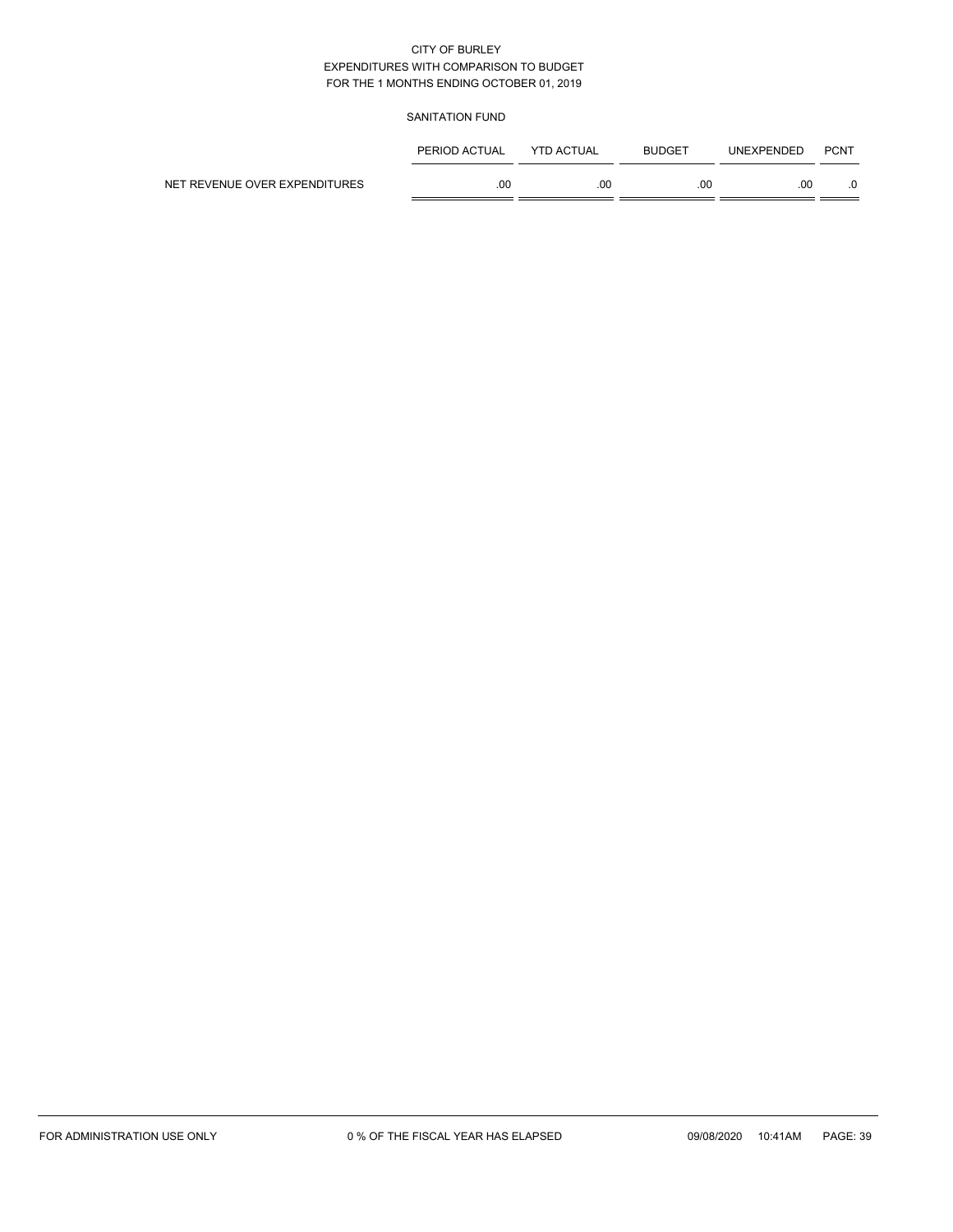CITY OF BURLEY
EXPENDITURES WITH COMPARISON TO BUDGET
FOR THE 1 MONTHS ENDING OCTOBER 01, 2019

SANITATION FUND

| | PERIOD ACTUAL | YTD ACTUAL | BUDGET | UNEXPENDED | PCNT |
|---|---|---|---|---|---|
| NET REVENUE OVER EXPENDITURES | .00 | .00 | .00 | .00 | .0 |

FOR ADMINISTRATION USE ONLY    0 % OF THE FISCAL YEAR HAS ELAPSED    09/08/2020 10:41AM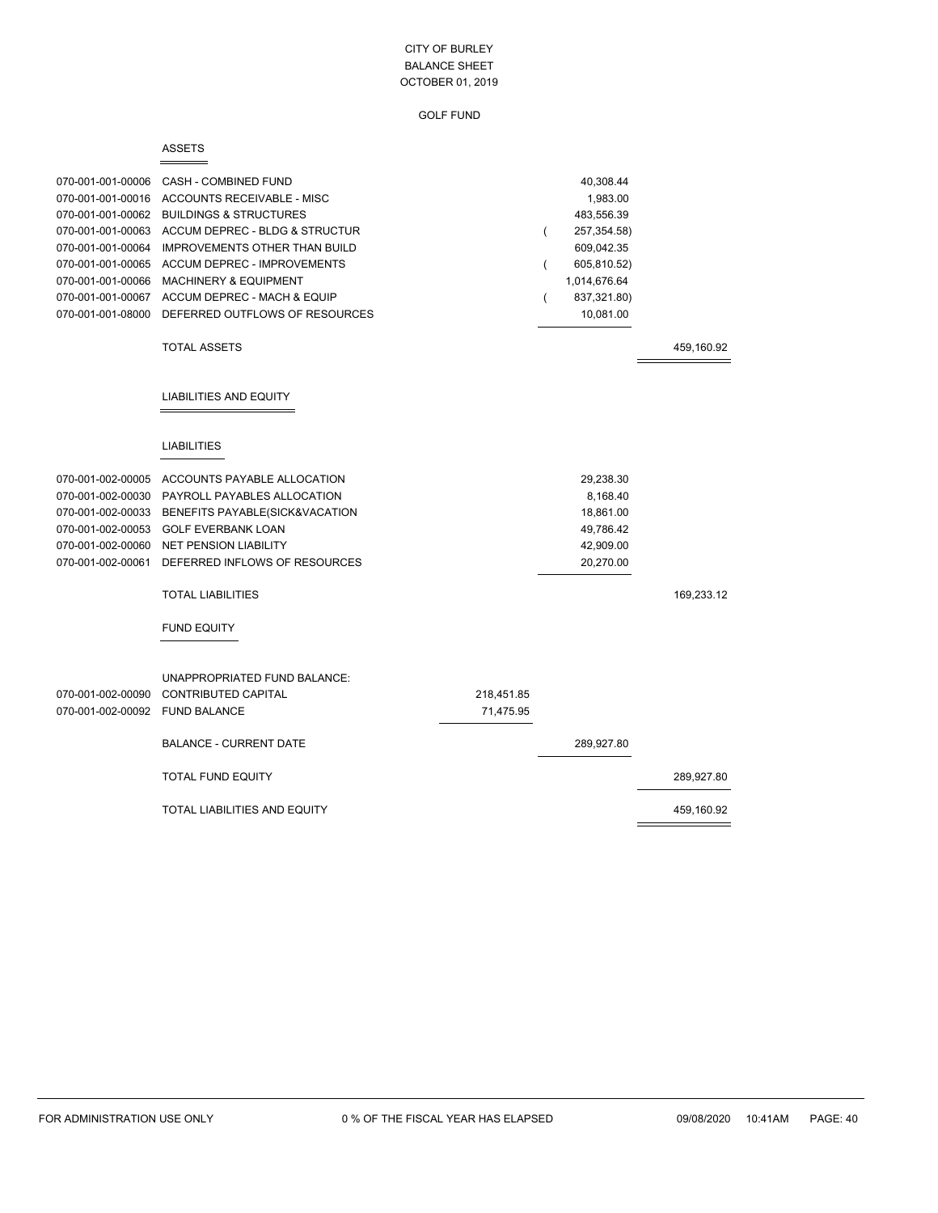# CITY OF BURLEY
## BALANCE SHEET
### OCTOBER 01, 2019

#### GOLF FUND

**ASSETS**

| Account | Description | | | |
|---|---|---|---|---|
| 070-001-001-00006 | CASH - COMBINED FUND | | 40,308.44 | |
| 070-001-001-00016 | ACCOUNTS RECEIVABLE - MISC | | 1,983.00 | |
| 070-001-001-00062 | BUILDINGS & STRUCTURES | | 483,556.39 | |
| 070-001-001-00063 | ACCUM DEPREC - BLDG & STRUCTUR | | ( 257,354.58) | |
| 070-001-001-00064 | IMPROVEMENTS OTHER THAN BUILD | | 609,042.35 | |
| 070-001-001-00065 | ACCUM DEPREC - IMPROVEMENTS | | ( 605,810.52) | |
| 070-001-001-00066 | MACHINERY & EQUIPMENT | | 1,014,676.64 | |
| 070-001-001-00067 | ACCUM DEPREC - MACH & EQUIP | | ( 837,321.80) | |
| 070-001-001-08000 | DEFERRED OUTFLOWS OF RESOURCES | | 10,081.00 | |
| | TOTAL ASSETS | | | 459,160.92 |

**LIABILITIES AND EQUITY**

**LIABILITIES**

| Account | Description | | | |
|---|---|---|---|---|
| 070-001-002-00005 | ACCOUNTS PAYABLE ALLOCATION | | 29,238.30 | |
| 070-001-002-00030 | PAYROLL PAYABLES ALLOCATION | | 8,168.40 | |
| 070-001-002-00033 | BENEFITS PAYABLE(SICK&VACATION | | 18,861.00 | |
| 070-001-002-00053 | GOLF EVERBANK LOAN | | 49,786.42 | |
| 070-001-002-00060 | NET PENSION LIABILITY | | 42,909.00 | |
| 070-001-002-00061 | DEFERRED INFLOWS OF RESOURCES | | 20,270.00 | |
| | TOTAL LIABILITIES | | | 169,233.12 |

**FUND EQUITY**

| Account | Description | | | |
|---|---|---|---|---|
| | UNAPPROPRIATED FUND BALANCE: | | | |
| 070-001-002-00090 | CONTRIBUTED CAPITAL | 218,451.85 | | |
| 070-001-002-00092 | FUND BALANCE | 71,475.95 | | |
| | BALANCE - CURRENT DATE | | 289,927.80 | |
| | TOTAL FUND EQUITY | | | 289,927.80 |
| | TOTAL LIABILITIES AND EQUITY | | | 459,160.92 |

FOR ADMINISTRATION USE ONLY 0 % OF THE FISCAL YEAR HAS ELAPSED 09/08/2020 10:41AM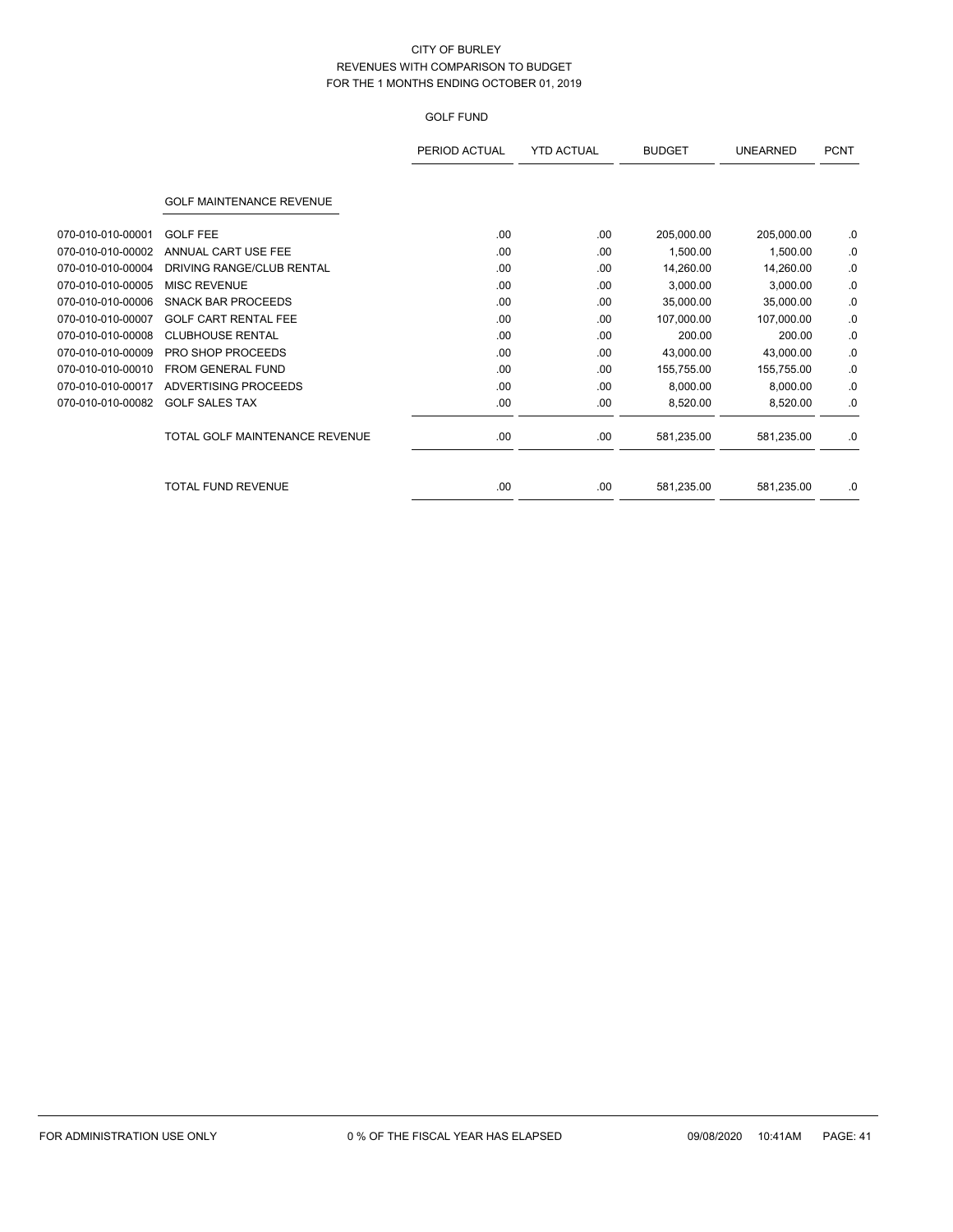CITY OF BURLEY
REVENUES WITH COMPARISON TO BUDGET
FOR THE 1 MONTHS ENDING OCTOBER 01, 2019

GOLF FUND

| | | PERIOD ACTUAL | YTD ACTUAL | BUDGET | UNEARNED | PCNT |
|---|---|---|---|---|---|---|
| | GOLF MAINTENANCE REVENUE | | | | | |
| 070-010-010-00001 | GOLF FEE | .00 | .00 | 205,000.00 | 205,000.00 | .0 |
| 070-010-010-00002 | ANNUAL CART USE FEE | .00 | .00 | 1,500.00 | 1,500.00 | .0 |
| 070-010-010-00004 | DRIVING RANGE/CLUB RENTAL | .00 | .00 | 14,260.00 | 14,260.00 | .0 |
| 070-010-010-00005 | MISC REVENUE | .00 | .00 | 3,000.00 | 3,000.00 | .0 |
| 070-010-010-00006 | SNACK BAR PROCEEDS | .00 | .00 | 35,000.00 | 35,000.00 | .0 |
| 070-010-010-00007 | GOLF CART RENTAL FEE | .00 | .00 | 107,000.00 | 107,000.00 | .0 |
| 070-010-010-00008 | CLUBHOUSE RENTAL | .00 | .00 | 200.00 | 200.00 | .0 |
| 070-010-010-00009 | PRO SHOP PROCEEDS | .00 | .00 | 43,000.00 | 43,000.00 | .0 |
| 070-010-010-00010 | FROM GENERAL FUND | .00 | .00 | 155,755.00 | 155,755.00 | .0 |
| 070-010-010-00017 | ADVERTISING PROCEEDS | .00 | .00 | 8,000.00 | 8,000.00 | .0 |
| 070-010-010-00082 | GOLF SALES TAX | .00 | .00 | 8,520.00 | 8,520.00 | .0 |
| | TOTAL GOLF MAINTENANCE REVENUE | .00 | .00 | 581,235.00 | 581,235.00 | .0 |
| | TOTAL FUND REVENUE | .00 | .00 | 581,235.00 | 581,235.00 | .0 |

FOR ADMINISTRATION USE ONLY — 0 % OF THE FISCAL YEAR HAS ELAPSED — 09/08/2020 10:41AM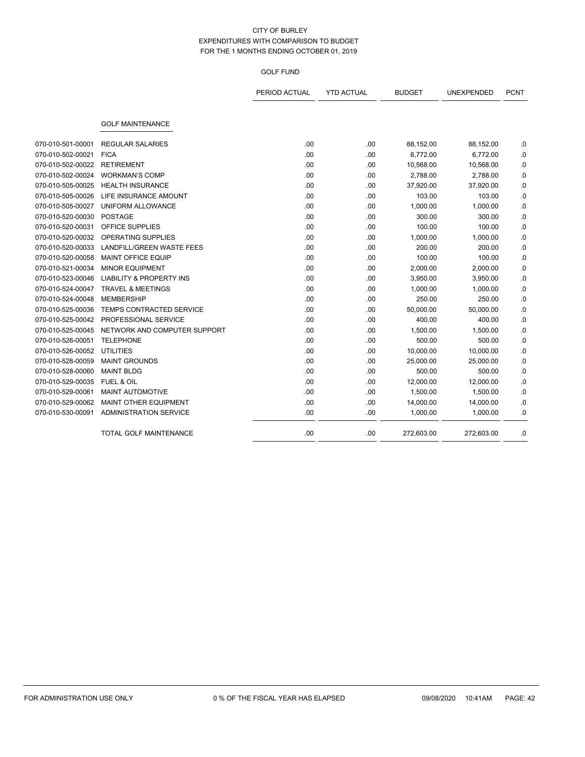# CITY OF BURLEY

## EXPENDITURES WITH COMPARISON TO BUDGET

## FOR THE 1 MONTHS ENDING OCTOBER 01, 2019

### GOLF FUND

| | | PERIOD ACTUAL | YTD ACTUAL | BUDGET | UNEXPENDED | PCNT |
|---|---|---|---|---|---|---|
| | **GOLF MAINTENANCE** | | | | | |
| 070-010-501-00001 | REGULAR SALARIES | .00 | .00 | 88,152.00 | 88,152.00 | .0 |
| 070-010-502-00021 | FICA | .00 | .00 | 6,772.00 | 6,772.00 | .0 |
| 070-010-502-00022 | RETIREMENT | .00 | .00 | 10,568.00 | 10,568.00 | .0 |
| 070-010-502-00024 | WORKMAN'S COMP | .00 | .00 | 2,788.00 | 2,788.00 | .0 |
| 070-010-505-00025 | HEALTH INSURANCE | .00 | .00 | 37,920.00 | 37,920.00 | .0 |
| 070-010-505-00026 | LIFE INSURANCE AMOUNT | .00 | .00 | 103.00 | 103.00 | .0 |
| 070-010-505-00027 | UNIFORM ALLOWANCE | .00 | .00 | 1,000.00 | 1,000.00 | .0 |
| 070-010-520-00030 | POSTAGE | .00 | .00 | 300.00 | 300.00 | .0 |
| 070-010-520-00031 | OFFICE SUPPLIES | .00 | .00 | 100.00 | 100.00 | .0 |
| 070-010-520-00032 | OPERATING SUPPLIES | .00 | .00 | 1,000.00 | 1,000.00 | .0 |
| 070-010-520-00033 | LANDFILL/GREEN WASTE FEES | .00 | .00 | 200.00 | 200.00 | .0 |
| 070-010-520-00058 | MAINT OFFICE EQUIP | .00 | .00 | 100.00 | 100.00 | .0 |
| 070-010-521-00034 | MINOR EQUIPMENT | .00 | .00 | 2,000.00 | 2,000.00 | .0 |
| 070-010-523-00046 | LIABILITY & PROPERTY INS | .00 | .00 | 3,950.00 | 3,950.00 | .0 |
| 070-010-524-00047 | TRAVEL & MEETINGS | .00 | .00 | 1,000.00 | 1,000.00 | .0 |
| 070-010-524-00048 | MEMBERSHIP | .00 | .00 | 250.00 | 250.00 | .0 |
| 070-010-525-00036 | TEMPS CONTRACTED SERVICE | .00 | .00 | 50,000.00 | 50,000.00 | .0 |
| 070-010-525-00042 | PROFESSIONAL SERVICE | .00 | .00 | 400.00 | 400.00 | .0 |
| 070-010-525-00045 | NETWORK AND COMPUTER SUPPORT | .00 | .00 | 1,500.00 | 1,500.00 | .0 |
| 070-010-526-00051 | TELEPHONE | .00 | .00 | 500.00 | 500.00 | .0 |
| 070-010-526-00052 | UTILITIES | .00 | .00 | 10,000.00 | 10,000.00 | .0 |
| 070-010-528-00059 | MAINT GROUNDS | .00 | .00 | 25,000.00 | 25,000.00 | .0 |
| 070-010-528-00060 | MAINT BLDG | .00 | .00 | 500.00 | 500.00 | .0 |
| 070-010-529-00035 | FUEL & OIL | .00 | .00 | 12,000.00 | 12,000.00 | .0 |
| 070-010-529-00061 | MAINT AUTOMOTIVE | .00 | .00 | 1,500.00 | 1,500.00 | .0 |
| 070-010-529-00062 | MAINT OTHER EQUIPMENT | .00 | .00 | 14,000.00 | 14,000.00 | .0 |
| 070-010-530-00091 | ADMINISTRATION SERVICE | .00 | .00 | 1,000.00 | 1,000.00 | .0 |
| | TOTAL GOLF MAINTENANCE | .00 | .00 | 272,603.00 | 272,603.00 | .0 |

FOR ADMINISTRATION USE ONLY    0 % OF THE FISCAL YEAR HAS ELAPSED    09/08/2020 10:41AM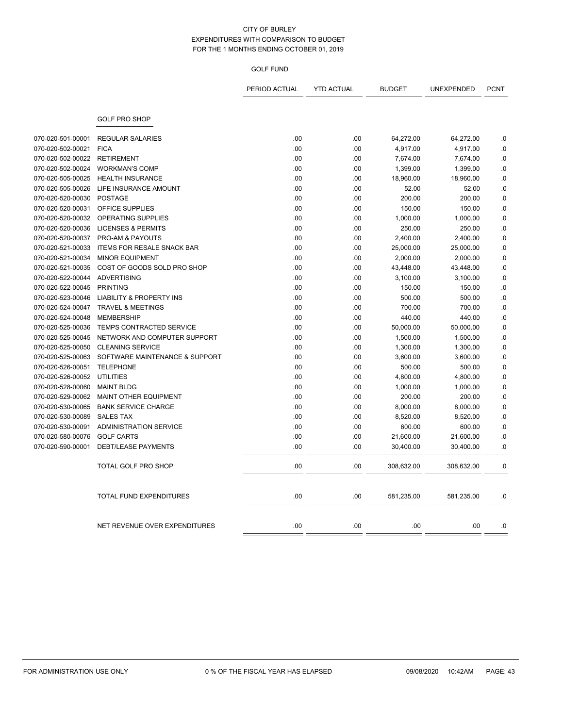CITY OF BURLEY
EXPENDITURES WITH COMPARISON TO BUDGET
FOR THE 1 MONTHS ENDING OCTOBER 01, 2019

GOLF FUND

| | | PERIOD ACTUAL | YTD ACTUAL | BUDGET | UNEXPENDED | PCNT |
|---|---|---|---|---|---|---|
| | **GOLF PRO SHOP** | | | | | |
| 070-020-501-00001 | REGULAR SALARIES | .00 | .00 | 64,272.00 | 64,272.00 | .0 |
| 070-020-502-00021 | FICA | .00 | .00 | 4,917.00 | 4,917.00 | .0 |
| 070-020-502-00022 | RETIREMENT | .00 | .00 | 7,674.00 | 7,674.00 | .0 |
| 070-020-502-00024 | WORKMAN'S COMP | .00 | .00 | 1,399.00 | 1,399.00 | .0 |
| 070-020-505-00025 | HEALTH INSURANCE | .00 | .00 | 18,960.00 | 18,960.00 | .0 |
| 070-020-505-00026 | LIFE INSURANCE AMOUNT | .00 | .00 | 52.00 | 52.00 | .0 |
| 070-020-520-00030 | POSTAGE | .00 | .00 | 200.00 | 200.00 | .0 |
| 070-020-520-00031 | OFFICE SUPPLIES | .00 | .00 | 150.00 | 150.00 | .0 |
| 070-020-520-00032 | OPERATING SUPPLIES | .00 | .00 | 1,000.00 | 1,000.00 | .0 |
| 070-020-520-00036 | LICENSES & PERMITS | .00 | .00 | 250.00 | 250.00 | .0 |
| 070-020-520-00037 | PRO-AM & PAYOUTS | .00 | .00 | 2,400.00 | 2,400.00 | .0 |
| 070-020-521-00033 | ITEMS FOR RESALE SNACK BAR | .00 | .00 | 25,000.00 | 25,000.00 | .0 |
| 070-020-521-00034 | MINOR EQUIPMENT | .00 | .00 | 2,000.00 | 2,000.00 | .0 |
| 070-020-521-00035 | COST OF GOODS SOLD PRO SHOP | .00 | .00 | 43,448.00 | 43,448.00 | .0 |
| 070-020-522-00044 | ADVERTISING | .00 | .00 | 3,100.00 | 3,100.00 | .0 |
| 070-020-522-00045 | PRINTING | .00 | .00 | 150.00 | 150.00 | .0 |
| 070-020-523-00046 | LIABILITY & PROPERTY INS | .00 | .00 | 500.00 | 500.00 | .0 |
| 070-020-524-00047 | TRAVEL & MEETINGS | .00 | .00 | 700.00 | 700.00 | .0 |
| 070-020-524-00048 | MEMBERSHIP | .00 | .00 | 440.00 | 440.00 | .0 |
| 070-020-525-00036 | TEMPS CONTRACTED SERVICE | .00 | .00 | 50,000.00 | 50,000.00 | .0 |
| 070-020-525-00045 | NETWORK AND COMPUTER SUPPORT | .00 | .00 | 1,500.00 | 1,500.00 | .0 |
| 070-020-525-00050 | CLEANING SERVICE | .00 | .00 | 1,300.00 | 1,300.00 | .0 |
| 070-020-525-00063 | SOFTWARE MAINTENANCE & SUPPORT | .00 | .00 | 3,600.00 | 3,600.00 | .0 |
| 070-020-526-00051 | TELEPHONE | .00 | .00 | 500.00 | 500.00 | .0 |
| 070-020-526-00052 | UTILITIES | .00 | .00 | 4,800.00 | 4,800.00 | .0 |
| 070-020-528-00060 | MAINT BLDG | .00 | .00 | 1,000.00 | 1,000.00 | .0 |
| 070-020-529-00062 | MAINT OTHER EQUIPMENT | .00 | .00 | 200.00 | 200.00 | .0 |
| 070-020-530-00065 | BANK SERVICE CHARGE | .00 | .00 | 8,000.00 | 8,000.00 | .0 |
| 070-020-530-00089 | SALES TAX | .00 | .00 | 8,520.00 | 8,520.00 | .0 |
| 070-020-530-00091 | ADMINISTRATION SERVICE | .00 | .00 | 600.00 | 600.00 | .0 |
| 070-020-580-00076 | GOLF CARTS | .00 | .00 | 21,600.00 | 21,600.00 | .0 |
| 070-020-590-00001 | DEBT/LEASE PAYMENTS | .00 | .00 | 30,400.00 | 30,400.00 | .0 |
| | TOTAL GOLF PRO SHOP | .00 | .00 | 308,632.00 | 308,632.00 | .0 |
| | TOTAL FUND EXPENDITURES | .00 | .00 | 581,235.00 | 581,235.00 | .0 |
| | NET REVENUE OVER EXPENDITURES | .00 | .00 | .00 | .00 | .0 |

FOR ADMINISTRATION USE ONLY 0 % OF THE FISCAL YEAR HAS ELAPSED 09/08/2020 10:42AM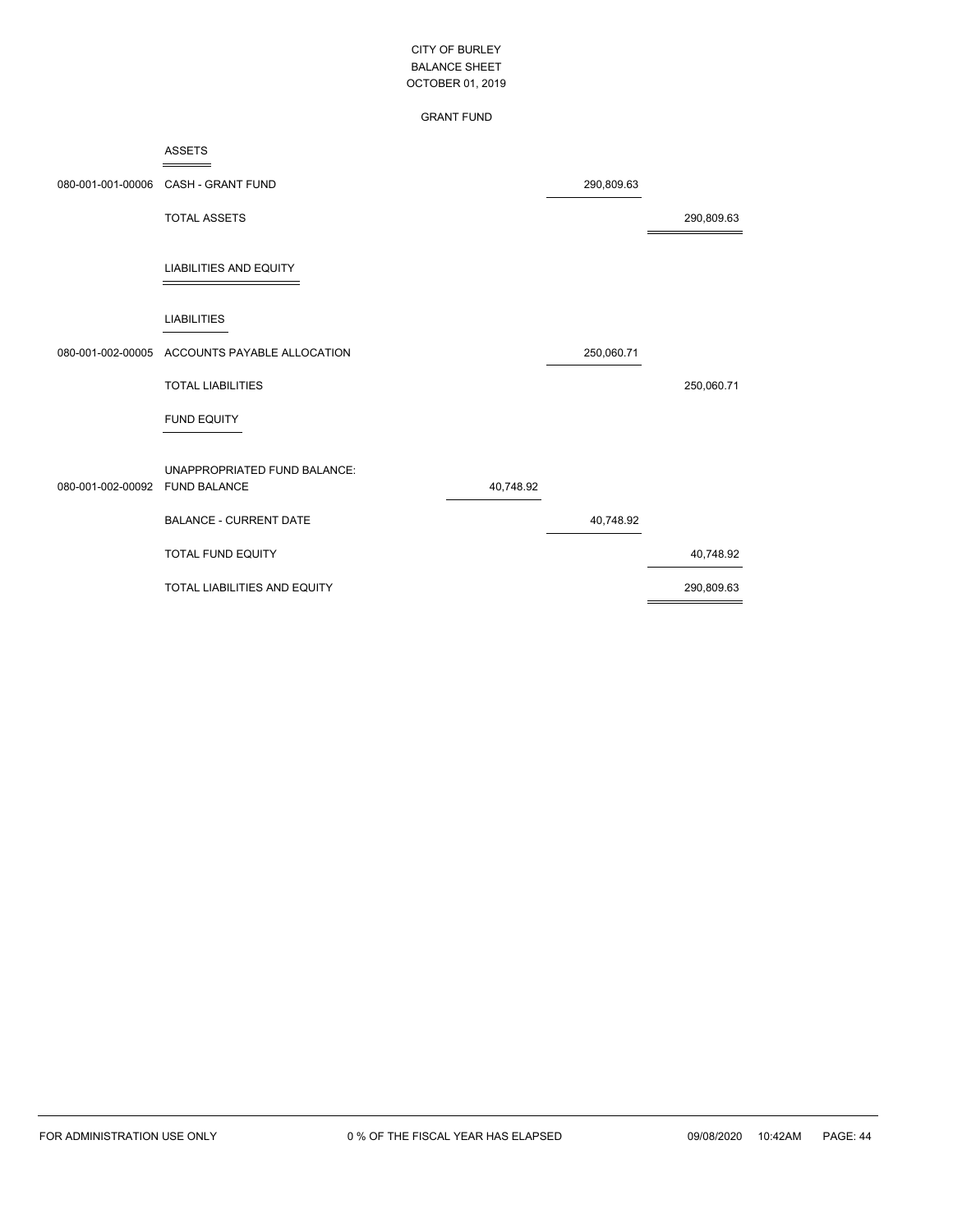# CITY OF BURLEY
## BALANCE SHEET
### OCTOBER 01, 2019

### GRANT FUND

| Account | Description | | | |
|---|---|---|---|---|
| | **ASSETS** | | | |
| 080-001-001-00006 | CASH - GRANT FUND | | 290,809.63 | |
| | TOTAL ASSETS | | | 290,809.63 |
| | **LIABILITIES AND EQUITY** | | | |
| | **LIABILITIES** | | | |
| 080-001-002-00005 | ACCOUNTS PAYABLE ALLOCATION | | 250,060.71 | |
| | TOTAL LIABILITIES | | | 250,060.71 |
| | **FUND EQUITY** | | | |
| | UNAPPROPRIATED FUND BALANCE: | | | |
| 080-001-002-00092 | FUND BALANCE | 40,748.92 | | |
| | BALANCE - CURRENT DATE | | 40,748.92 | |
| | TOTAL FUND EQUITY | | | 40,748.92 |
| | TOTAL LIABILITIES AND EQUITY | | | 290,809.63 |

FOR ADMINISTRATION USE ONLY | 0 % OF THE FISCAL YEAR HAS ELAPSED | 09/08/2020 10:42AM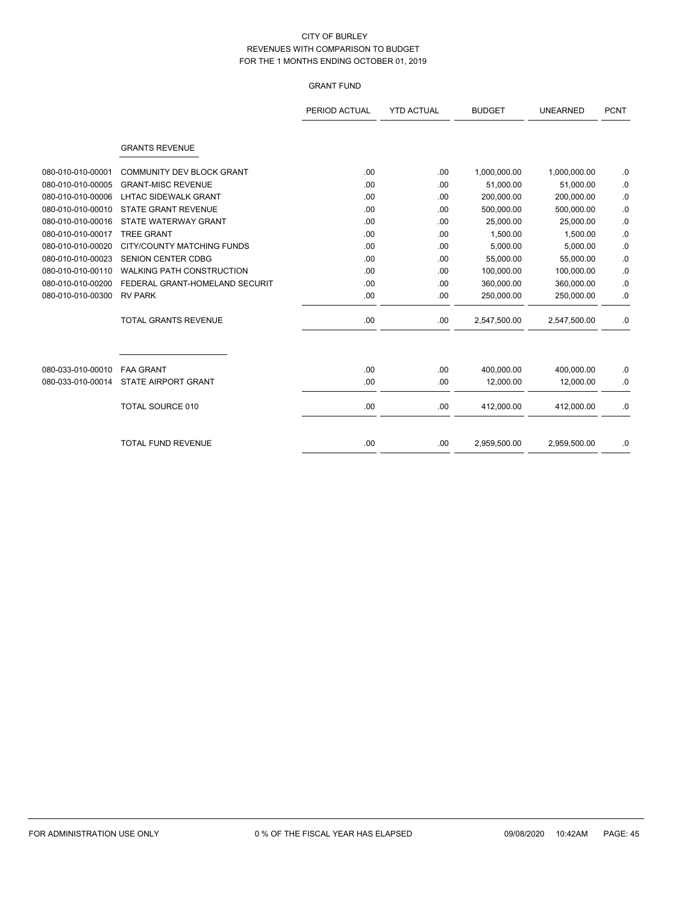CITY OF BURLEY
REVENUES WITH COMPARISON TO BUDGET
FOR THE 1 MONTHS ENDING OCTOBER 01, 2019

GRANT FUND

| | | PERIOD ACTUAL | YTD ACTUAL | BUDGET | UNEARNED | PCNT |
|---|---|---|---|---|---|---|
| | GRANTS REVENUE | | | | | |
| 080-010-010-00001 | COMMUNITY DEV BLOCK GRANT | .00 | .00 | 1,000,000.00 | 1,000,000.00 | .0 |
| 080-010-010-00005 | GRANT-MISC REVENUE | .00 | .00 | 51,000.00 | 51,000.00 | .0 |
| 080-010-010-00006 | LHTAC SIDEWALK GRANT | .00 | .00 | 200,000.00 | 200,000.00 | .0 |
| 080-010-010-00010 | STATE GRANT REVENUE | .00 | .00 | 500,000.00 | 500,000.00 | .0 |
| 080-010-010-00016 | STATE WATERWAY GRANT | .00 | .00 | 25,000.00 | 25,000.00 | .0 |
| 080-010-010-00017 | TREE GRANT | .00 | .00 | 1,500.00 | 1,500.00 | .0 |
| 080-010-010-00020 | CITY/COUNTY MATCHING FUNDS | .00 | .00 | 5,000.00 | 5,000.00 | .0 |
| 080-010-010-00023 | SENION CENTER CDBG | .00 | .00 | 55,000.00 | 55,000.00 | .0 |
| 080-010-010-00110 | WALKING PATH CONSTRUCTION | .00 | .00 | 100,000.00 | 100,000.00 | .0 |
| 080-010-010-00200 | FEDERAL GRANT-HOMELAND SECURIT | .00 | .00 | 360,000.00 | 360,000.00 | .0 |
| 080-010-010-00300 | RV PARK | .00 | .00 | 250,000.00 | 250,000.00 | .0 |
| | TOTAL GRANTS REVENUE | .00 | .00 | 2,547,500.00 | 2,547,500.00 | .0 |
| 080-033-010-00010 | FAA GRANT | .00 | .00 | 400,000.00 | 400,000.00 | .0 |
| 080-033-010-00014 | STATE AIRPORT GRANT | .00 | .00 | 12,000.00 | 12,000.00 | .0 |
| | TOTAL SOURCE 010 | .00 | .00 | 412,000.00 | 412,000.00 | .0 |
| | TOTAL FUND REVENUE | .00 | .00 | 2,959,500.00 | 2,959,500.00 | .0 |

FOR ADMINISTRATION USE ONLY 0 % OF THE FISCAL YEAR HAS ELAPSED 09/08/2020 10:42AM PAGE: 45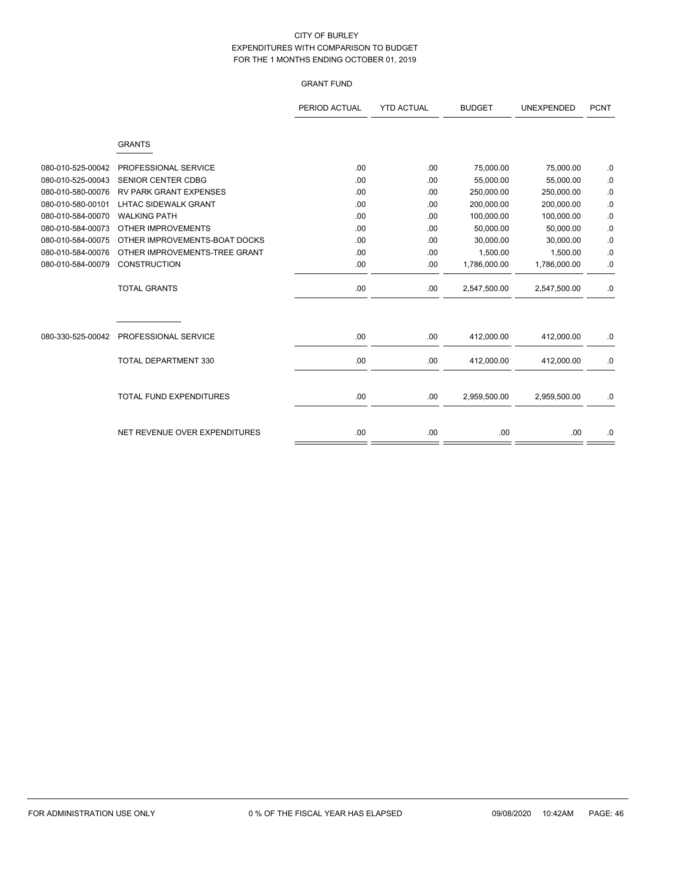CITY OF BURLEY
EXPENDITURES WITH COMPARISON TO BUDGET
FOR THE 1 MONTHS ENDING OCTOBER 01, 2019

GRANT FUND

| | | PERIOD ACTUAL | YTD ACTUAL | BUDGET | UNEXPENDED | PCNT |
|---|---|---|---|---|---|---|
| | GRANTS | | | | | |
| 080-010-525-00042 | PROFESSIONAL SERVICE | .00 | .00 | 75,000.00 | 75,000.00 | .0 |
| 080-010-525-00043 | SENIOR CENTER CDBG | .00 | .00 | 55,000.00 | 55,000.00 | .0 |
| 080-010-580-00076 | RV PARK GRANT EXPENSES | .00 | .00 | 250,000.00 | 250,000.00 | .0 |
| 080-010-580-00101 | LHTAC SIDEWALK GRANT | .00 | .00 | 200,000.00 | 200,000.00 | .0 |
| 080-010-584-00070 | WALKING PATH | .00 | .00 | 100,000.00 | 100,000.00 | .0 |
| 080-010-584-00073 | OTHER IMPROVEMENTS | .00 | .00 | 50,000.00 | 50,000.00 | .0 |
| 080-010-584-00075 | OTHER IMPROVEMENTS-BOAT DOCKS | .00 | .00 | 30,000.00 | 30,000.00 | .0 |
| 080-010-584-00076 | OTHER IMPROVEMENTS-TREE GRANT | .00 | .00 | 1,500.00 | 1,500.00 | .0 |
| 080-010-584-00079 | CONSTRUCTION | .00 | .00 | 1,786,000.00 | 1,786,000.00 | .0 |
| | TOTAL GRANTS | .00 | .00 | 2,547,500.00 | 2,547,500.00 | .0 |
| 080-330-525-00042 | PROFESSIONAL SERVICE | .00 | .00 | 412,000.00 | 412,000.00 | .0 |
| | TOTAL DEPARTMENT 330 | .00 | .00 | 412,000.00 | 412,000.00 | .0 |
| | TOTAL FUND EXPENDITURES | .00 | .00 | 2,959,500.00 | 2,959,500.00 | .0 |
| | NET REVENUE OVER EXPENDITURES | .00 | .00 | .00 | .00 | .0 |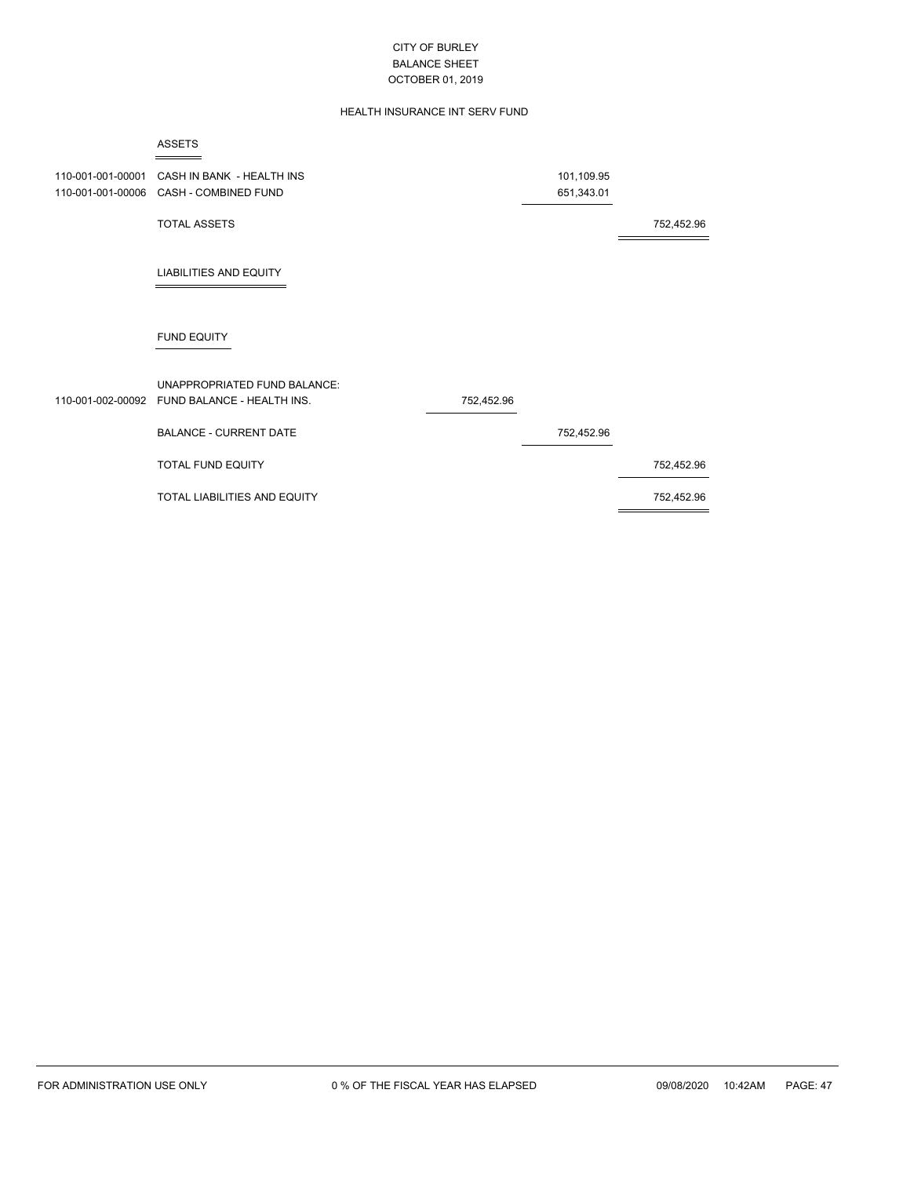# CITY OF BURLEY
## BALANCE SHEET
### OCTOBER 01, 2019

### HEALTH INSURANCE INT SERV FUND

**ASSETS**

| Account | Description | | | |
|---|---|---|---|---|
| 110-001-001-00001 | CASH IN BANK - HEALTH INS | | 101,109.95 | |
| 110-001-001-00006 | CASH - COMBINED FUND | | 651,343.01 | |
| | TOTAL ASSETS | | | 752,452.96 |

**LIABILITIES AND EQUITY**

**FUND EQUITY**

| Account | Description | | | |
|---|---|---|---|---|
| | UNAPPROPRIATED FUND BALANCE: | | | |
| 110-001-002-00092 | FUND BALANCE - HEALTH INS. | 752,452.96 | | |
| | BALANCE - CURRENT DATE | | 752,452.96 | |
| | TOTAL FUND EQUITY | | | 752,452.96 |
| | TOTAL LIABILITIES AND EQUITY | | | 752,452.96 |

FOR ADMINISTRATION USE ONLY — 0 % OF THE FISCAL YEAR HAS ELAPSED — 09/08/2020 10:42AM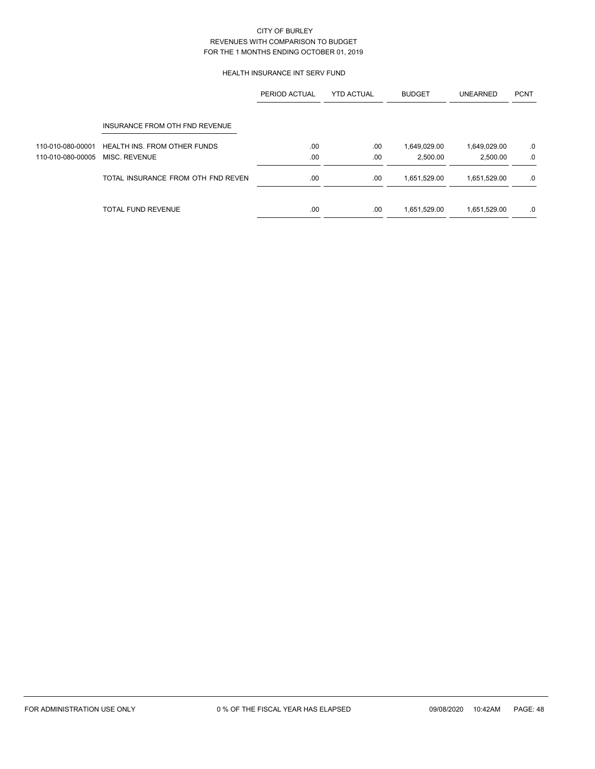CITY OF BURLEY
REVENUES WITH COMPARISON TO BUDGET
FOR THE 1 MONTHS ENDING OCTOBER 01, 2019

HEALTH INSURANCE INT SERV FUND

| | | PERIOD ACTUAL | YTD ACTUAL | BUDGET | UNEARNED | PCNT |
|---|---|---|---|---|---|---|
| | INSURANCE FROM OTH FND REVENUE | | | | | |
| 110-010-080-00001 | HEALTH INS. FROM OTHER FUNDS | .00 | .00 | 1,649,029.00 | 1,649,029.00 | .0 |
| 110-010-080-00005 | MISC. REVENUE | .00 | .00 | 2,500.00 | 2,500.00 | .0 |
| | TOTAL INSURANCE FROM OTH FND REVEN | .00 | .00 | 1,651,529.00 | 1,651,529.00 | .0 |
| | TOTAL FUND REVENUE | .00 | .00 | 1,651,529.00 | 1,651,529.00 | .0 |

FOR ADMINISTRATION USE ONLY    0 % OF THE FISCAL YEAR HAS ELAPSED    09/08/2020 10:42AM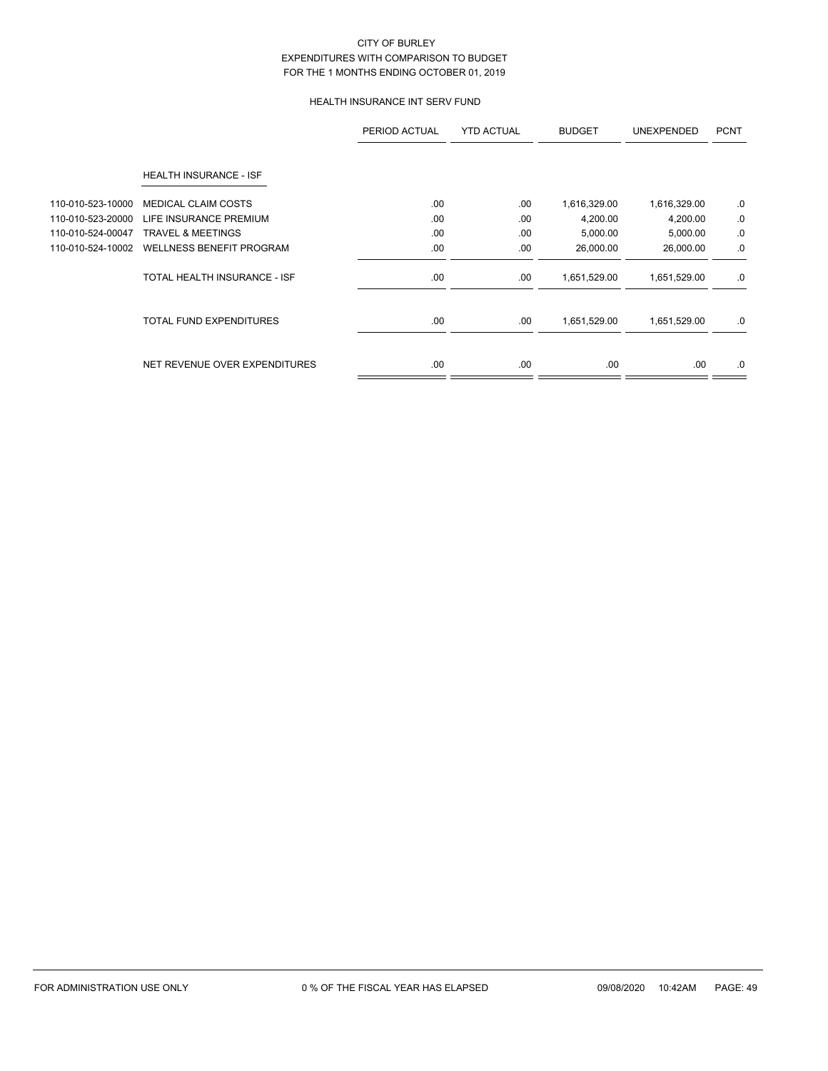CITY OF BURLEY
EXPENDITURES WITH COMPARISON TO BUDGET
FOR THE 1 MONTHS ENDING OCTOBER 01, 2019

HEALTH INSURANCE INT SERV FUND

| | | PERIOD ACTUAL | YTD ACTUAL | BUDGET | UNEXPENDED | PCNT |
|---|---|---|---|---|---|---|
| | HEALTH INSURANCE - ISF | | | | | |
| 110-010-523-10000 | MEDICAL CLAIM COSTS | .00 | .00 | 1,616,329.00 | 1,616,329.00 | .0 |
| 110-010-523-20000 | LIFE INSURANCE PREMIUM | .00 | .00 | 4,200.00 | 4,200.00 | .0 |
| 110-010-524-00047 | TRAVEL & MEETINGS | .00 | .00 | 5,000.00 | 5,000.00 | .0 |
| 110-010-524-10002 | WELLNESS BENEFIT PROGRAM | .00 | .00 | 26,000.00 | 26,000.00 | .0 |
| | TOTAL HEALTH INSURANCE - ISF | .00 | .00 | 1,651,529.00 | 1,651,529.00 | .0 |
| | TOTAL FUND EXPENDITURES | .00 | .00 | 1,651,529.00 | 1,651,529.00 | .0 |
| | NET REVENUE OVER EXPENDITURES | .00 | .00 | .00 | .00 | .0 |

FOR ADMINISTRATION USE ONLY 0 % OF THE FISCAL YEAR HAS ELAPSED 09/08/2020 10:42AM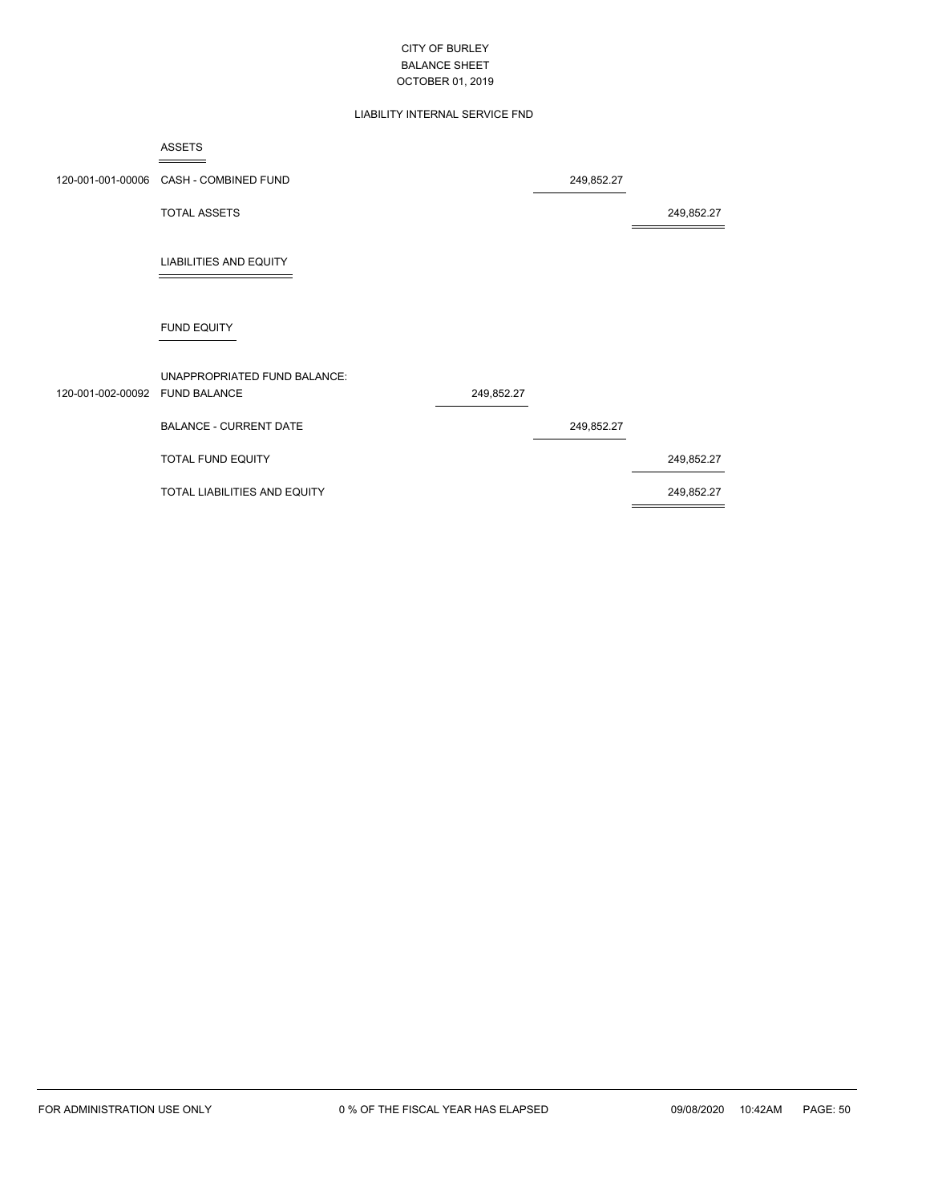CITY OF BURLEY
BALANCE SHEET
OCTOBER 01, 2019

LIABILITY INTERNAL SERVICE FND

## ASSETS

| Account | Description | | | |
|---|---|---|---|---|
| 120-001-001-00006 | CASH - COMBINED FUND | | 249,852.27 | |
| | TOTAL ASSETS | | | 249,852.27 |

## LIABILITIES AND EQUITY

### FUND EQUITY

| Account | Description | | | |
|---|---|---|---|---|
| | UNAPPROPRIATED FUND BALANCE: | | | |
| 120-001-002-00092 | FUND BALANCE | 249,852.27 | | |
| | BALANCE - CURRENT DATE | | 249,852.27 | |
| | TOTAL FUND EQUITY | | | 249,852.27 |
| | TOTAL LIABILITIES AND EQUITY | | | 249,852.27 |

FOR ADMINISTRATION USE ONLY 0 % OF THE FISCAL YEAR HAS ELAPSED 09/08/2020 10:42AM PAGE: 50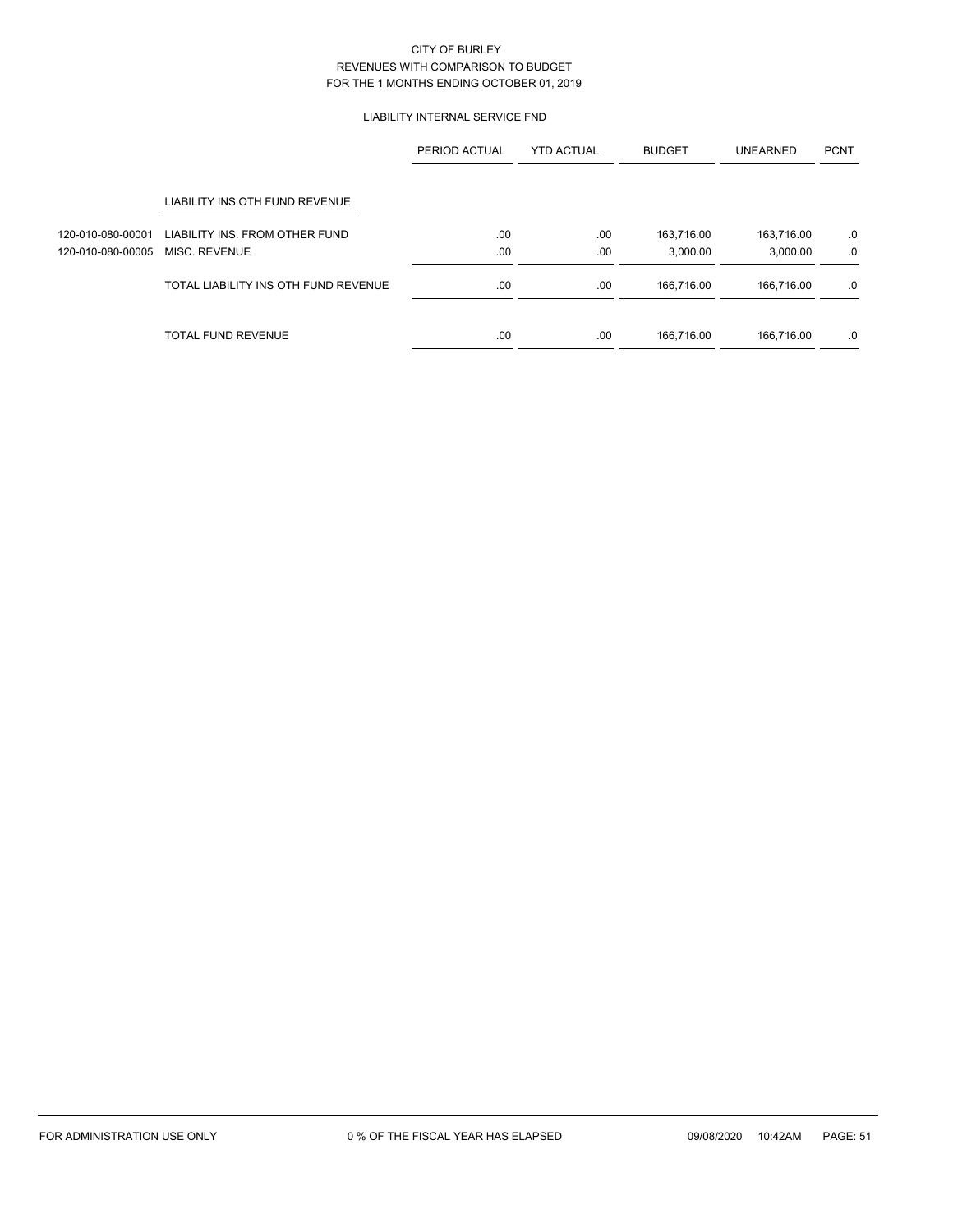CITY OF BURLEY
REVENUES WITH COMPARISON TO BUDGET
FOR THE 1 MONTHS ENDING OCTOBER 01, 2019

LIABILITY INTERNAL SERVICE FND

| | | PERIOD ACTUAL | YTD ACTUAL | BUDGET | UNEARNED | PCNT |
|---|---|---|---|---|---|---|
| | LIABILITY INS OTH FUND REVENUE | | | | | |
| 120-010-080-00001 | LIABILITY INS. FROM OTHER FUND | .00 | .00 | 163,716.00 | 163,716.00 | .0 |
| 120-010-080-00005 | MISC. REVENUE | .00 | .00 | 3,000.00 | 3,000.00 | .0 |
| | TOTAL LIABILITY INS OTH FUND REVENUE | .00 | .00 | 166,716.00 | 166,716.00 | .0 |
| | TOTAL FUND REVENUE | .00 | .00 | 166,716.00 | 166,716.00 | .0 |

FOR ADMINISTRATION USE ONLY 0 % OF THE FISCAL YEAR HAS ELAPSED 09/08/2020 10:42AM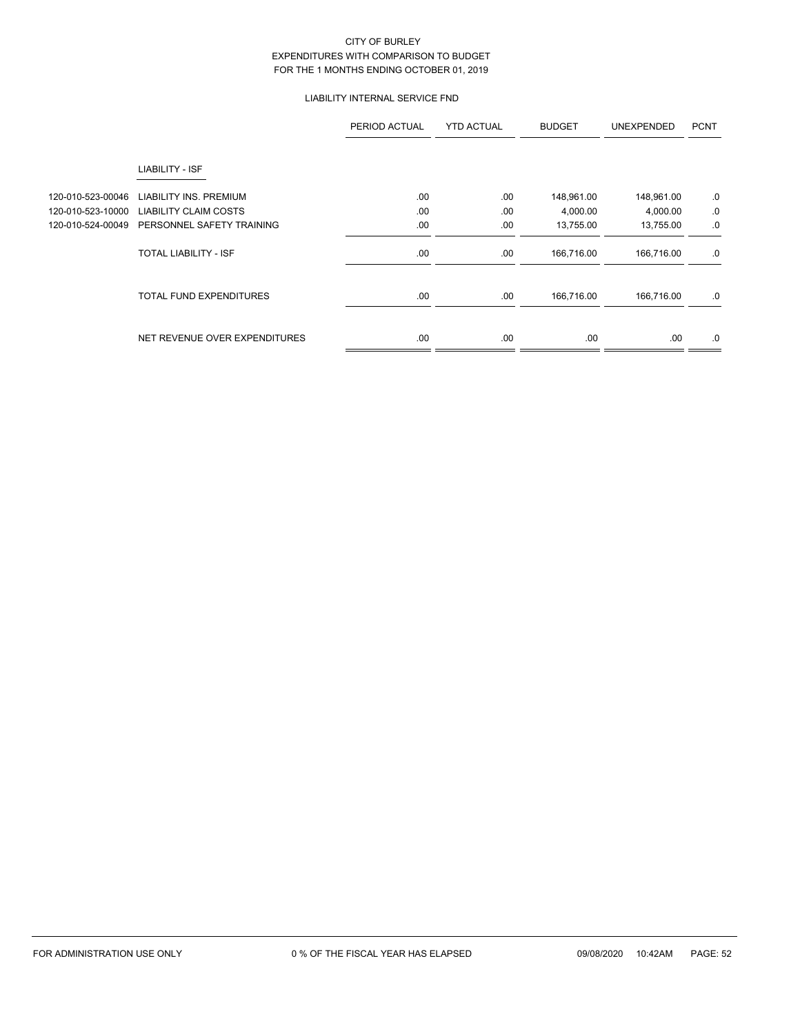CITY OF BURLEY
EXPENDITURES WITH COMPARISON TO BUDGET
FOR THE 1 MONTHS ENDING OCTOBER 01, 2019

LIABILITY INTERNAL SERVICE FND

| | | PERIOD ACTUAL | YTD ACTUAL | BUDGET | UNEXPENDED | PCNT |
|---|---|---|---|---|---|---|
| | LIABILITY - ISF | | | | | |
| 120-010-523-00046 | LIABILITY INS. PREMIUM | .00 | .00 | 148,961.00 | 148,961.00 | .0 |
| 120-010-523-10000 | LIABILITY CLAIM COSTS | .00 | .00 | 4,000.00 | 4,000.00 | .0 |
| 120-010-524-00049 | PERSONNEL SAFETY TRAINING | .00 | .00 | 13,755.00 | 13,755.00 | .0 |
| | TOTAL LIABILITY - ISF | .00 | .00 | 166,716.00 | 166,716.00 | .0 |
| | TOTAL FUND EXPENDITURES | .00 | .00 | 166,716.00 | 166,716.00 | .0 |
| | NET REVENUE OVER EXPENDITURES | .00 | .00 | .00 | .00 | .0 |

FOR ADMINISTRATION USE ONLY 0 % OF THE FISCAL YEAR HAS ELAPSED 09/08/2020 10:42AM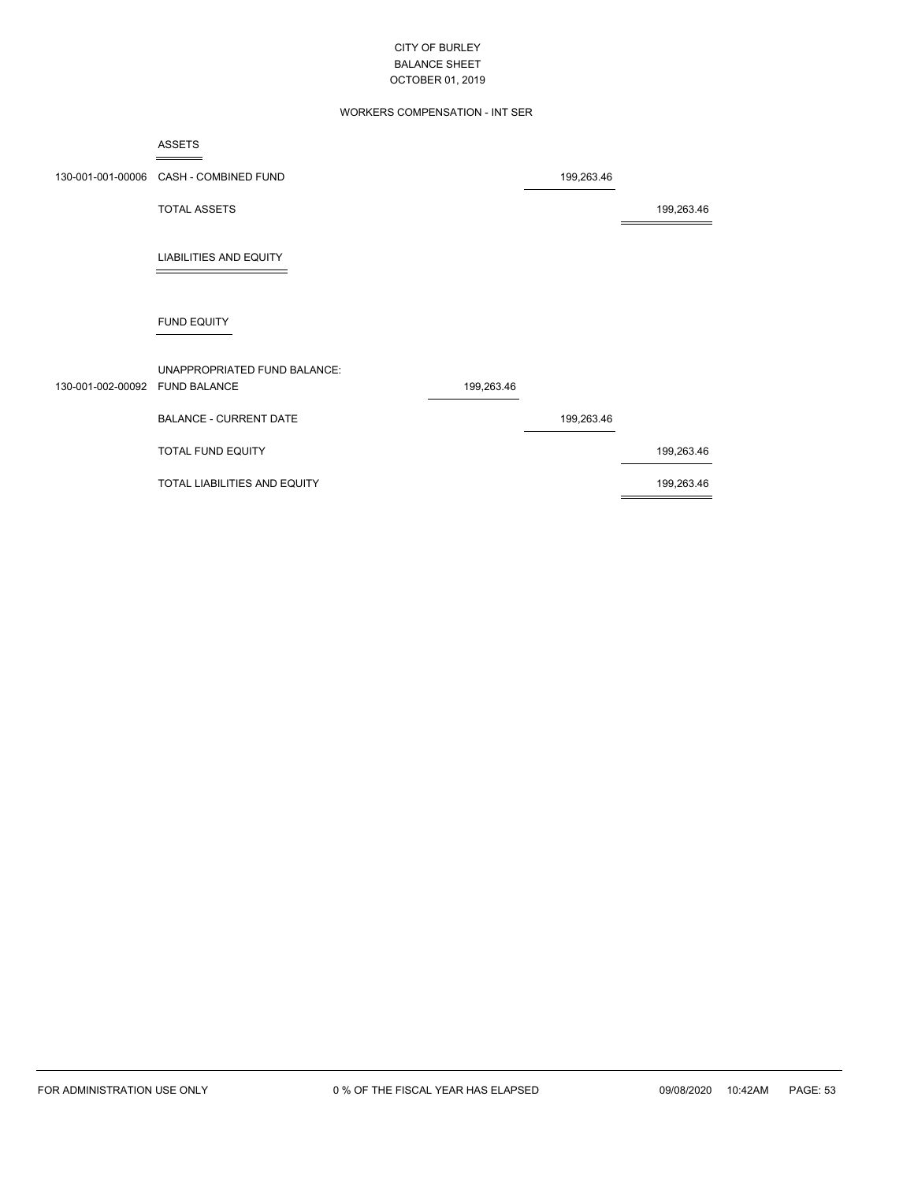# CITY OF BURLEY

## BALANCE SHEET

### OCTOBER 01, 2019

#### WORKERS COMPENSATION - INT SER

**ASSETS**

| Account | Description | | | |
|---|---|---|---|---|
| 130-001-001-00006 | CASH - COMBINED FUND | | 199,263.46 | |
| | TOTAL ASSETS | | | 199,263.46 |

**LIABILITIES AND EQUITY**

**FUND EQUITY**

| Account | Description | | | |
|---|---|---|---|---|
| | UNAPPROPRIATED FUND BALANCE: | | | |
| 130-001-002-00092 | FUND BALANCE | 199,263.46 | | |
| | BALANCE - CURRENT DATE | | 199,263.46 | |
| | TOTAL FUND EQUITY | | | 199,263.46 |
| | TOTAL LIABILITIES AND EQUITY | | | 199,263.46 |

FOR ADMINISTRATION USE ONLY    0 % OF THE FISCAL YEAR HAS ELAPSED    09/08/2020 10:42AM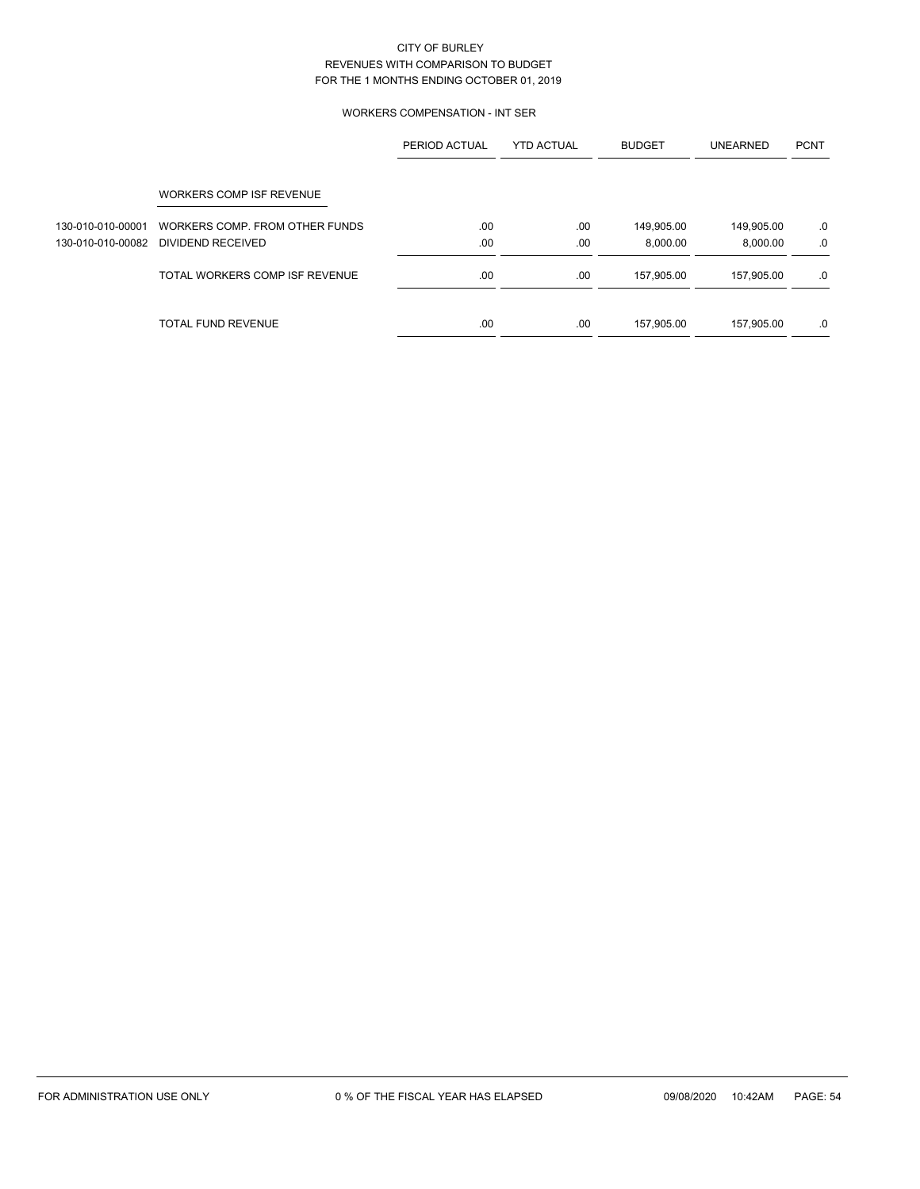CITY OF BURLEY
REVENUES WITH COMPARISON TO BUDGET
FOR THE 1 MONTHS ENDING OCTOBER 01, 2019

WORKERS COMPENSATION - INT SER

| | | PERIOD ACTUAL | YTD ACTUAL | BUDGET | UNEARNED | PCNT |
|---|---|---|---|---|---|---|
| | WORKERS COMP ISF REVENUE | | | | | |
| 130-010-010-00001 | WORKERS COMP. FROM OTHER FUNDS | .00 | .00 | 149,905.00 | 149,905.00 | .0 |
| 130-010-010-00082 | DIVIDEND RECEIVED | .00 | .00 | 8,000.00 | 8,000.00 | .0 |
| | TOTAL WORKERS COMP ISF REVENUE | .00 | .00 | 157,905.00 | 157,905.00 | .0 |
| | TOTAL FUND REVENUE | .00 | .00 | 157,905.00 | 157,905.00 | .0 |

FOR ADMINISTRATION USE ONLY    0 % OF THE FISCAL YEAR HAS ELAPSED    09/08/2020 10:42AM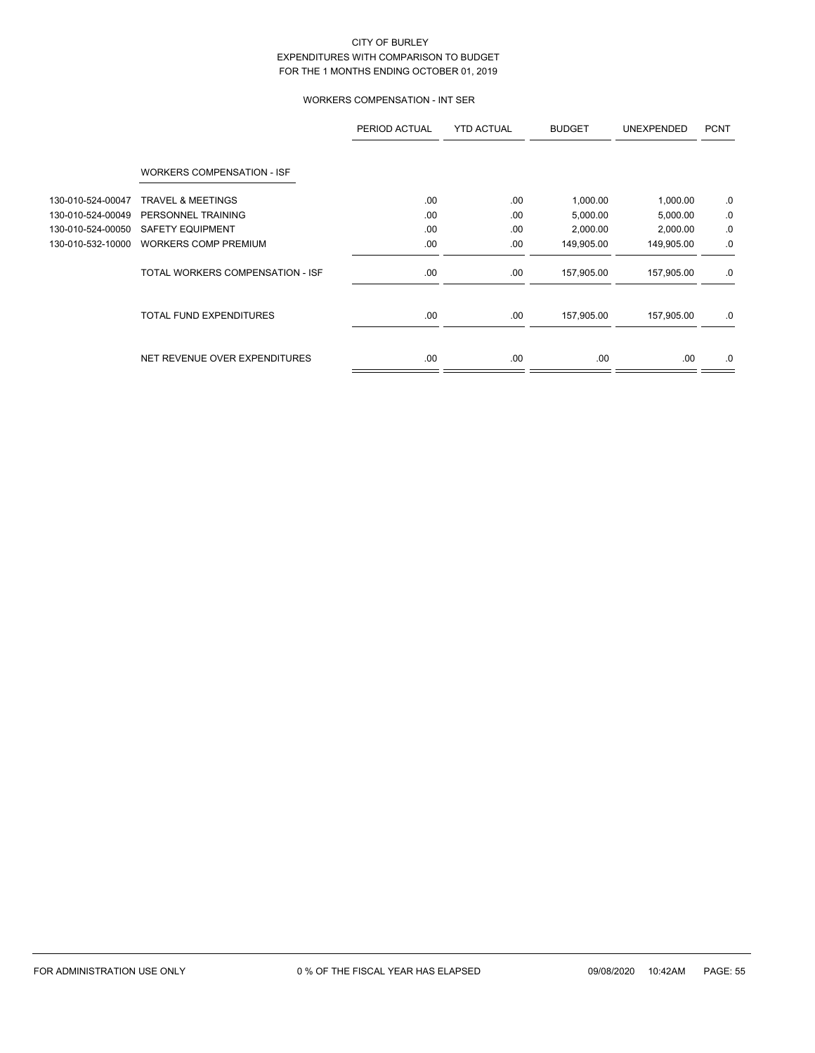CITY OF BURLEY
EXPENDITURES WITH COMPARISON TO BUDGET
FOR THE 1 MONTHS ENDING OCTOBER 01, 2019

WORKERS COMPENSATION - INT SER

| | | PERIOD ACTUAL | YTD ACTUAL | BUDGET | UNEXPENDED | PCNT |
|---|---|---|---|---|---|---|
| | WORKERS COMPENSATION - ISF | | | | | |
| 130-010-524-00047 | TRAVEL & MEETINGS | .00 | .00 | 1,000.00 | 1,000.00 | .0 |
| 130-010-524-00049 | PERSONNEL TRAINING | .00 | .00 | 5,000.00 | 5,000.00 | .0 |
| 130-010-524-00050 | SAFETY EQUIPMENT | .00 | .00 | 2,000.00 | 2,000.00 | .0 |
| 130-010-532-10000 | WORKERS COMP PREMIUM | .00 | .00 | 149,905.00 | 149,905.00 | .0 |
| | TOTAL WORKERS COMPENSATION - ISF | .00 | .00 | 157,905.00 | 157,905.00 | .0 |
| | TOTAL FUND EXPENDITURES | .00 | .00 | 157,905.00 | 157,905.00 | .0 |
| | NET REVENUE OVER EXPENDITURES | .00 | .00 | .00 | .00 | .0 |

FOR ADMINISTRATION USE ONLY 0 % OF THE FISCAL YEAR HAS ELAPSED 09/08/2020 10:42AM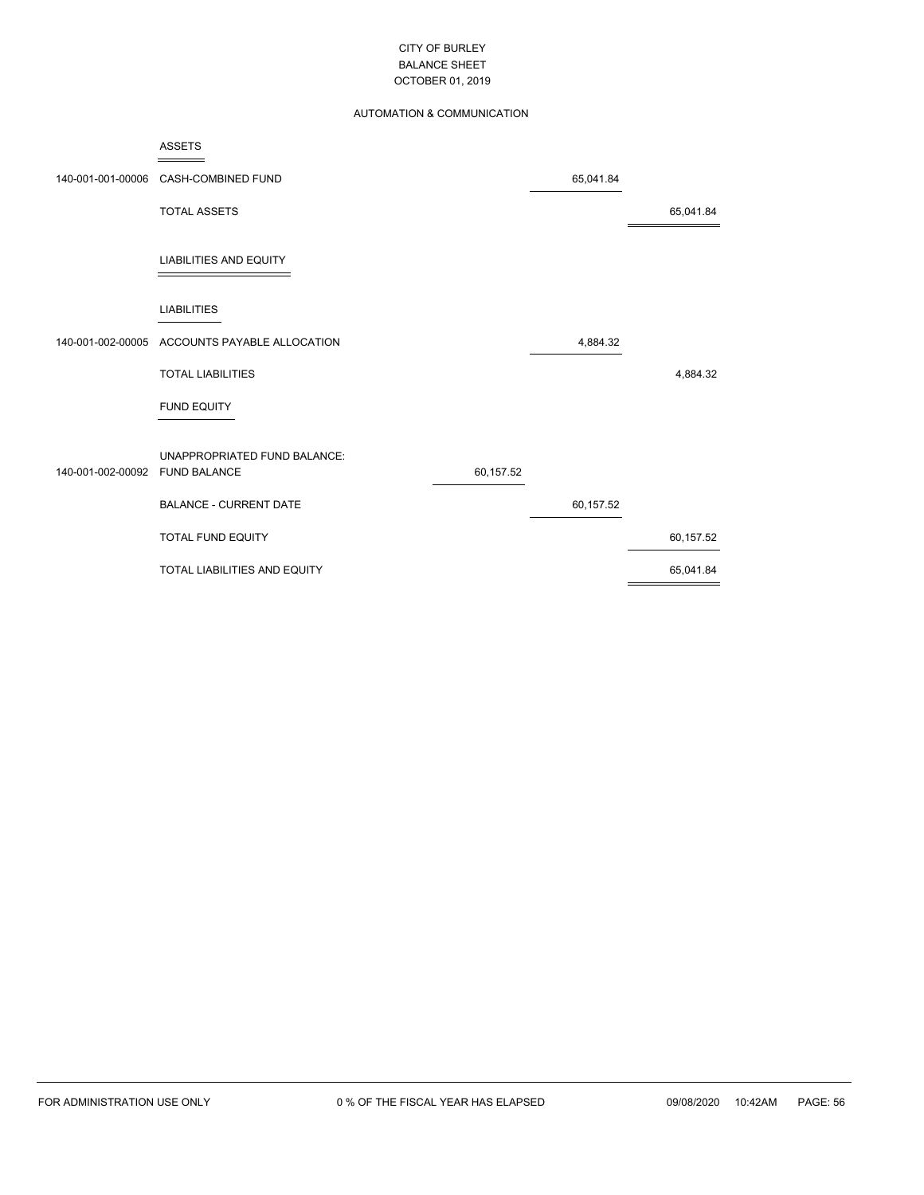CITY OF BURLEY
BALANCE SHEET
OCTOBER 01, 2019

AUTOMATION & COMMUNICATION

| Account | Description | | | |
|---|---|---|---|---|
| | **ASSETS** | | | |
| 140-001-001-00006 | CASH-COMBINED FUND | | 65,041.84 | |
| | TOTAL ASSETS | | | 65,041.84 |
| | **LIABILITIES AND EQUITY** | | | |
| | **LIABILITIES** | | | |
| 140-001-002-00005 | ACCOUNTS PAYABLE ALLOCATION | | 4,884.32 | |
| | TOTAL LIABILITIES | | | 4,884.32 |
| | **FUND EQUITY** | | | |
| | UNAPPROPRIATED FUND BALANCE: | | | |
| 140-001-002-00092 | FUND BALANCE | 60,157.52 | | |
| | BALANCE - CURRENT DATE | | 60,157.52 | |
| | TOTAL FUND EQUITY | | | 60,157.52 |
| | TOTAL LIABILITIES AND EQUITY | | | 65,041.84 |

FOR ADMINISTRATION USE ONLY 0 % OF THE FISCAL YEAR HAS ELAPSED 09/08/2020 10:42AM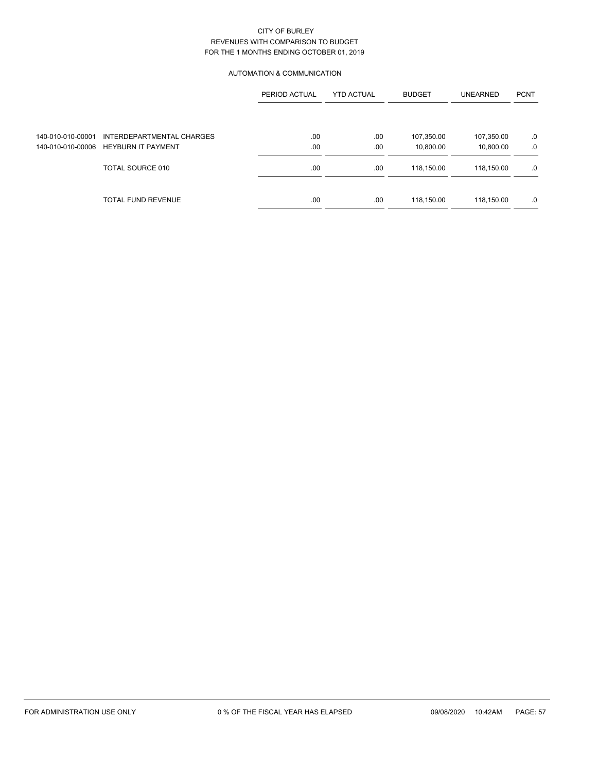CITY OF BURLEY
REVENUES WITH COMPARISON TO BUDGET
FOR THE 1 MONTHS ENDING OCTOBER 01, 2019

AUTOMATION & COMMUNICATION

| | | PERIOD ACTUAL | YTD ACTUAL | BUDGET | UNEARNED | PCNT |
|---|---|---|---|---|---|---|
| 140-010-010-00001 | INTERDEPARTMENTAL CHARGES | .00 | .00 | 107,350.00 | 107,350.00 | .0 |
| 140-010-010-00006 | HEYBURN IT PAYMENT | .00 | .00 | 10,800.00 | 10,800.00 | .0 |
| | TOTAL SOURCE 010 | .00 | .00 | 118,150.00 | 118,150.00 | .0 |
| | TOTAL FUND REVENUE | .00 | .00 | 118,150.00 | 118,150.00 | .0 |

FOR ADMINISTRATION USE ONLY    0 % OF THE FISCAL YEAR HAS ELAPSED    09/08/2020 10:42AM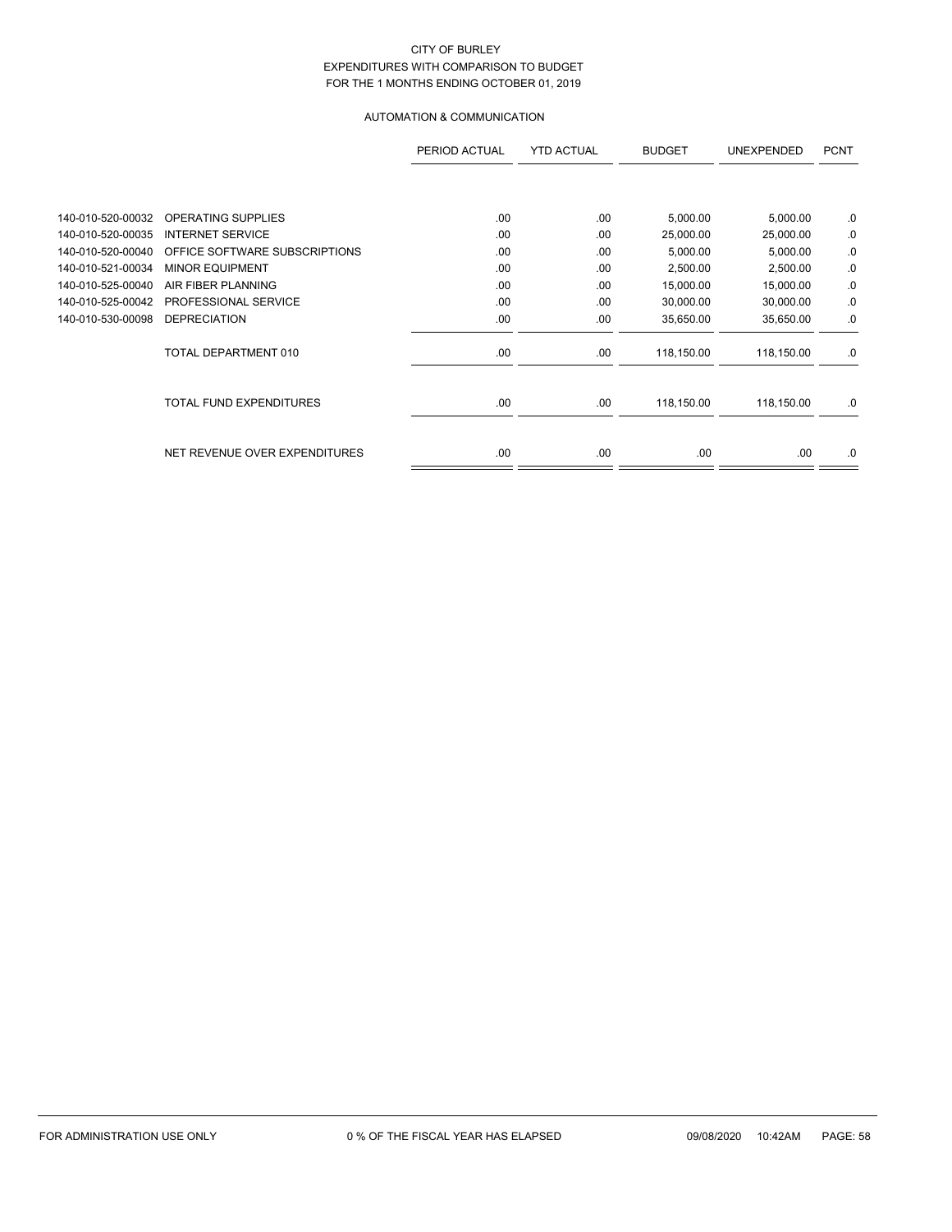CITY OF BURLEY
EXPENDITURES WITH COMPARISON TO BUDGET
FOR THE 1 MONTHS ENDING OCTOBER 01, 2019

AUTOMATION & COMMUNICATION

| | | PERIOD ACTUAL | YTD ACTUAL | BUDGET | UNEXPENDED | PCNT |
|---|---|---|---|---|---|---|
| 140-010-520-00032 | OPERATING SUPPLIES | .00 | .00 | 5,000.00 | 5,000.00 | .0 |
| 140-010-520-00035 | INTERNET SERVICE | .00 | .00 | 25,000.00 | 25,000.00 | .0 |
| 140-010-520-00040 | OFFICE SOFTWARE SUBSCRIPTIONS | .00 | .00 | 5,000.00 | 5,000.00 | .0 |
| 140-010-521-00034 | MINOR EQUIPMENT | .00 | .00 | 2,500.00 | 2,500.00 | .0 |
| 140-010-525-00040 | AIR FIBER PLANNING | .00 | .00 | 15,000.00 | 15,000.00 | .0 |
| 140-010-525-00042 | PROFESSIONAL SERVICE | .00 | .00 | 30,000.00 | 30,000.00 | .0 |
| 140-010-530-00098 | DEPRECIATION | .00 | .00 | 35,650.00 | 35,650.00 | .0 |
| | TOTAL DEPARTMENT 010 | .00 | .00 | 118,150.00 | 118,150.00 | .0 |
| | TOTAL FUND EXPENDITURES | .00 | .00 | 118,150.00 | 118,150.00 | .0 |
| | NET REVENUE OVER EXPENDITURES | .00 | .00 | .00 | .00 | .0 |

FOR ADMINISTRATION USE ONLY — 0 % OF THE FISCAL YEAR HAS ELAPSED — 09/08/2020 10:42AM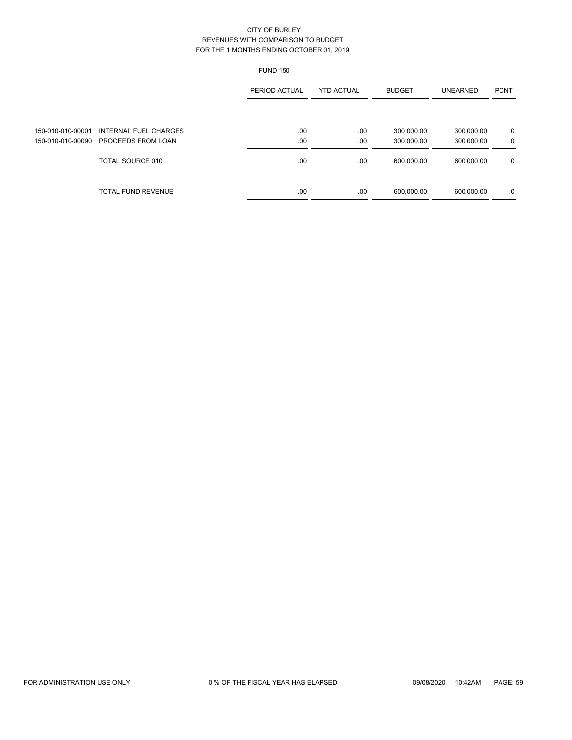CITY OF BURLEY
REVENUES WITH COMPARISON TO BUDGET
FOR THE 1 MONTHS ENDING OCTOBER 01, 2019

FUND 150

| | | PERIOD ACTUAL | YTD ACTUAL | BUDGET | UNEARNED | PCNT |
|---|---|---|---|---|---|---|
| 150-010-010-00001 | INTERNAL FUEL CHARGES | .00 | .00 | 300,000.00 | 300,000.00 | .0 |
| 150-010-010-00090 | PROCEEDS FROM LOAN | .00 | .00 | 300,000.00 | 300,000.00 | .0 |
| | TOTAL SOURCE 010 | .00 | .00 | 600,000.00 | 600,000.00 | .0 |
| | TOTAL FUND REVENUE | .00 | .00 | 600,000.00 | 600,000.00 | .0 |

FOR ADMINISTRATION USE ONLY    0 % OF THE FISCAL YEAR HAS ELAPSED    09/08/2020 10:42AM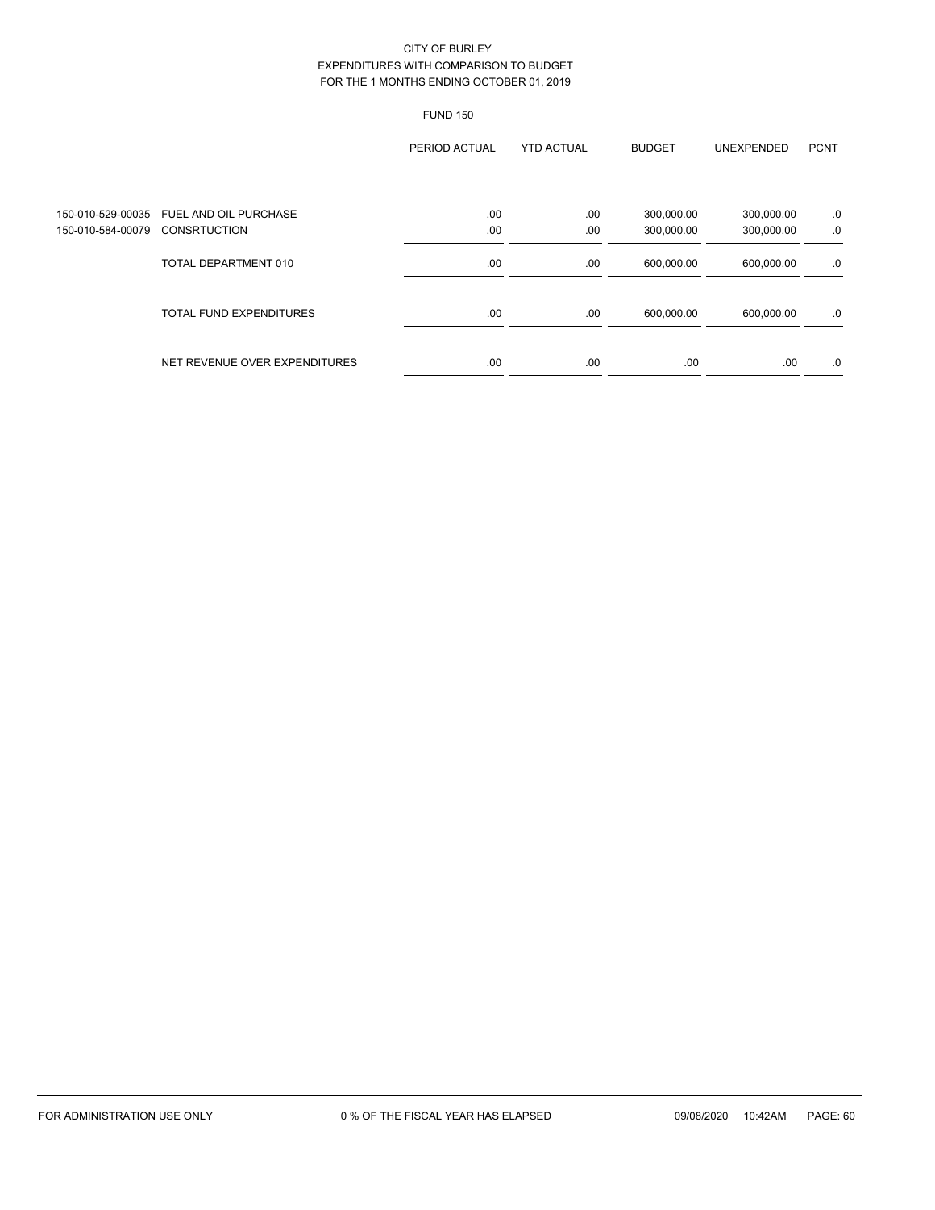CITY OF BURLEY
EXPENDITURES WITH COMPARISON TO BUDGET
FOR THE 1 MONTHS ENDING OCTOBER 01, 2019

FUND 150

| | | PERIOD ACTUAL | YTD ACTUAL | BUDGET | UNEXPENDED | PCNT |
|---|---|---|---|---|---|---|
| 150-010-529-00035 | FUEL AND OIL PURCHASE | .00 | .00 | 300,000.00 | 300,000.00 | .0 |
| 150-010-584-00079 | CONSRTUCTION | .00 | .00 | 300,000.00 | 300,000.00 | .0 |
| | TOTAL DEPARTMENT 010 | .00 | .00 | 600,000.00 | 600,000.00 | .0 |
| | TOTAL FUND EXPENDITURES | .00 | .00 | 600,000.00 | 600,000.00 | .0 |
| | NET REVENUE OVER EXPENDITURES | .00 | .00 | .00 | .00 | .0 |

FOR ADMINISTRATION USE ONLY 0 % OF THE FISCAL YEAR HAS ELAPSED 09/08/2020 10:42AM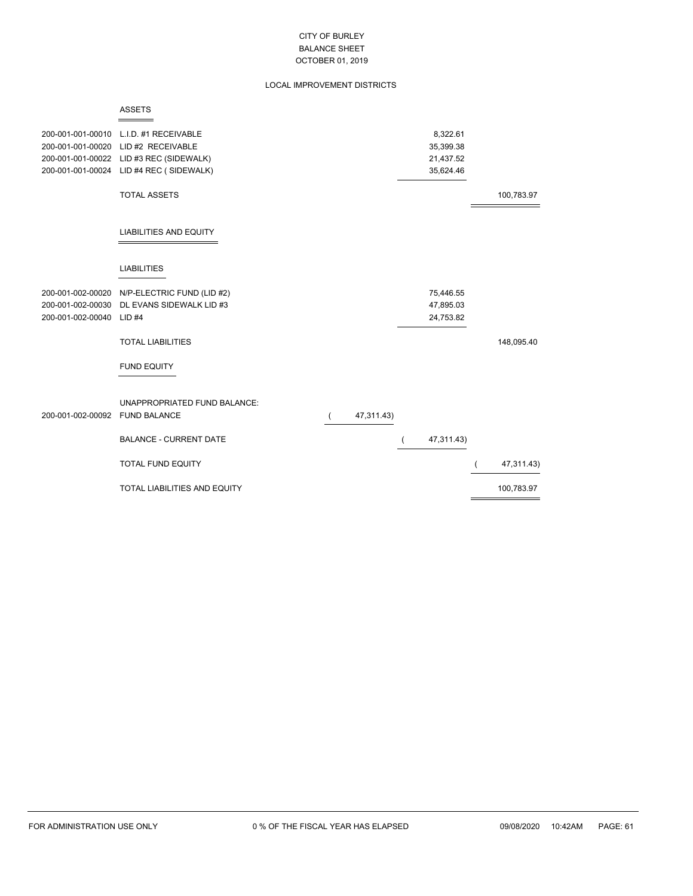CITY OF BURLEY
BALANCE SHEET
OCTOBER 01, 2019

LOCAL IMPROVEMENT DISTRICTS

## ASSETS

| Account | Description | | | |
|---|---|---|---|---|
| 200-001-001-00010 | L.I.D. #1 RECEIVABLE | | 8,322.61 | |
| 200-001-001-00020 | LID #2 RECEIVABLE | | 35,399.38 | |
| 200-001-001-00022 | LID #3 REC (SIDEWALK) | | 21,437.52 | |
| 200-001-001-00024 | LID #4 REC ( SIDEWALK) | | 35,624.46 | |
| | TOTAL ASSETS | | | 100,783.97 |

## LIABILITIES AND EQUITY

### LIABILITIES

| Account | Description | | | |
|---|---|---|---|---|
| 200-001-002-00020 | N/P-ELECTRIC FUND (LID #2) | | 75,446.55 | |
| 200-001-002-00030 | DL EVANS SIDEWALK LID #3 | | 47,895.03 | |
| 200-001-002-00040 | LID #4 | | 24,753.82 | |
| | TOTAL LIABILITIES | | | 148,095.40 |

### FUND EQUITY

| Account | Description | | | |
|---|---|---|---|---|
| | UNAPPROPRIATED FUND BALANCE: | | | |
| 200-001-002-00092 | FUND BALANCE | ( 47,311.43) | | |
| | BALANCE - CURRENT DATE | | ( 47,311.43) | |
| | TOTAL FUND EQUITY | | | ( 47,311.43) |
| | TOTAL LIABILITIES AND EQUITY | | | 100,783.97 |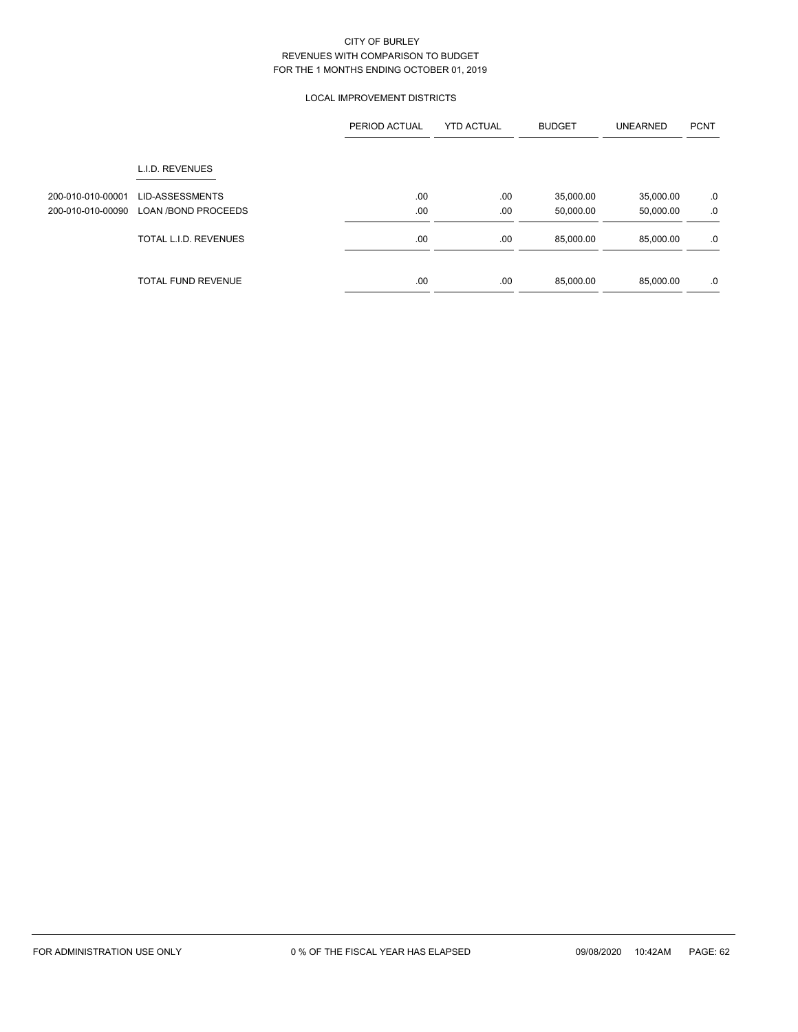CITY OF BURLEY
REVENUES WITH COMPARISON TO BUDGET
FOR THE 1 MONTHS ENDING OCTOBER 01, 2019

LOCAL IMPROVEMENT DISTRICTS

| | | PERIOD ACTUAL | YTD ACTUAL | BUDGET | UNEARNED | PCNT |
|---|---|---|---|---|---|---|
| | L.I.D. REVENUES | | | | | |
| 200-010-010-00001 | LID-ASSESSMENTS | .00 | .00 | 35,000.00 | 35,000.00 | .0 |
| 200-010-010-00090 | LOAN /BOND PROCEEDS | .00 | .00 | 50,000.00 | 50,000.00 | .0 |
| | TOTAL L.I.D. REVENUES | .00 | .00 | 85,000.00 | 85,000.00 | .0 |
| | TOTAL FUND REVENUE | .00 | .00 | 85,000.00 | 85,000.00 | .0 |

FOR ADMINISTRATION USE ONLY 0 % OF THE FISCAL YEAR HAS ELAPSED 09/08/2020 10:42AM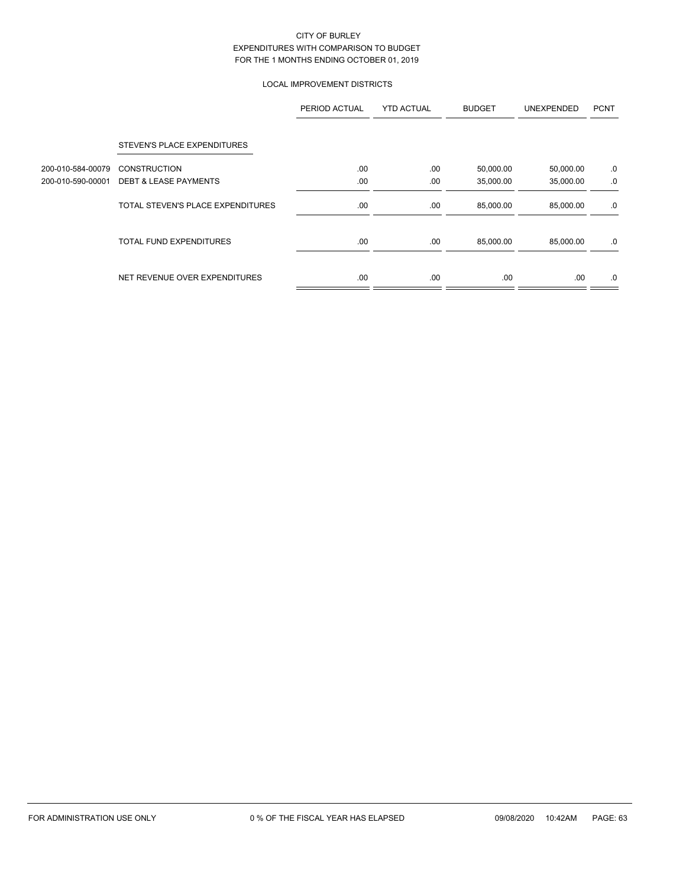CITY OF BURLEY
EXPENDITURES WITH COMPARISON TO BUDGET
FOR THE 1 MONTHS ENDING OCTOBER 01, 2019

LOCAL IMPROVEMENT DISTRICTS

| | | PERIOD ACTUAL | YTD ACTUAL | BUDGET | UNEXPENDED | PCNT |
|---|---|---|---|---|---|---|
| | STEVEN'S PLACE EXPENDITURES | | | | | |
| 200-010-584-00079 | CONSTRUCTION | .00 | .00 | 50,000.00 | 50,000.00 | .0 |
| 200-010-590-00001 | DEBT & LEASE PAYMENTS | .00 | .00 | 35,000.00 | 35,000.00 | .0 |
| | TOTAL STEVEN'S PLACE EXPENDITURES | .00 | .00 | 85,000.00 | 85,000.00 | .0 |
| | TOTAL FUND EXPENDITURES | .00 | .00 | 85,000.00 | 85,000.00 | .0 |
| | NET REVENUE OVER EXPENDITURES | .00 | .00 | .00 | .00 | .0 |

FOR ADMINISTRATION USE ONLY 0 % OF THE FISCAL YEAR HAS ELAPSED 09/08/2020 10:42AM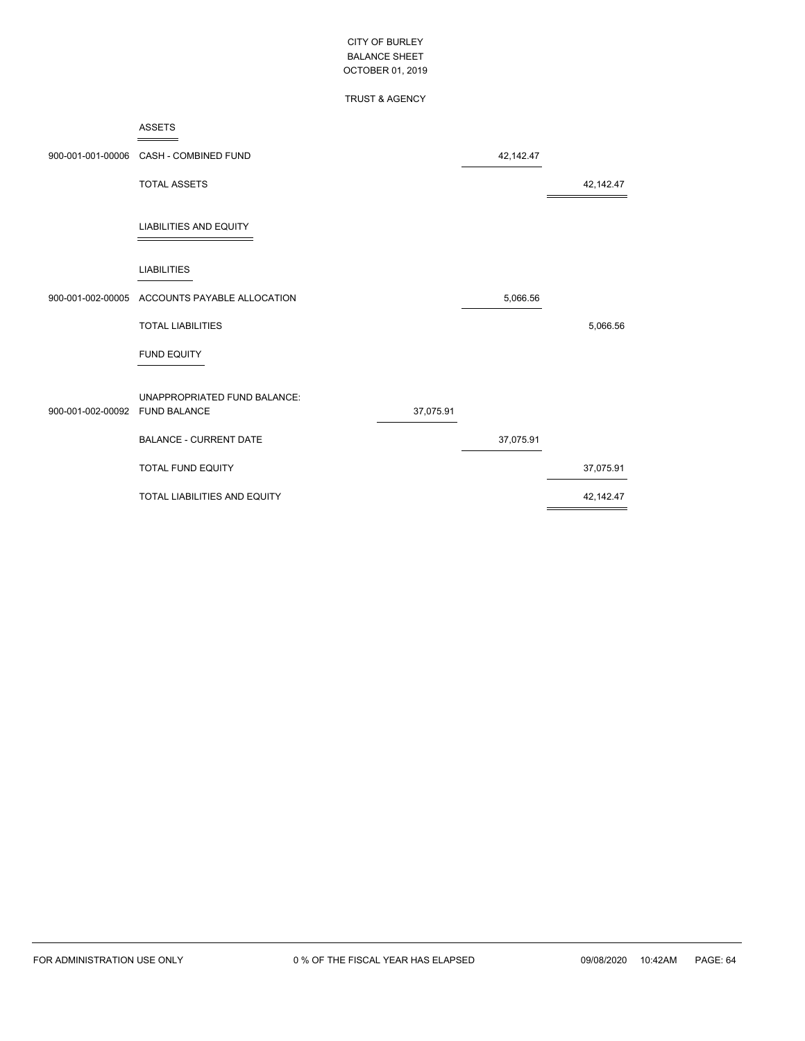# CITY OF BURLEY
## BALANCE SHEET
## OCTOBER 01, 2019

### TRUST & AGENCY

| Account | Description | | | |
|---|---|---|---|---|
| | **ASSETS** | | | |
| 900-001-001-00006 | CASH - COMBINED FUND | | 42,142.47 | |
| | TOTAL ASSETS | | | 42,142.47 |
| | **LIABILITIES AND EQUITY** | | | |
| | **LIABILITIES** | | | |
| 900-001-002-00005 | ACCOUNTS PAYABLE ALLOCATION | | 5,066.56 | |
| | TOTAL LIABILITIES | | | 5,066.56 |
| | **FUND EQUITY** | | | |
| | UNAPPROPRIATED FUND BALANCE: | | | |
| 900-001-002-00092 | FUND BALANCE | 37,075.91 | | |
| | BALANCE - CURRENT DATE | | 37,075.91 | |
| | TOTAL FUND EQUITY | | | 37,075.91 |
| | TOTAL LIABILITIES AND EQUITY | | | 42,142.47 |

FOR ADMINISTRATION USE ONLY 0 % OF THE FISCAL YEAR HAS ELAPSED 09/08/2020 10:42AM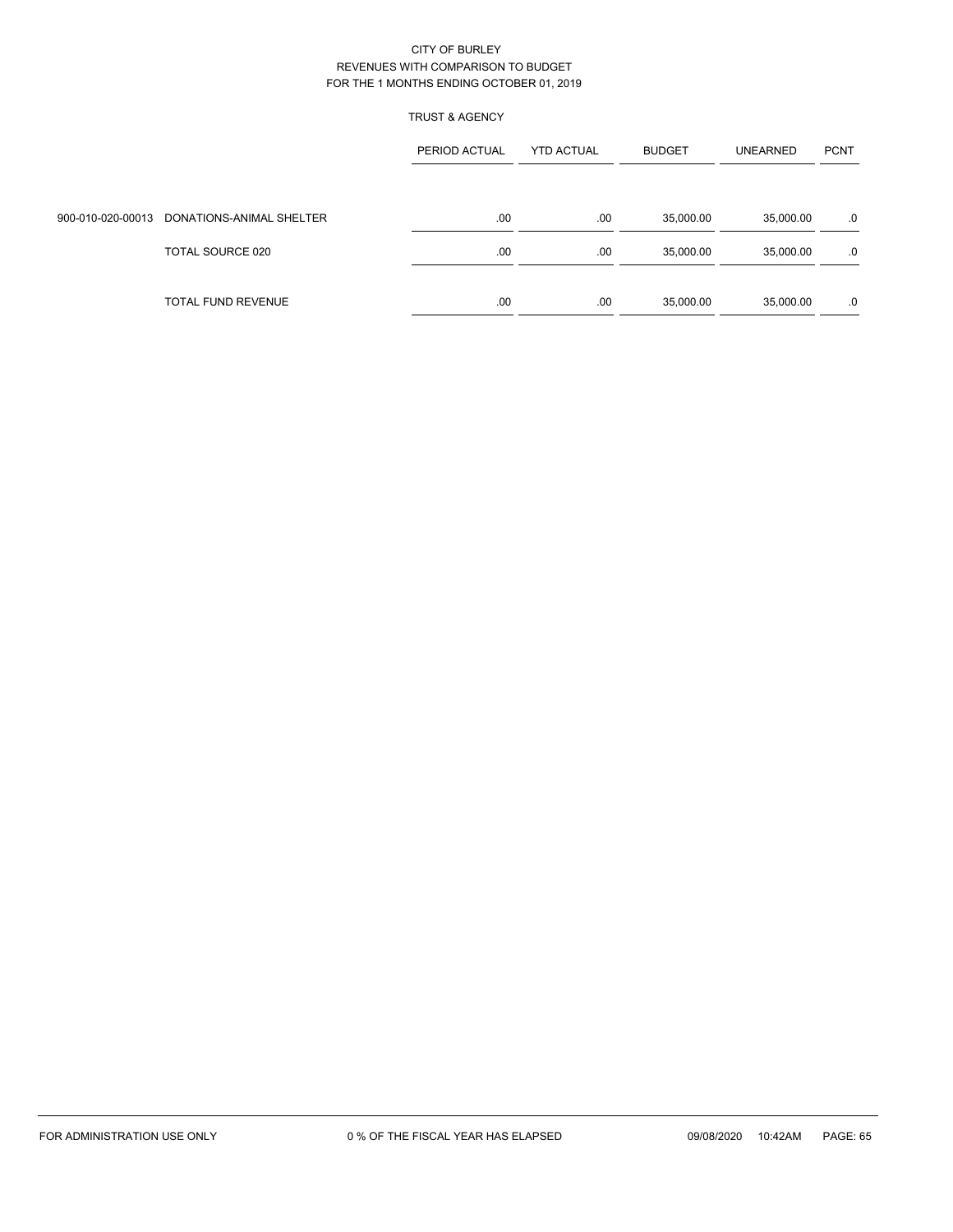CITY OF BURLEY
REVENUES WITH COMPARISON TO BUDGET
FOR THE 1 MONTHS ENDING OCTOBER 01, 2019

TRUST & AGENCY

| | | PERIOD ACTUAL | YTD ACTUAL | BUDGET | UNEARNED | PCNT |
|---|---|---|---|---|---|---|
| 900-010-020-00013 | DONATIONS-ANIMAL SHELTER | .00 | .00 | 35,000.00 | 35,000.00 | .0 |
| | TOTAL SOURCE 020 | .00 | .00 | 35,000.00 | 35,000.00 | .0 |
| | TOTAL FUND REVENUE | .00 | .00 | 35,000.00 | 35,000.00 | .0 |

FOR ADMINISTRATION USE ONLY    0 % OF THE FISCAL YEAR HAS ELAPSED    09/08/2020 10:42AM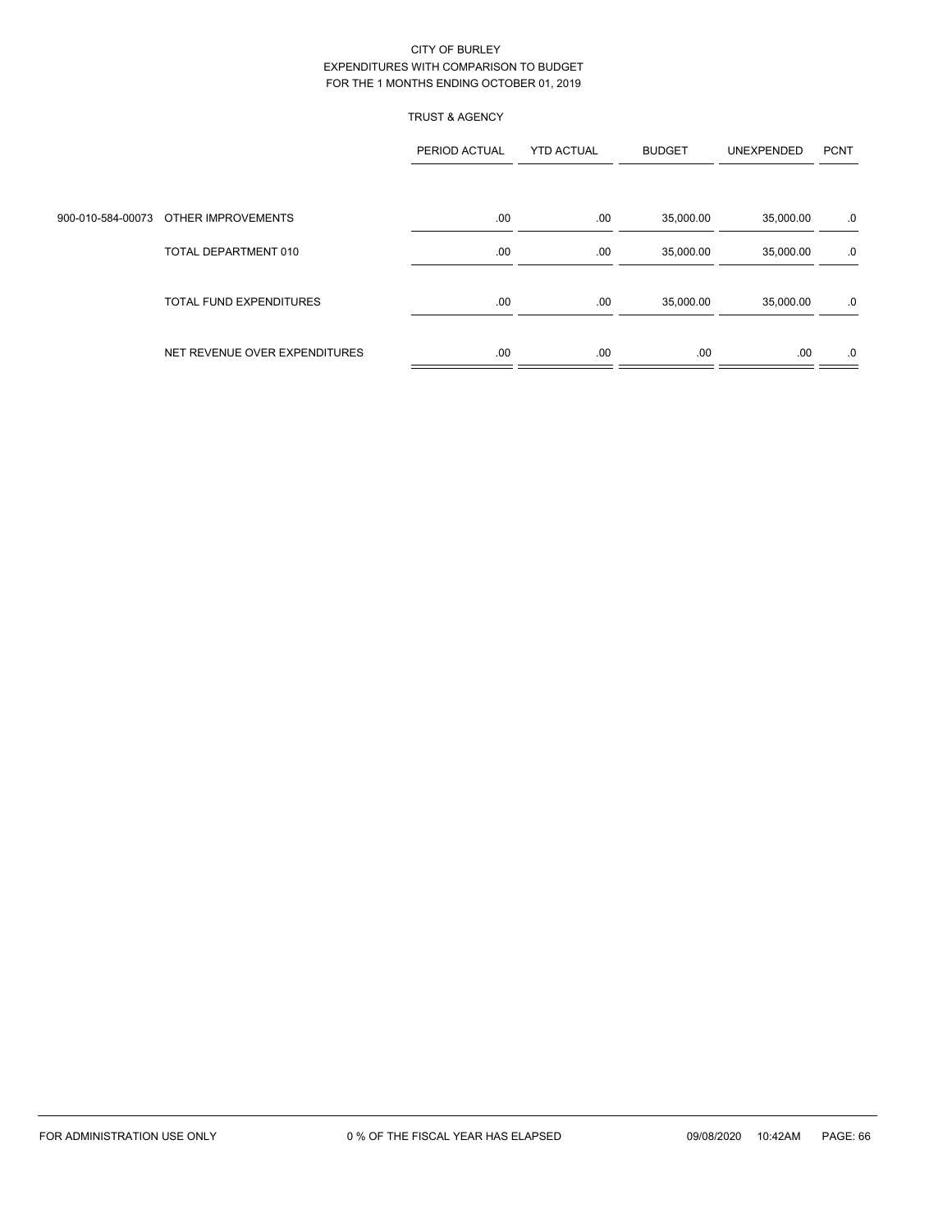CITY OF BURLEY
EXPENDITURES WITH COMPARISON TO BUDGET
FOR THE 1 MONTHS ENDING OCTOBER 01, 2019

TRUST & AGENCY

| | | PERIOD ACTUAL | YTD ACTUAL | BUDGET | UNEXPENDED | PCNT |
|---|---|---|---|---|---|---|
| 900-010-584-00073 | OTHER IMPROVEMENTS | .00 | .00 | 35,000.00 | 35,000.00 | .0 |
| | TOTAL DEPARTMENT 010 | .00 | .00 | 35,000.00 | 35,000.00 | .0 |
| | TOTAL FUND EXPENDITURES | .00 | .00 | 35,000.00 | 35,000.00 | .0 |
| | NET REVENUE OVER EXPENDITURES | .00 | .00 | .00 | .00 | .0 |

FOR ADMINISTRATION USE ONLY 0 % OF THE FISCAL YEAR HAS ELAPSED 09/08/2020 10:42AM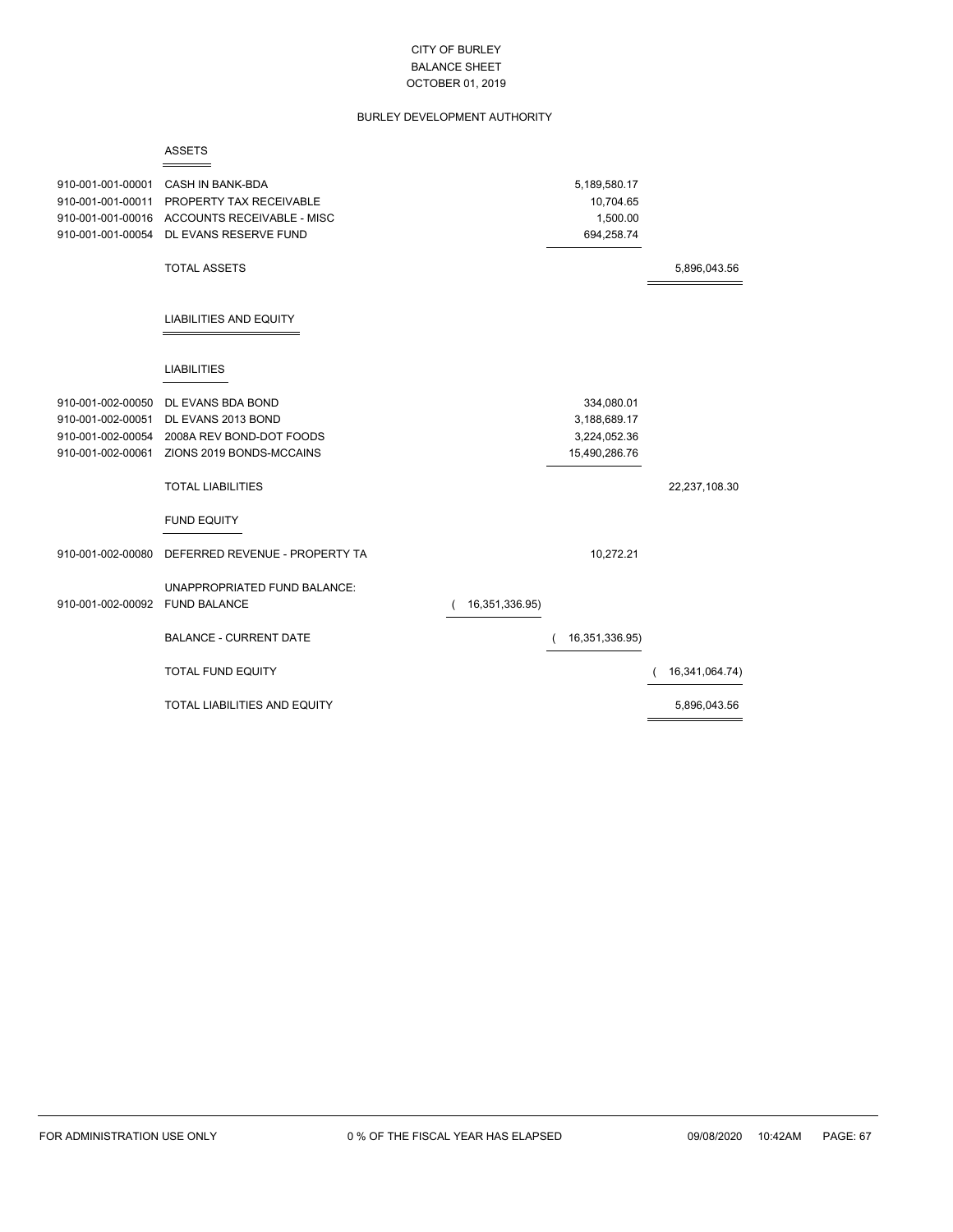CITY OF BURLEY
BALANCE SHEET
OCTOBER 01, 2019

BURLEY DEVELOPMENT AUTHORITY

## ASSETS

| Account | Description | | | |
|---|---|---|---|---|
| 910-001-001-00001 | CASH IN BANK-BDA | | 5,189,580.17 | |
| 910-001-001-00011 | PROPERTY TAX RECEIVABLE | | 10,704.65 | |
| 910-001-001-00016 | ACCOUNTS RECEIVABLE - MISC | | 1,500.00 | |
| 910-001-001-00054 | DL EVANS RESERVE FUND | | 694,258.74 | |
| | TOTAL ASSETS | | | 5,896,043.56 |

## LIABILITIES AND EQUITY

### LIABILITIES

| Account | Description | | | |
|---|---|---|---|---|
| 910-001-002-00050 | DL EVANS BDA BOND | | 334,080.01 | |
| 910-001-002-00051 | DL EVANS 2013 BOND | | 3,188,689.17 | |
| 910-001-002-00054 | 2008A REV BOND-DOT FOODS | | 3,224,052.36 | |
| 910-001-002-00061 | ZIONS 2019 BONDS-MCCAINS | | 15,490,286.76 | |
| | TOTAL LIABILITIES | | | 22,237,108.30 |

### FUND EQUITY

| Account | Description | | | |
|---|---|---|---|---|
| 910-001-002-00080 | DEFERRED REVENUE - PROPERTY TA | | 10,272.21 | |
| | UNAPPROPRIATED FUND BALANCE: | | | |
| 910-001-002-00092 | FUND BALANCE | ( 16,351,336.95) | | |
| | BALANCE - CURRENT DATE | | ( 16,351,336.95) | |
| | TOTAL FUND EQUITY | | | ( 16,341,064.74) |
| | TOTAL LIABILITIES AND EQUITY | | | 5,896,043.56 |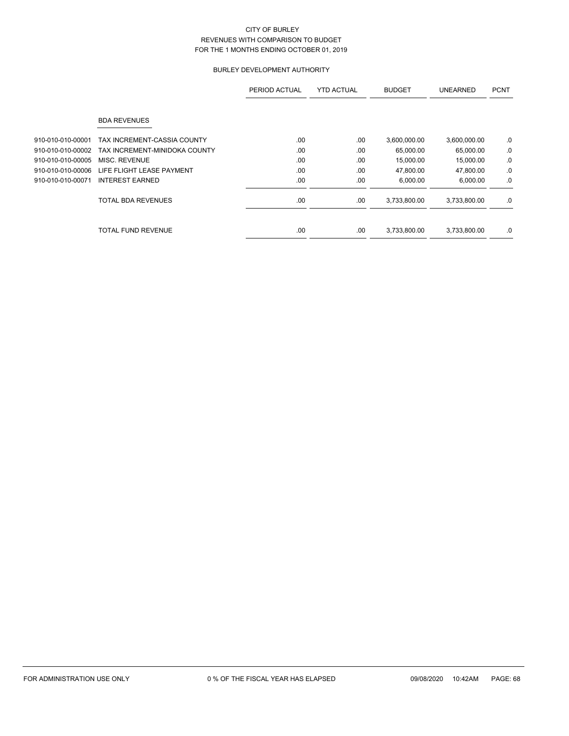# CITY OF BURLEY
## REVENUES WITH COMPARISON TO BUDGET
### FOR THE 1 MONTHS ENDING OCTOBER 01, 2019

#### BURLEY DEVELOPMENT AUTHORITY

| | | PERIOD ACTUAL | YTD ACTUAL | BUDGET | UNEARNED | PCNT |
|---|---|---|---|---|---|---|
| | BDA REVENUES | | | | | |
| 910-010-010-00001 | TAX INCREMENT-CASSIA COUNTY | .00 | .00 | 3,600,000.00 | 3,600,000.00 | .0 |
| 910-010-010-00002 | TAX INCREMENT-MINIDOKA COUNTY | .00 | .00 | 65,000.00 | 65,000.00 | .0 |
| 910-010-010-00005 | MISC. REVENUE | .00 | .00 | 15,000.00 | 15,000.00 | .0 |
| 910-010-010-00006 | LIFE FLIGHT LEASE PAYMENT | .00 | .00 | 47,800.00 | 47,800.00 | .0 |
| 910-010-010-00071 | INTEREST EARNED | .00 | .00 | 6,000.00 | 6,000.00 | .0 |
| | TOTAL BDA REVENUES | .00 | .00 | 3,733,800.00 | 3,733,800.00 | .0 |
| | TOTAL FUND REVENUE | .00 | .00 | 3,733,800.00 | 3,733,800.00 | .0 |

FOR ADMINISTRATION USE ONLY    0 % OF THE FISCAL YEAR HAS ELAPSED    09/08/2020 10:42AM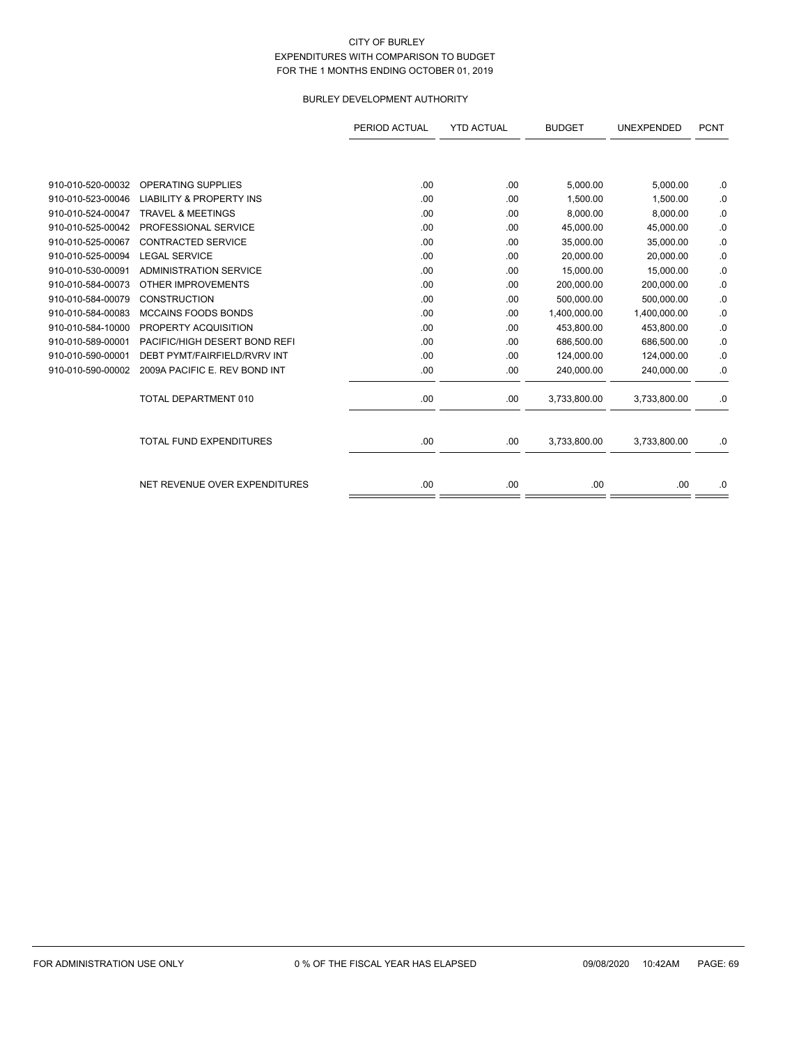# CITY OF BURLEY
## EXPENDITURES WITH COMPARISON TO BUDGET
### FOR THE 1 MONTHS ENDING OCTOBER 01, 2019

### BURLEY DEVELOPMENT AUTHORITY

| | | PERIOD ACTUAL | YTD ACTUAL | BUDGET | UNEXPENDED | PCNT |
|---|---|---|---|---|---|---|
| 910-010-520-00032 | OPERATING SUPPLIES | .00 | .00 | 5,000.00 | 5,000.00 | .0 |
| 910-010-523-00046 | LIABILITY & PROPERTY INS | .00 | .00 | 1,500.00 | 1,500.00 | .0 |
| 910-010-524-00047 | TRAVEL & MEETINGS | .00 | .00 | 8,000.00 | 8,000.00 | .0 |
| 910-010-525-00042 | PROFESSIONAL SERVICE | .00 | .00 | 45,000.00 | 45,000.00 | .0 |
| 910-010-525-00067 | CONTRACTED SERVICE | .00 | .00 | 35,000.00 | 35,000.00 | .0 |
| 910-010-525-00094 | LEGAL SERVICE | .00 | .00 | 20,000.00 | 20,000.00 | .0 |
| 910-010-530-00091 | ADMINISTRATION SERVICE | .00 | .00 | 15,000.00 | 15,000.00 | .0 |
| 910-010-584-00073 | OTHER IMPROVEMENTS | .00 | .00 | 200,000.00 | 200,000.00 | .0 |
| 910-010-584-00079 | CONSTRUCTION | .00 | .00 | 500,000.00 | 500,000.00 | .0 |
| 910-010-584-00083 | MCCAINS FOODS BONDS | .00 | .00 | 1,400,000.00 | 1,400,000.00 | .0 |
| 910-010-584-10000 | PROPERTY ACQUISITION | .00 | .00 | 453,800.00 | 453,800.00 | .0 |
| 910-010-589-00001 | PACIFIC/HIGH DESERT BOND REFI | .00 | .00 | 686,500.00 | 686,500.00 | .0 |
| 910-010-590-00001 | DEBT PYMT/FAIRFIELD/RVRV INT | .00 | .00 | 124,000.00 | 124,000.00 | .0 |
| 910-010-590-00002 | 2009A PACIFIC E. REV BOND INT | .00 | .00 | 240,000.00 | 240,000.00 | .0 |
| | TOTAL DEPARTMENT 010 | .00 | .00 | 3,733,800.00 | 3,733,800.00 | .0 |
| | TOTAL FUND EXPENDITURES | .00 | .00 | 3,733,800.00 | 3,733,800.00 | .0 |
| | NET REVENUE OVER EXPENDITURES | .00 | .00 | .00 | .00 | .0 |